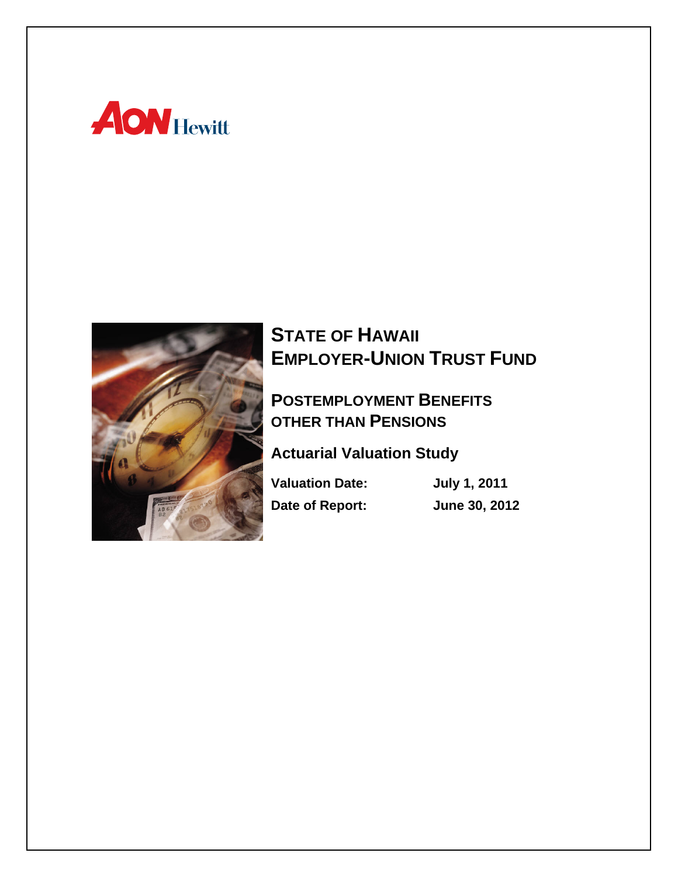AON Hewitt

# STATE OF HAWAII EMPLOYER-UNION TRUST FUND

## POSTEMPLOYMENT BENEFITS OTHER THAN PENSIONS

### Actuarial Valuation Study

**Valuation Date:** **July 1, 2011**

**Date of Report:** **June 30, 2012**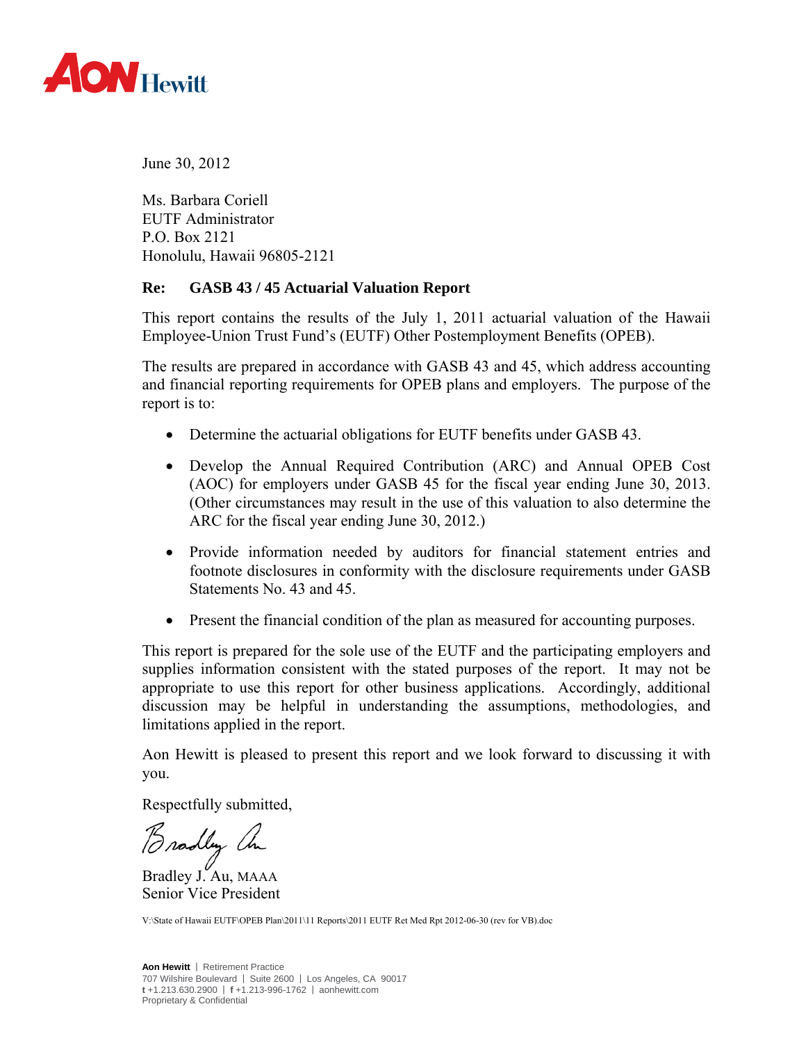June 30, 2012

Ms. Barbara Coriell
EUTF Administrator
P.O. Box 2121
Honolulu, Hawaii 96805-2121

**Re: GASB 43 / 45 Actuarial Valuation Report**

This report contains the results of the July 1, 2011 actuarial valuation of the Hawaii Employee-Union Trust Fund's (EUTF) Other Postemployment Benefits (OPEB).

The results are prepared in accordance with GASB 43 and 45, which address accounting and financial reporting requirements for OPEB plans and employers. The purpose of the report is to:

- Determine the actuarial obligations for EUTF benefits under GASB 43.
- Develop the Annual Required Contribution (ARC) and Annual OPEB Cost (AOC) for employers under GASB 45 for the fiscal year ending June 30, 2013. (Other circumstances may result in the use of this valuation to also determine the ARC for the fiscal year ending June 30, 2012.)
- Provide information needed by auditors for financial statement entries and footnote disclosures in conformity with the disclosure requirements under GASB Statements No. 43 and 45.
- Present the financial condition of the plan as measured for accounting purposes.

This report is prepared for the sole use of the EUTF and the participating employers and supplies information consistent with the stated purposes of the report. It may not be appropriate to use this report for other business applications. Accordingly, additional discussion may be helpful in understanding the assumptions, methodologies, and limitations applied in the report.

Aon Hewitt is pleased to present this report and we look forward to discussing it with you.

Respectfully submitted,

Bradley J. Au, MAAA
Senior Vice President

V:\State of Hawaii EUTF\OPEB Plan\2011\11 Reports\2011 EUTF Ret Med Rpt 2012-06-30 (rev for VB).doc

**Aon Hewitt** | Retirement Practice
707 Wilshire Boulevard | Suite 2600 | Los Angeles, CA 90017
**t** +1.213.630.2900 | **f** +1-213-996-1762 | aonhewitt.com
Proprietary & Confidential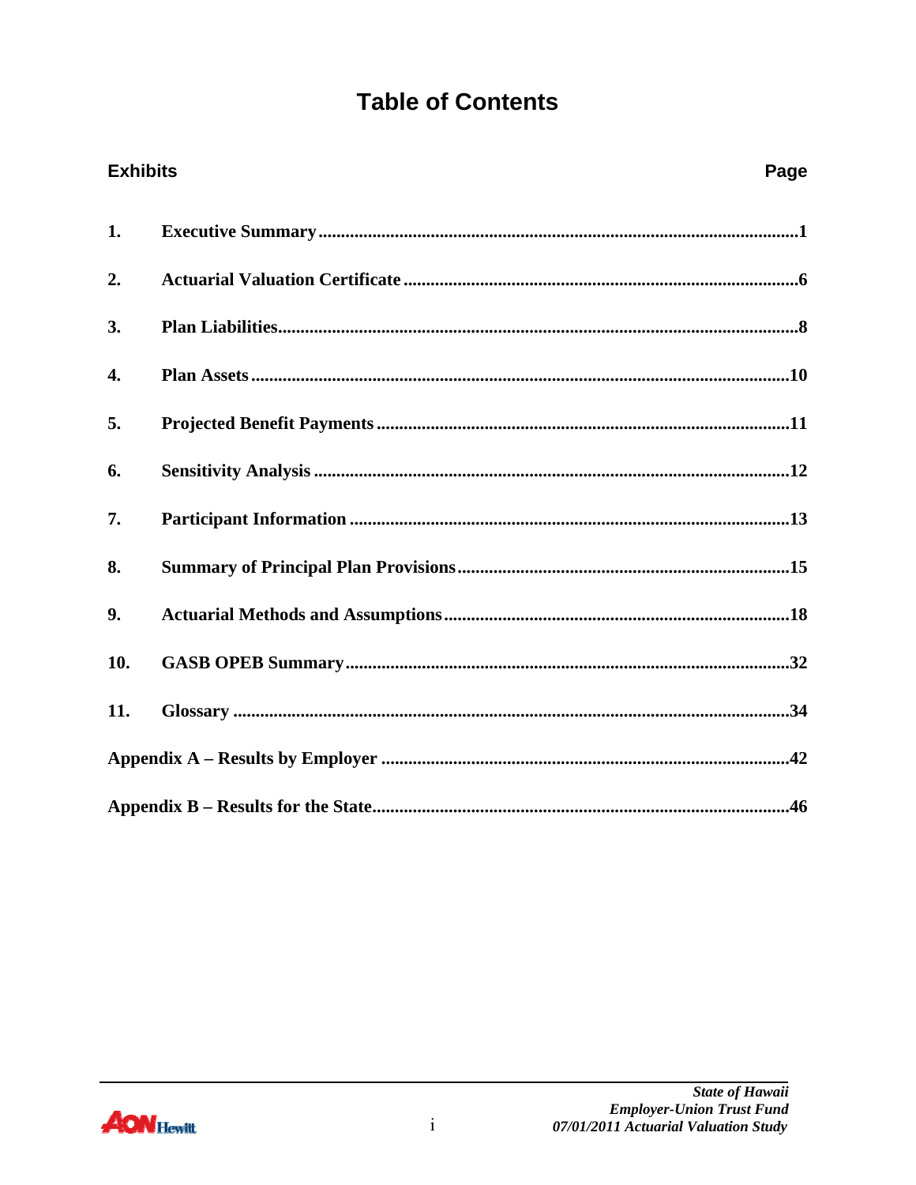# Table of Contents

| Exhibits | | Page |
|---|---|---|
| **1.** | **Executive Summary** | **1** |
| **2.** | **Actuarial Valuation Certificate** | **6** |
| **3.** | **Plan Liabilities** | **8** |
| **4.** | **Plan Assets** | **10** |
| **5.** | **Projected Benefit Payments** | **11** |
| **6.** | **Sensitivity Analysis** | **12** |
| **7.** | **Participant Information** | **13** |
| **8.** | **Summary of Principal Plan Provisions** | **15** |
| **9.** | **Actuarial Methods and Assumptions** | **18** |
| **10.** | **GASB OPEB Summary** | **32** |
| **11.** | **Glossary** | **34** |
| **Appendix A – Results by Employer** | | **42** |
| **Appendix B – Results for the State** | | **46** |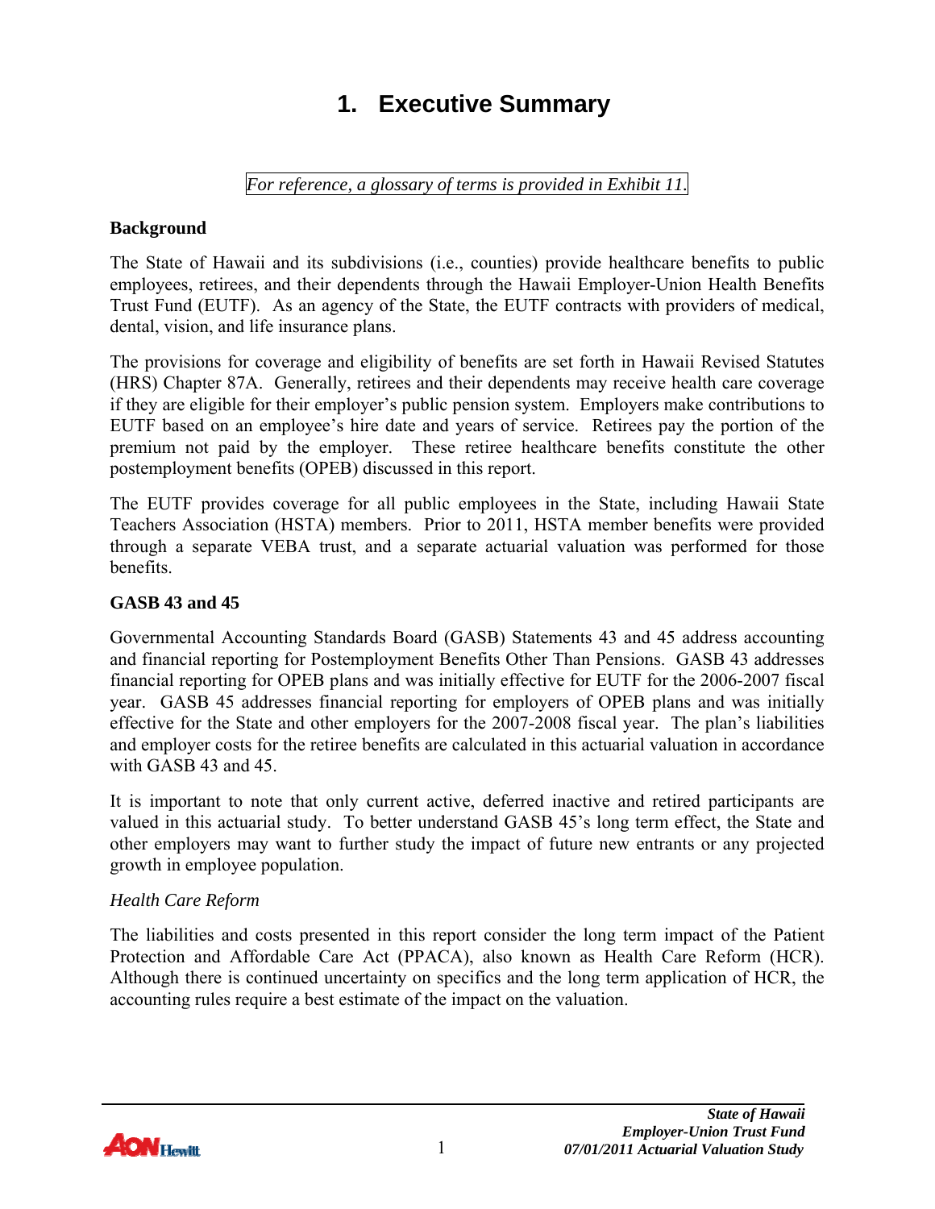# 1. Executive Summary

*For reference, a glossary of terms is provided in Exhibit 11.*

**Background**

The State of Hawaii and its subdivisions (i.e., counties) provide healthcare benefits to public employees, retirees, and their dependents through the Hawaii Employer-Union Health Benefits Trust Fund (EUTF). As an agency of the State, the EUTF contracts with providers of medical, dental, vision, and life insurance plans.

The provisions for coverage and eligibility of benefits are set forth in Hawaii Revised Statutes (HRS) Chapter 87A. Generally, retirees and their dependents may receive health care coverage if they are eligible for their employer's public pension system. Employers make contributions to EUTF based on an employee's hire date and years of service. Retirees pay the portion of the premium not paid by the employer. These retiree healthcare benefits constitute the other postemployment benefits (OPEB) discussed in this report.

The EUTF provides coverage for all public employees in the State, including Hawaii State Teachers Association (HSTA) members. Prior to 2011, HSTA member benefits were provided through a separate VEBA trust, and a separate actuarial valuation was performed for those benefits.

**GASB 43 and 45**

Governmental Accounting Standards Board (GASB) Statements 43 and 45 address accounting and financial reporting for Postemployment Benefits Other Than Pensions. GASB 43 addresses financial reporting for OPEB plans and was initially effective for EUTF for the 2006-2007 fiscal year. GASB 45 addresses financial reporting for employers of OPEB plans and was initially effective for the State and other employers for the 2007-2008 fiscal year. The plan's liabilities and employer costs for the retiree benefits are calculated in this actuarial valuation in accordance with GASB 43 and 45.

It is important to note that only current active, deferred inactive and retired participants are valued in this actuarial study. To better understand GASB 45's long term effect, the State and other employers may want to further study the impact of future new entrants or any projected growth in employee population.

*Health Care Reform*

The liabilities and costs presented in this report consider the long term impact of the Patient Protection and Affordable Care Act (PPACA), also known as Health Care Reform (HCR). Although there is continued uncertainty on specifics and the long term application of HCR, the accounting rules require a best estimate of the impact on the valuation.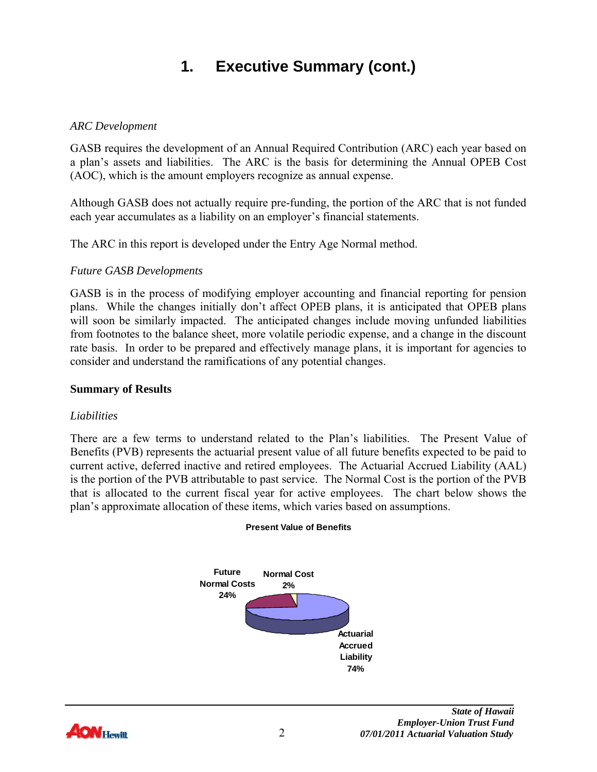# 1. Executive Summary (cont.)

*ARC Development*

GASB requires the development of an Annual Required Contribution (ARC) each year based on a plan's assets and liabilities. The ARC is the basis for determining the Annual OPEB Cost (AOC), which is the amount employers recognize as annual expense.

Although GASB does not actually require pre-funding, the portion of the ARC that is not funded each year accumulates as a liability on an employer's financial statements.

The ARC in this report is developed under the Entry Age Normal method.

*Future GASB Developments*

GASB is in the process of modifying employer accounting and financial reporting for pension plans. While the changes initially don't affect OPEB plans, it is anticipated that OPEB plans will soon be similarly impacted. The anticipated changes include moving unfunded liabilities from footnotes to the balance sheet, more volatile periodic expense, and a change in the discount rate basis. In order to be prepared and effectively manage plans, it is important for agencies to consider and understand the ramifications of any potential changes.

**Summary of Results**

*Liabilities*

There are a few terms to understand related to the Plan's liabilities. The Present Value of Benefits (PVB) represents the actuarial present value of all future benefits expected to be paid to current active, deferred inactive and retired employees. The Actuarial Accrued Liability (AAL) is the portion of the PVB attributable to past service. The Normal Cost is the portion of the PVB that is allocated to the current fiscal year for active employees. The chart below shows the plan's approximate allocation of these items, which varies based on assumptions.

**Present Value of Benefits**

Future Normal Costs 24%

Normal Cost 2%

Actuarial Accrued Liability 74%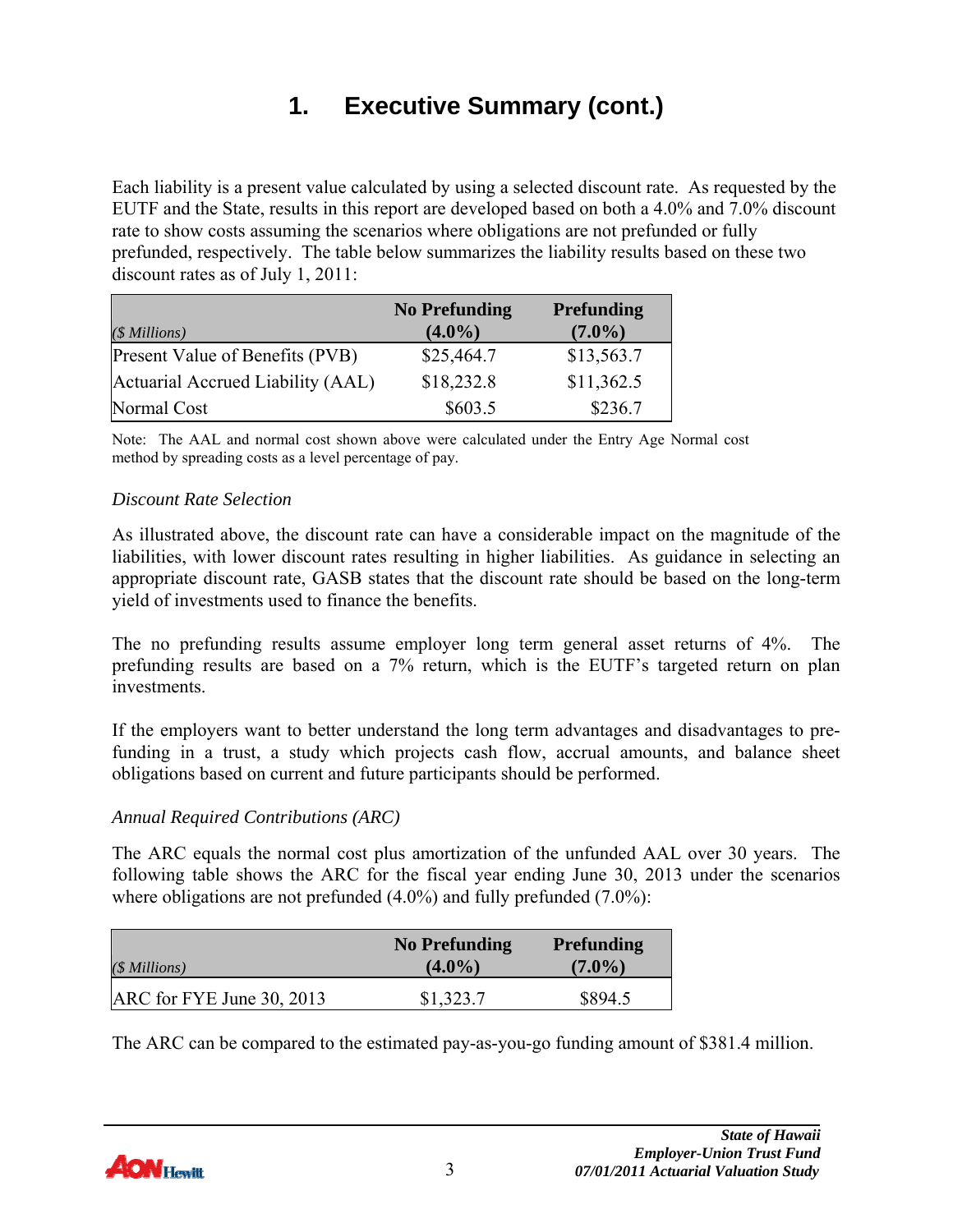# 1. Executive Summary (cont.)

Each liability is a present value calculated by using a selected discount rate. As requested by the EUTF and the State, results in this report are developed based on both a 4.0% and 7.0% discount rate to show costs assuming the scenarios where obligations are not prefunded or fully prefunded, respectively. The table below summarizes the liability results based on these two discount rates as of July 1, 2011:

| *($ Millions)* | **No Prefunding (4.0%)** | **Prefunding (7.0%)** |
|---|---|---|
| Present Value of Benefits (PVB) | $25,464.7 | $13,563.7 |
| Actuarial Accrued Liability (AAL) | $18,232.8 | $11,362.5 |
| Normal Cost | $603.5 | $236.7 |

Note: The AAL and normal cost shown above were calculated under the Entry Age Normal cost method by spreading costs as a level percentage of pay.

*Discount Rate Selection*

As illustrated above, the discount rate can have a considerable impact on the magnitude of the liabilities, with lower discount rates resulting in higher liabilities. As guidance in selecting an appropriate discount rate, GASB states that the discount rate should be based on the long-term yield of investments used to finance the benefits.

The no prefunding results assume employer long term general asset returns of 4%. The prefunding results are based on a 7% return, which is the EUTF's targeted return on plan investments.

If the employers want to better understand the long term advantages and disadvantages to pre-funding in a trust, a study which projects cash flow, accrual amounts, and balance sheet obligations based on current and future participants should be performed.

*Annual Required Contributions (ARC)*

The ARC equals the normal cost plus amortization of the unfunded AAL over 30 years. The following table shows the ARC for the fiscal year ending June 30, 2013 under the scenarios where obligations are not prefunded (4.0%) and fully prefunded (7.0%):

| *($ Millions)* | **No Prefunding (4.0%)** | **Prefunding (7.0%)** |
|---|---|---|
| ARC for FYE June 30, 2013 | $1,323.7 | $894.5 |

The ARC can be compared to the estimated pay-as-you-go funding amount of $381.4 million.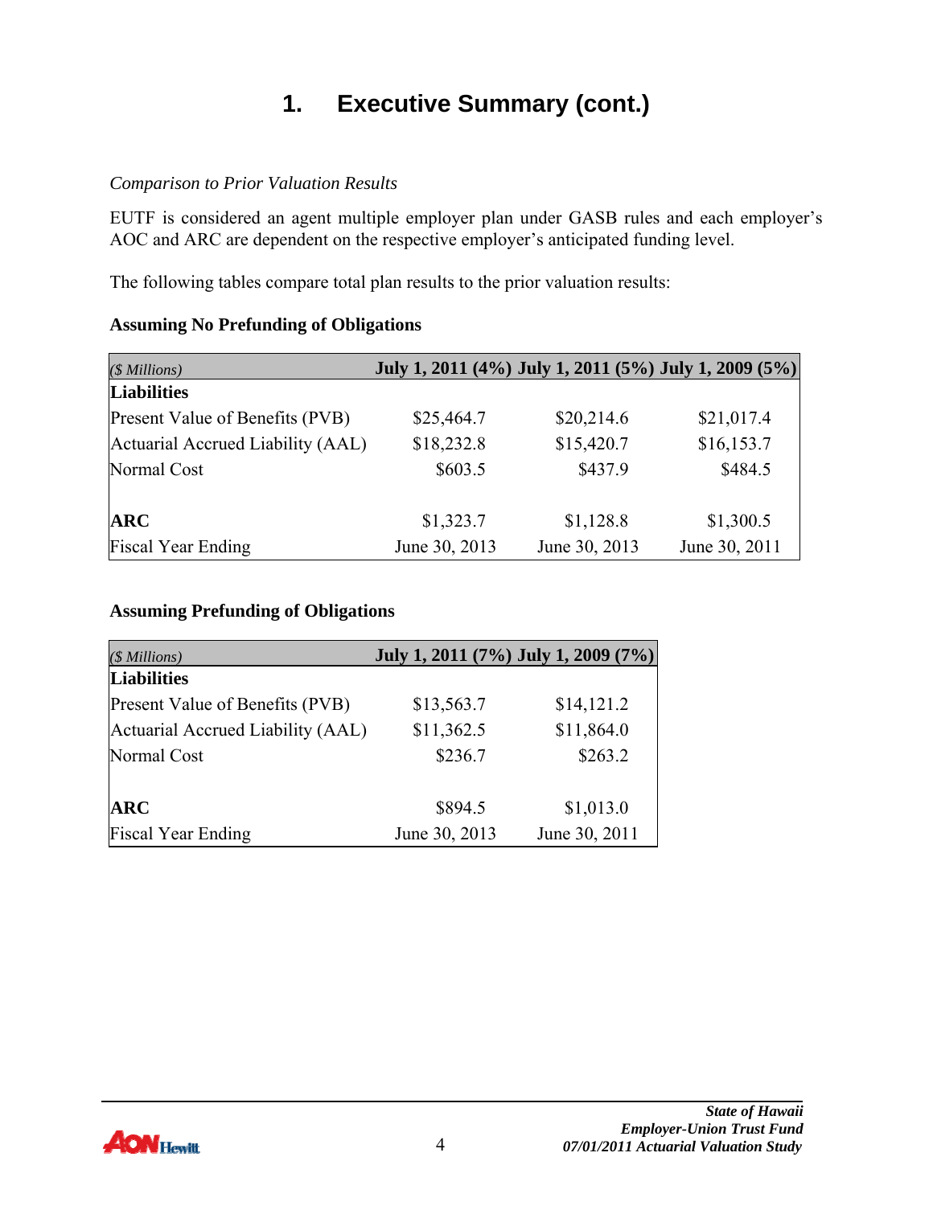# 1. Executive Summary (cont.)

*Comparison to Prior Valuation Results*

EUTF is considered an agent multiple employer plan under GASB rules and each employer's AOC and ARC are dependent on the respective employer's anticipated funding level.

The following tables compare total plan results to the prior valuation results:

**Assuming No Prefunding of Obligations**

| *($ Millions)* | **July 1, 2011 (4%)** | **July 1, 2011 (5%)** | **July 1, 2009 (5%)** |
|---|---|---|---|
| **Liabilities** | | | |
| Present Value of Benefits (PVB) | $25,464.7 | $20,214.6 | $21,017.4 |
| Actuarial Accrued Liability (AAL) | $18,232.8 | $15,420.7 | $16,153.7 |
| Normal Cost | $603.5 | $437.9 | $484.5 |
| | | | |
| **ARC** | $1,323.7 | $1,128.8 | $1,300.5 |
| Fiscal Year Ending | June 30, 2013 | June 30, 2013 | June 30, 2011 |

**Assuming Prefunding of Obligations**

| *($ Millions)* | **July 1, 2011 (7%)** | **July 1, 2009 (7%)** |
|---|---|---|
| **Liabilities** | | |
| Present Value of Benefits (PVB) | $13,563.7 | $14,121.2 |
| Actuarial Accrued Liability (AAL) | $11,362.5 | $11,864.0 |
| Normal Cost | $236.7 | $263.2 |
| | | |
| **ARC** | $894.5 | $1,013.0 |
| Fiscal Year Ending | June 30, 2013 | June 30, 2011 |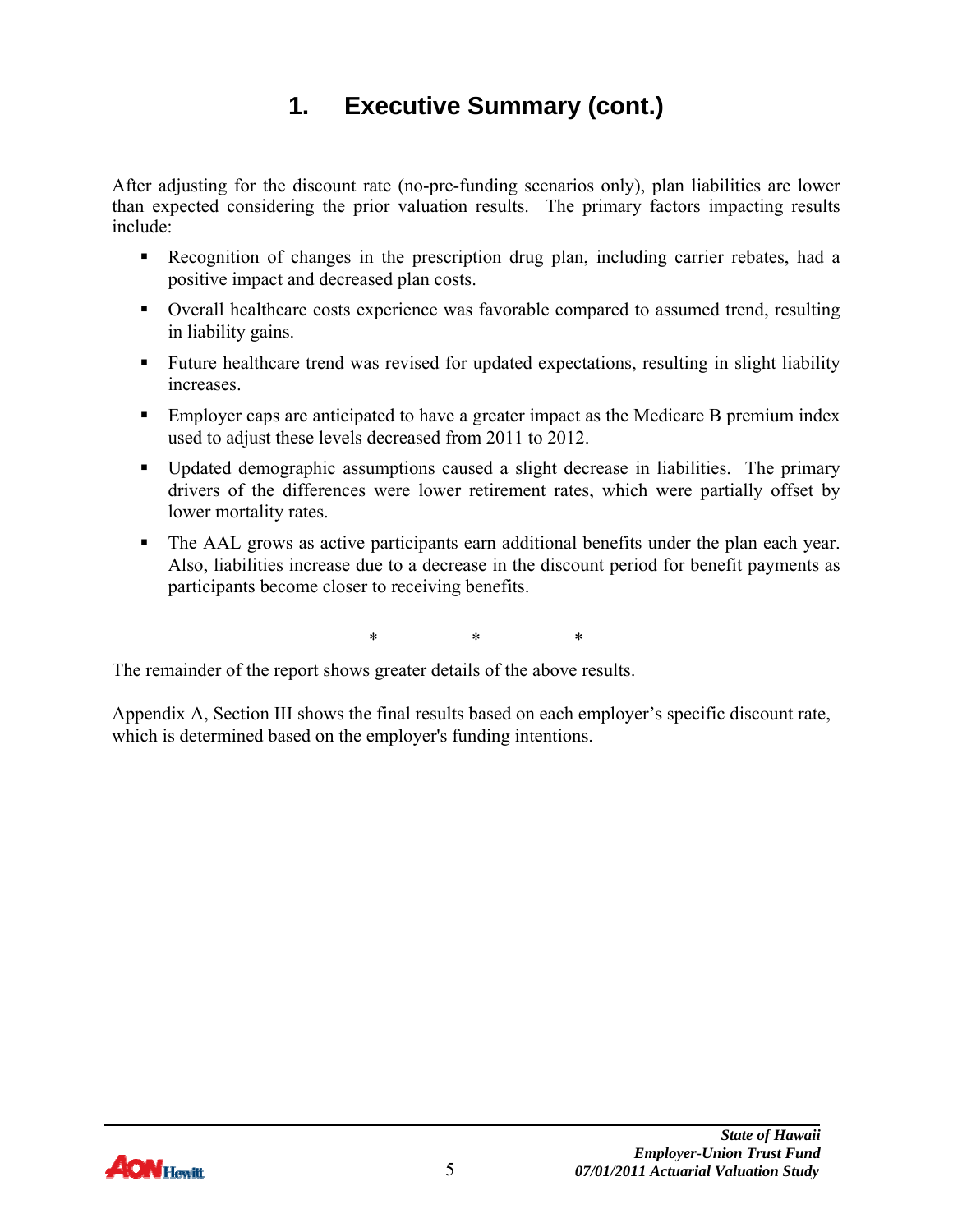# 1. Executive Summary (cont.)

After adjusting for the discount rate (no-pre-funding scenarios only), plan liabilities are lower than expected considering the prior valuation results. The primary factors impacting results include:

- Recognition of changes in the prescription drug plan, including carrier rebates, had a positive impact and decreased plan costs.
- Overall healthcare costs experience was favorable compared to assumed trend, resulting in liability gains.
- Future healthcare trend was revised for updated expectations, resulting in slight liability increases.
- Employer caps are anticipated to have a greater impact as the Medicare B premium index used to adjust these levels decreased from 2011 to 2012.
- Updated demographic assumptions caused a slight decrease in liabilities. The primary drivers of the differences were lower retirement rates, which were partially offset by lower mortality rates.
- The AAL grows as active participants earn additional benefits under the plan each year. Also, liabilities increase due to a decrease in the discount period for benefit payments as participants become closer to receiving benefits.

\* \* \*

The remainder of the report shows greater details of the above results.

Appendix A, Section III shows the final results based on each employer's specific discount rate, which is determined based on the employer's funding intentions.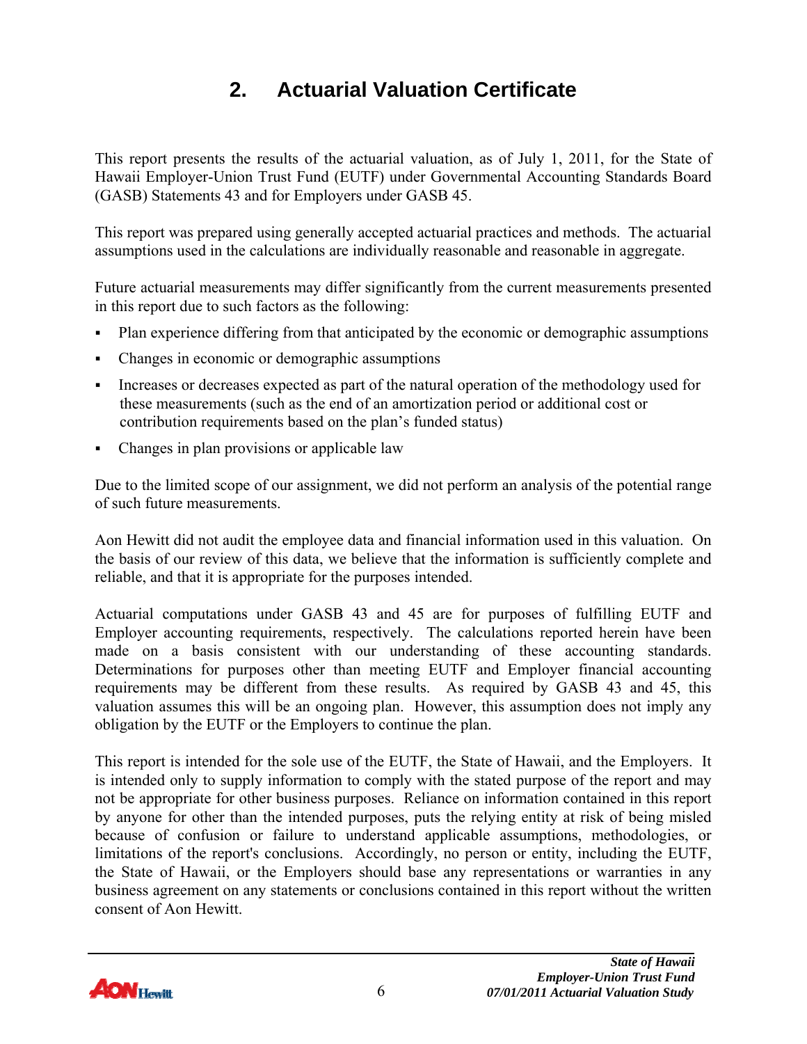# 2. Actuarial Valuation Certificate

This report presents the results of the actuarial valuation, as of July 1, 2011, for the State of Hawaii Employer-Union Trust Fund (EUTF) under Governmental Accounting Standards Board (GASB) Statements 43 and for Employers under GASB 45.

This report was prepared using generally accepted actuarial practices and methods. The actuarial assumptions used in the calculations are individually reasonable and reasonable in aggregate.

Future actuarial measurements may differ significantly from the current measurements presented in this report due to such factors as the following:

- Plan experience differing from that anticipated by the economic or demographic assumptions
- Changes in economic or demographic assumptions
- Increases or decreases expected as part of the natural operation of the methodology used for these measurements (such as the end of an amortization period or additional cost or contribution requirements based on the plan's funded status)
- Changes in plan provisions or applicable law

Due to the limited scope of our assignment, we did not perform an analysis of the potential range of such future measurements.

Aon Hewitt did not audit the employee data and financial information used in this valuation. On the basis of our review of this data, we believe that the information is sufficiently complete and reliable, and that it is appropriate for the purposes intended.

Actuarial computations under GASB 43 and 45 are for purposes of fulfilling EUTF and Employer accounting requirements, respectively. The calculations reported herein have been made on a basis consistent with our understanding of these accounting standards. Determinations for purposes other than meeting EUTF and Employer financial accounting requirements may be different from these results. As required by GASB 43 and 45, this valuation assumes this will be an ongoing plan. However, this assumption does not imply any obligation by the EUTF or the Employers to continue the plan.

This report is intended for the sole use of the EUTF, the State of Hawaii, and the Employers. It is intended only to supply information to comply with the stated purpose of the report and may not be appropriate for other business purposes. Reliance on information contained in this report by anyone for other than the intended purposes, puts the relying entity at risk of being misled because of confusion or failure to understand applicable assumptions, methodologies, or limitations of the report's conclusions. Accordingly, no person or entity, including the EUTF, the State of Hawaii, or the Employers should base any representations or warranties in any business agreement on any statements or conclusions contained in this report without the written consent of Aon Hewitt.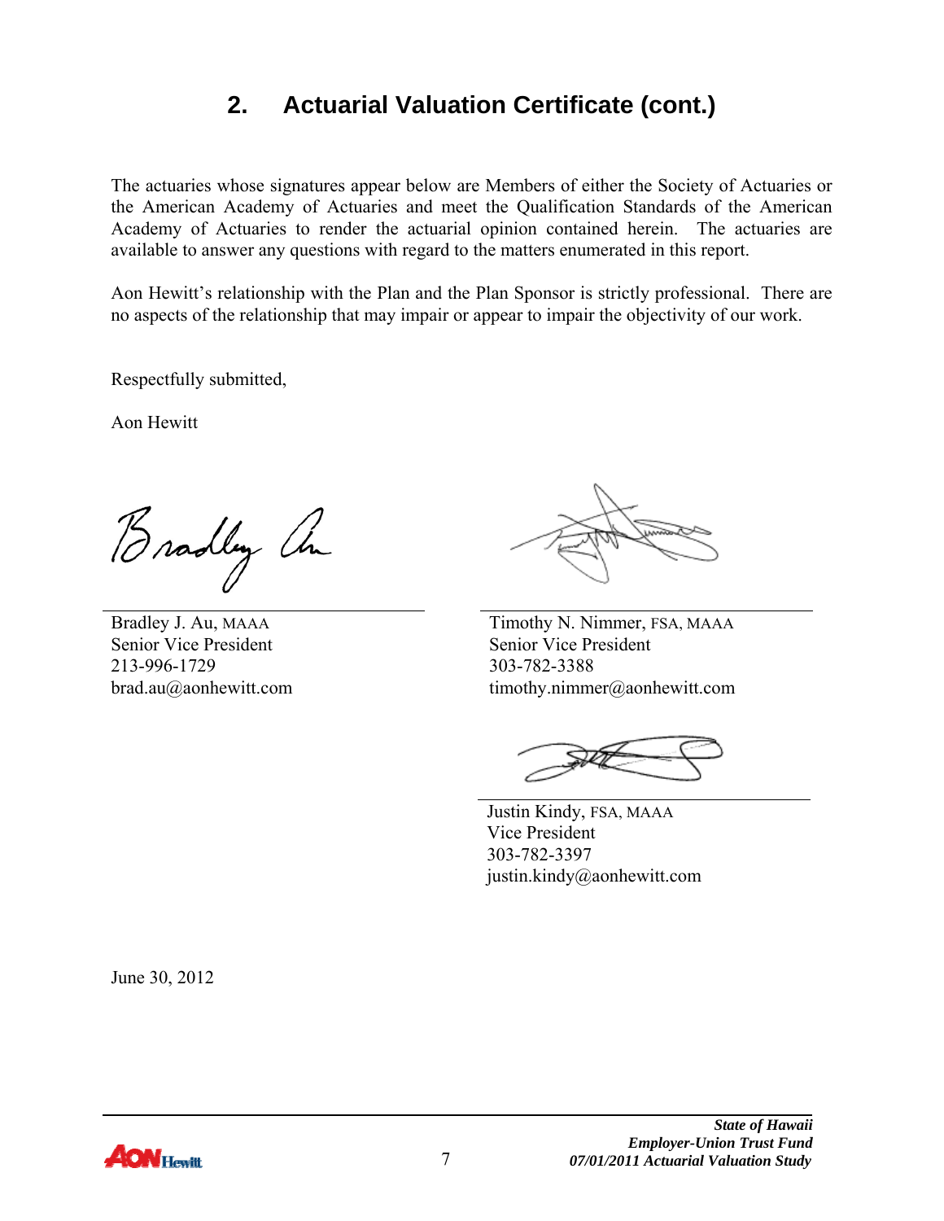## 2. Actuarial Valuation Certificate (cont.)

The actuaries whose signatures appear below are Members of either the Society of Actuaries or the American Academy of Actuaries and meet the Qualification Standards of the American Academy of Actuaries to render the actuarial opinion contained herein. The actuaries are available to answer any questions with regard to the matters enumerated in this report.

Aon Hewitt's relationship with the Plan and the Plan Sponsor is strictly professional. There are no aspects of the relationship that may impair or appear to impair the objectivity of our work.

Respectfully submitted,

Aon Hewitt

Bradley J. Au, MAAA
Senior Vice President
213-996-1729
brad.au@aonhewitt.com

Timothy N. Nimmer, FSA, MAAA
Senior Vice President
303-782-3388
timothy.nimmer@aonhewitt.com

Justin Kindy, FSA, MAAA
Vice President
303-782-3397
justin.kindy@aonhewitt.com

June 30, 2012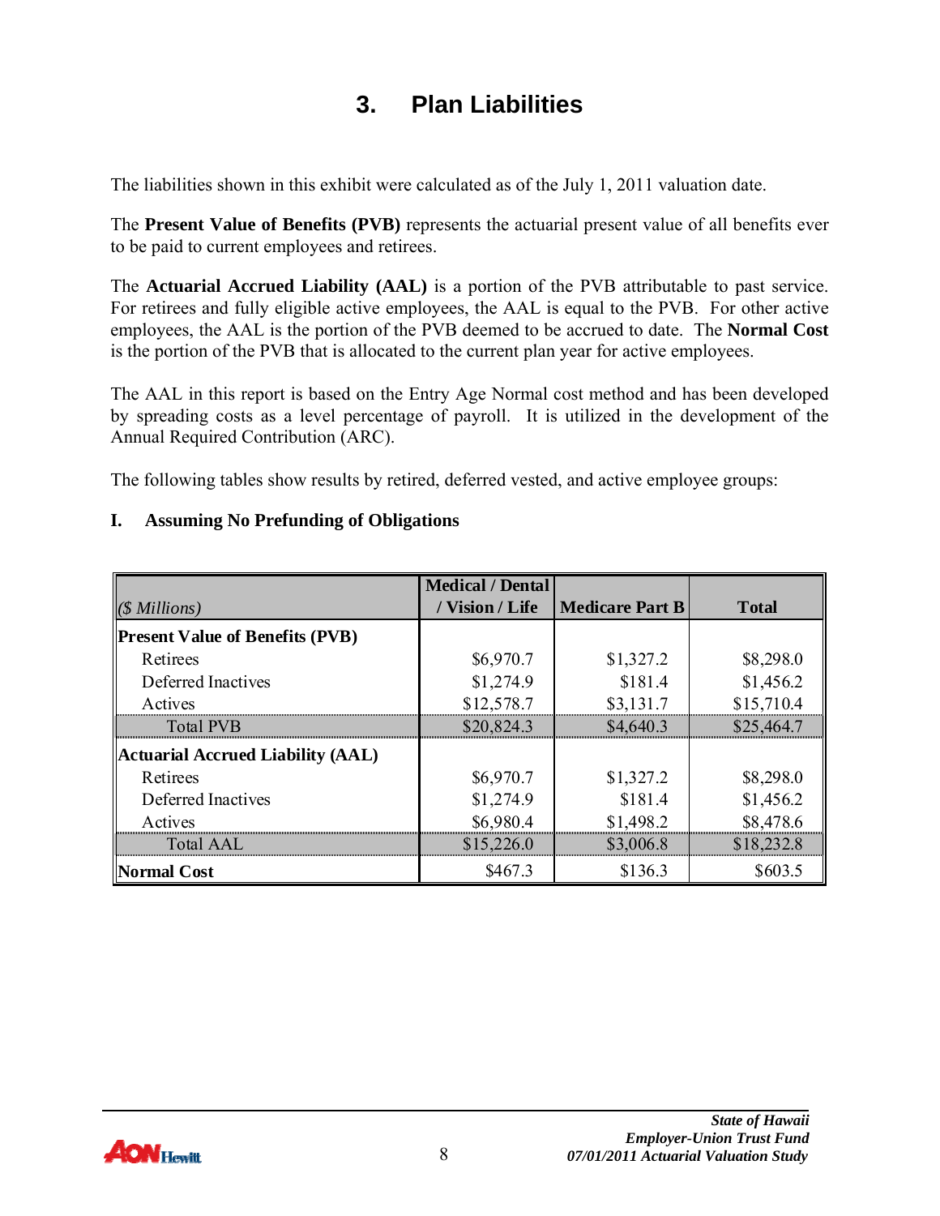# 3. Plan Liabilities

The liabilities shown in this exhibit were calculated as of the July 1, 2011 valuation date.

The **Present Value of Benefits (PVB)** represents the actuarial present value of all benefits ever to be paid to current employees and retirees.

The **Actuarial Accrued Liability (AAL)** is a portion of the PVB attributable to past service. For retirees and fully eligible active employees, the AAL is equal to the PVB. For other active employees, the AAL is the portion of the PVB deemed to be accrued to date. The **Normal Cost** is the portion of the PVB that is allocated to the current plan year for active employees.

The AAL in this report is based on the Entry Age Normal cost method and has been developed by spreading costs as a level percentage of payroll. It is utilized in the development of the Annual Required Contribution (ARC).

The following tables show results by retired, deferred vested, and active employee groups:

**I. Assuming No Prefunding of Obligations**

| *($ Millions)* | Medical / Dental / Vision / Life | Medicare Part B | Total |
|---|---|---|---|
| **Present Value of Benefits (PVB)** | | | |
| Retirees | $6,970.7 | $1,327.2 | $8,298.0 |
| Deferred Inactives | $1,274.9 | $181.4 | $1,456.2 |
| Actives | $12,578.7 | $3,131.7 | $15,710.4 |
| Total PVB | $20,824.3 | $4,640.3 | $25,464.7 |
| **Actuarial Accrued Liability (AAL)** | | | |
| Retirees | $6,970.7 | $1,327.2 | $8,298.0 |
| Deferred Inactives | $1,274.9 | $181.4 | $1,456.2 |
| Actives | $6,980.4 | $1,498.2 | $8,478.6 |
| Total AAL | $15,226.0 | $3,006.8 | $18,232.8 |
| **Normal Cost** | $467.3 | $136.3 | $603.5 |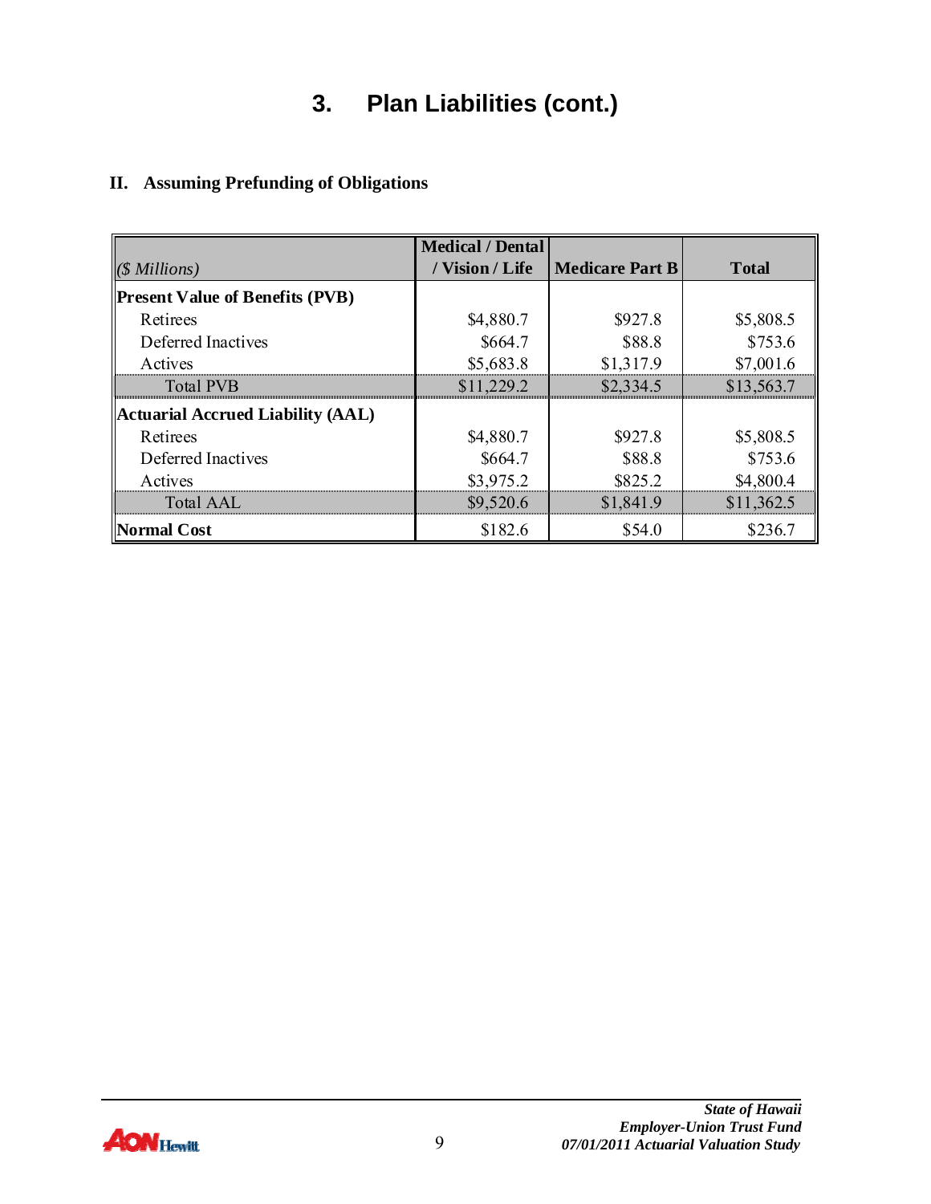# 3. Plan Liabilities (cont.)

## II. Assuming Prefunding of Obligations

| *($ Millions)* | Medical / Dental / Vision / Life | Medicare Part B | Total |
|---|---|---|---|
| **Present Value of Benefits (PVB)** | | | |
| Retirees | $4,880.7 | $927.8 | $5,808.5 |
| Deferred Inactives | $664.7 | $88.8 | $753.6 |
| Actives | $5,683.8 | $1,317.9 | $7,001.6 |
| Total PVB | $11,229.2 | $2,334.5 | $13,563.7 |
| **Actuarial Accrued Liability (AAL)** | | | |
| Retirees | $4,880.7 | $927.8 | $5,808.5 |
| Deferred Inactives | $664.7 | $88.8 | $753.6 |
| Actives | $3,975.2 | $825.2 | $4,800.4 |
| Total AAL | $9,520.6 | $1,841.9 | $11,362.5 |
| **Normal Cost** | $182.6 | $54.0 | $236.7 |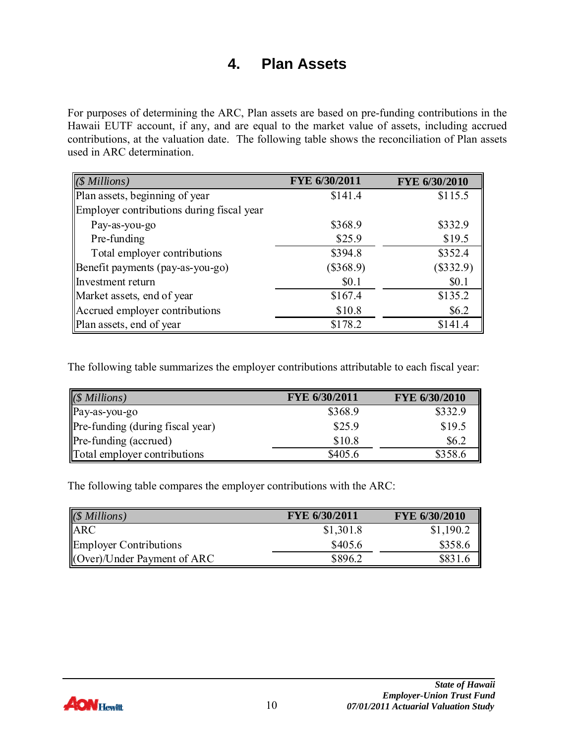# 4. Plan Assets

For purposes of determining the ARC, Plan assets are based on pre-funding contributions in the Hawaii EUTF account, if any, and are equal to the market value of assets, including accrued contributions, at the valuation date. The following table shows the reconciliation of Plan assets used in ARC determination.

| *($ Millions)* | **FYE 6/30/2011** | **FYE 6/30/2010** |
|---|---|---|
| Plan assets, beginning of year | $141.4 | $115.5 |
| Employer contributions during fiscal year | | |
| Pay-as-you-go | $368.9 | $332.9 |
| Pre-funding | $25.9 | $19.5 |
| Total employer contributions | $394.8 | $352.4 |
| Benefit payments (pay-as-you-go) | ($368.9) | ($332.9) |
| Investment return | $0.1 | $0.1 |
| Market assets, end of year | $167.4 | $135.2 |
| Accrued employer contributions | $10.8 | $6.2 |
| Plan assets, end of year | $178.2 | $141.4 |

The following table summarizes the employer contributions attributable to each fiscal year:

| *($ Millions)* | **FYE 6/30/2011** | **FYE 6/30/2010** |
|---|---|---|
| Pay-as-you-go | $368.9 | $332.9 |
| Pre-funding (during fiscal year) | $25.9 | $19.5 |
| Pre-funding (accrued) | $10.8 | $6.2 |
| Total employer contributions | $405.6 | $358.6 |

The following table compares the employer contributions with the ARC:

| *($ Millions)* | **FYE 6/30/2011** | **FYE 6/30/2010** |
|---|---|---|
| ARC | $1,301.8 | $1,190.2 |
| Employer Contributions | $405.6 | $358.6 |
| (Over)/Under Payment of ARC | $896.2 | $831.6 |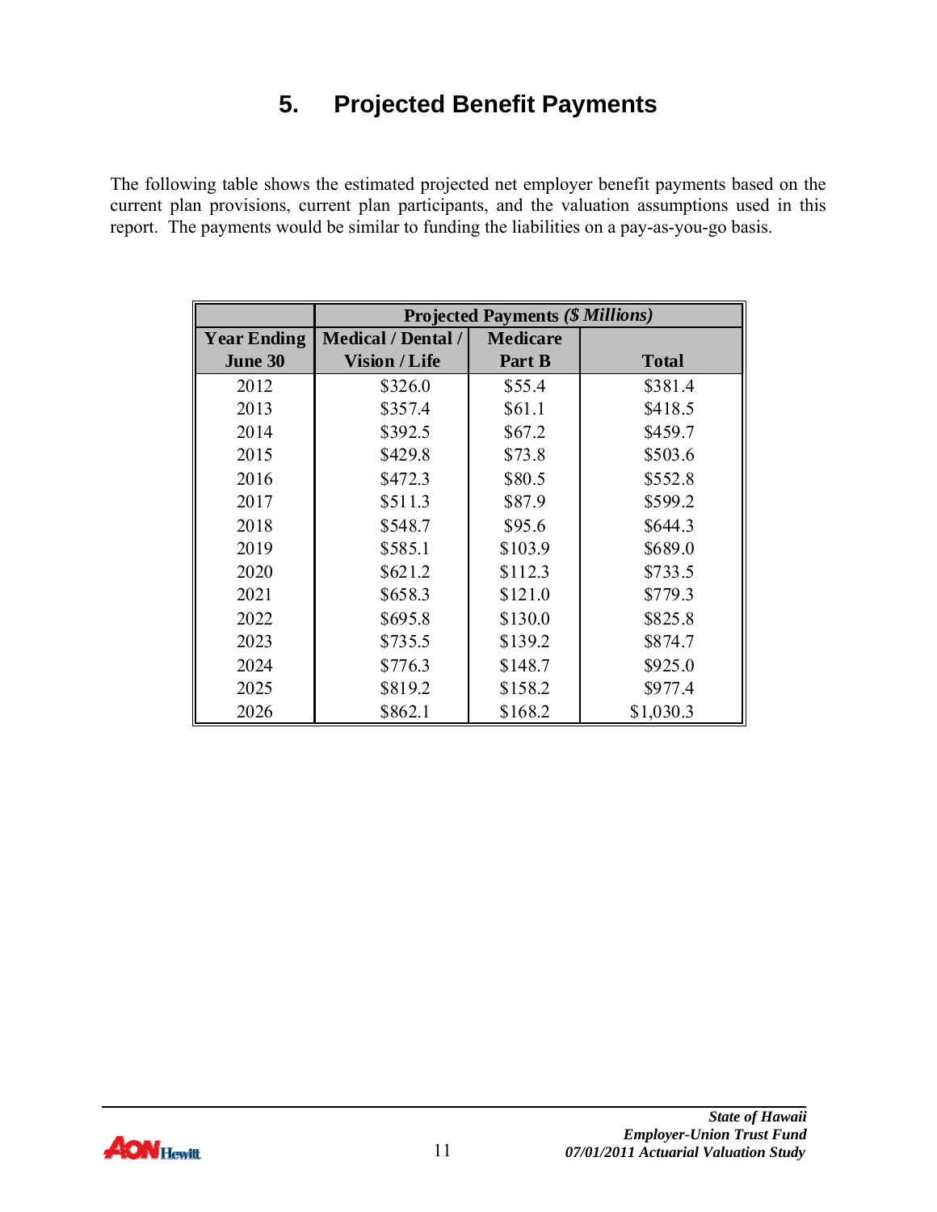# 5. Projected Benefit Payments

The following table shows the estimated projected net employer benefit payments based on the current plan provisions, current plan participants, and the valuation assumptions used in this report. The payments would be similar to funding the liabilities on a pay-as-you-go basis.

| | **Projected Payments *($ Millions)*** | | |
|---|---|---|---|
| **Year Ending June 30** | **Medical / Dental / Vision / Life** | **Medicare Part B** | **Total** |
| 2012 | $326.0 | $55.4 | $381.4 |
| 2013 | $357.4 | $61.1 | $418.5 |
| 2014 | $392.5 | $67.2 | $459.7 |
| 2015 | $429.8 | $73.8 | $503.6 |
| 2016 | $472.3 | $80.5 | $552.8 |
| 2017 | $511.3 | $87.9 | $599.2 |
| 2018 | $548.7 | $95.6 | $644.3 |
| 2019 | $585.1 | $103.9 | $689.0 |
| 2020 | $621.2 | $112.3 | $733.5 |
| 2021 | $658.3 | $121.0 | $779.3 |
| 2022 | $695.8 | $130.0 | $825.8 |
| 2023 | $735.5 | $139.2 | $874.7 |
| 2024 | $776.3 | $148.7 | $925.0 |
| 2025 | $819.2 | $158.2 | $977.4 |
| 2026 | $862.1 | $168.2 | $1,030.3 |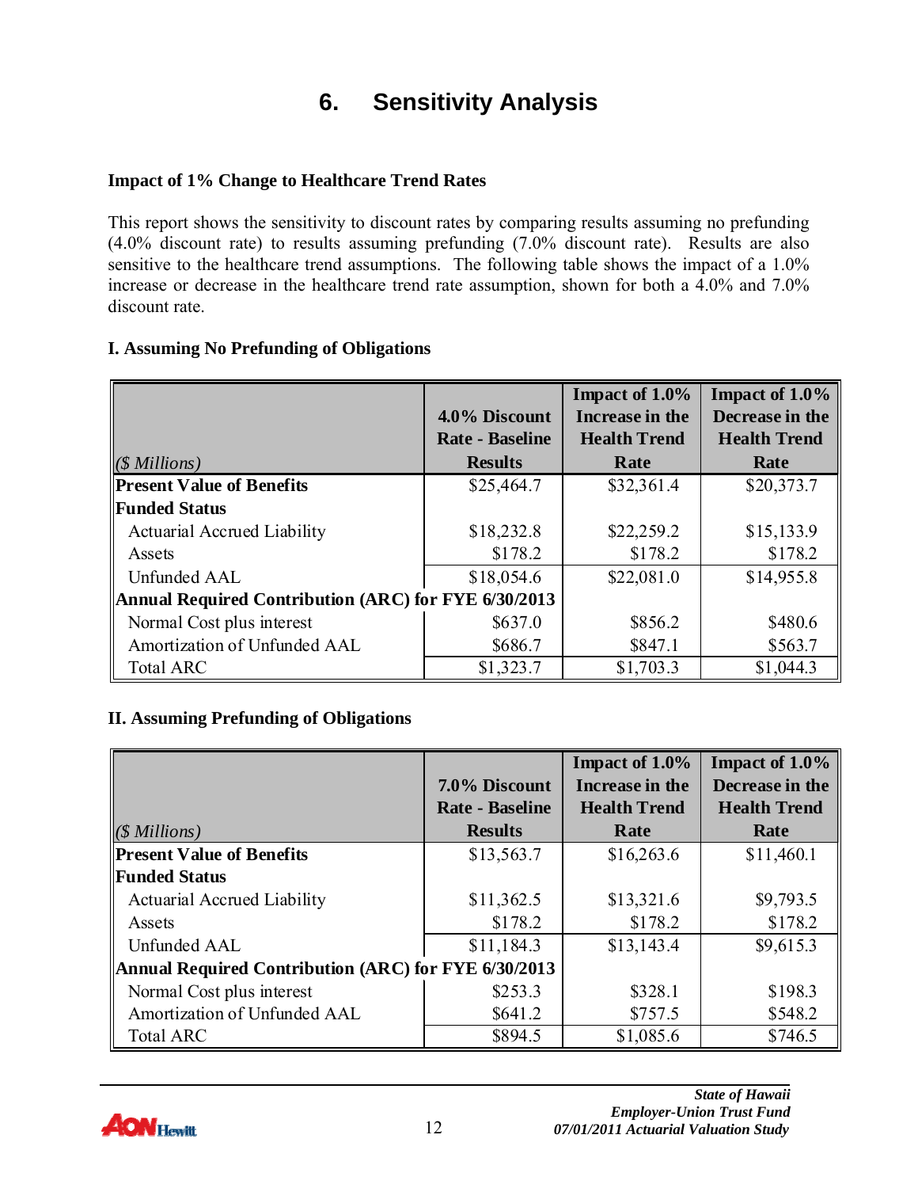# 6. Sensitivity Analysis

**Impact of 1% Change to Healthcare Trend Rates**

This report shows the sensitivity to discount rates by comparing results assuming no prefunding (4.0% discount rate) to results assuming prefunding (7.0% discount rate). Results are also sensitive to the healthcare trend assumptions. The following table shows the impact of a 1.0% increase or decrease in the healthcare trend rate assumption, shown for both a 4.0% and 7.0% discount rate.

**I. Assuming No Prefunding of Obligations**

| *($ Millions)* | 4.0% Discount Rate - Baseline Results | Impact of 1.0% Increase in the Health Trend Rate | Impact of 1.0% Decrease in the Health Trend Rate |
|---|---|---|---|
| **Present Value of Benefits** | $25,464.7 | $32,361.4 | $20,373.7 |
| **Funded Status** | | | |
| Actuarial Accrued Liability | $18,232.8 | $22,259.2 | $15,133.9 |
| Assets | $178.2 | $178.2 | $178.2 |
| Unfunded AAL | $18,054.6 | $22,081.0 | $14,955.8 |
| **Annual Required Contribution (ARC) for FYE 6/30/2013** | | | |
| Normal Cost plus interest | $637.0 | $856.2 | $480.6 |
| Amortization of Unfunded AAL | $686.7 | $847.1 | $563.7 |
| Total ARC | $1,323.7 | $1,703.3 | $1,044.3 |

**II. Assuming Prefunding of Obligations**

| *($ Millions)* | 7.0% Discount Rate - Baseline Results | Impact of 1.0% Increase in the Health Trend Rate | Impact of 1.0% Decrease in the Health Trend Rate |
|---|---|---|---|
| **Present Value of Benefits** | $13,563.7 | $16,263.6 | $11,460.1 |
| **Funded Status** | | | |
| Actuarial Accrued Liability | $11,362.5 | $13,321.6 | $9,793.5 |
| Assets | $178.2 | $178.2 | $178.2 |
| Unfunded AAL | $11,184.3 | $13,143.4 | $9,615.3 |
| **Annual Required Contribution (ARC) for FYE 6/30/2013** | | | |
| Normal Cost plus interest | $253.3 | $328.1 | $198.3 |
| Amortization of Unfunded AAL | $641.2 | $757.5 | $548.2 |
| Total ARC | $894.5 | $1,085.6 | $746.5 |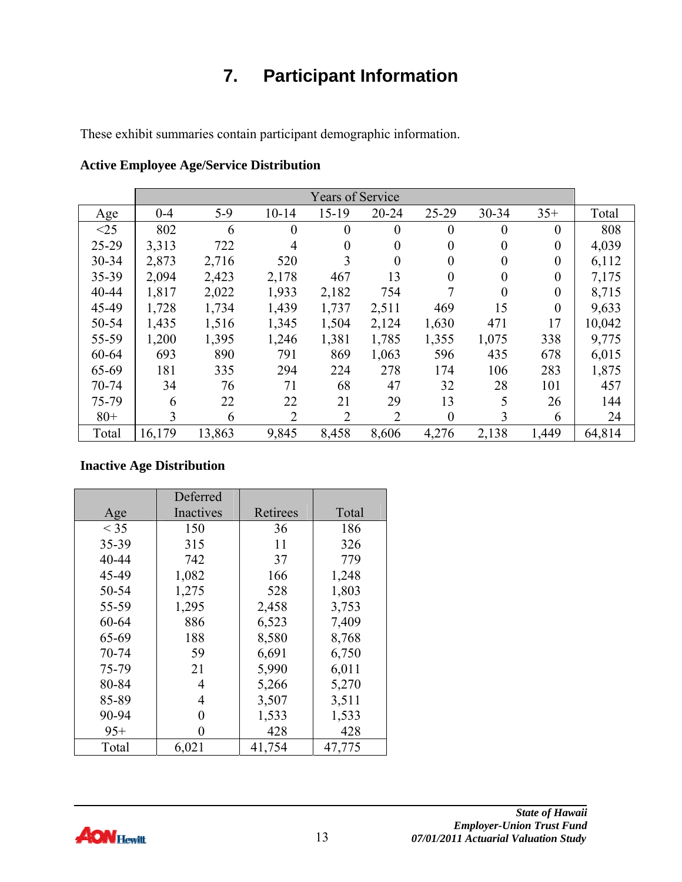# 7. Participant Information

These exhibit summaries contain participant demographic information.

**Active Employee Age/Service Distribution**

| | Years of Service | | | | | | | | |
|---|---|---|---|---|---|---|---|---|---|
| Age | 0-4 | 5-9 | 10-14 | 15-19 | 20-24 | 25-29 | 30-34 | 35+ | Total |
| <25 | 802 | 6 | 0 | 0 | 0 | 0 | 0 | 0 | 808 |
| 25-29 | 3,313 | 722 | 4 | 0 | 0 | 0 | 0 | 0 | 4,039 |
| 30-34 | 2,873 | 2,716 | 520 | 3 | 0 | 0 | 0 | 0 | 6,112 |
| 35-39 | 2,094 | 2,423 | 2,178 | 467 | 13 | 0 | 0 | 0 | 7,175 |
| 40-44 | 1,817 | 2,022 | 1,933 | 2,182 | 754 | 7 | 0 | 0 | 8,715 |
| 45-49 | 1,728 | 1,734 | 1,439 | 1,737 | 2,511 | 469 | 15 | 0 | 9,633 |
| 50-54 | 1,435 | 1,516 | 1,345 | 1,504 | 2,124 | 1,630 | 471 | 17 | 10,042 |
| 55-59 | 1,200 | 1,395 | 1,246 | 1,381 | 1,785 | 1,355 | 1,075 | 338 | 9,775 |
| 60-64 | 693 | 890 | 791 | 869 | 1,063 | 596 | 435 | 678 | 6,015 |
| 65-69 | 181 | 335 | 294 | 224 | 278 | 174 | 106 | 283 | 1,875 |
| 70-74 | 34 | 76 | 71 | 68 | 47 | 32 | 28 | 101 | 457 |
| 75-79 | 6 | 22 | 22 | 21 | 29 | 13 | 5 | 26 | 144 |
| 80+ | 3 | 6 | 2 | 2 | 2 | 0 | 3 | 6 | 24 |
| Total | 16,179 | 13,863 | 9,845 | 8,458 | 8,606 | 4,276 | 2,138 | 1,449 | 64,814 |

**Inactive Age Distribution**

| Age | Deferred Inactives | Retirees | Total |
|---|---|---|---|
| < 35 | 150 | 36 | 186 |
| 35-39 | 315 | 11 | 326 |
| 40-44 | 742 | 37 | 779 |
| 45-49 | 1,082 | 166 | 1,248 |
| 50-54 | 1,275 | 528 | 1,803 |
| 55-59 | 1,295 | 2,458 | 3,753 |
| 60-64 | 886 | 6,523 | 7,409 |
| 65-69 | 188 | 8,580 | 8,768 |
| 70-74 | 59 | 6,691 | 6,750 |
| 75-79 | 21 | 5,990 | 6,011 |
| 80-84 | 4 | 5,266 | 5,270 |
| 85-89 | 4 | 3,507 | 3,511 |
| 90-94 | 0 | 1,533 | 1,533 |
| 95+ | 0 | 428 | 428 |
| Total | 6,021 | 41,754 | 47,775 |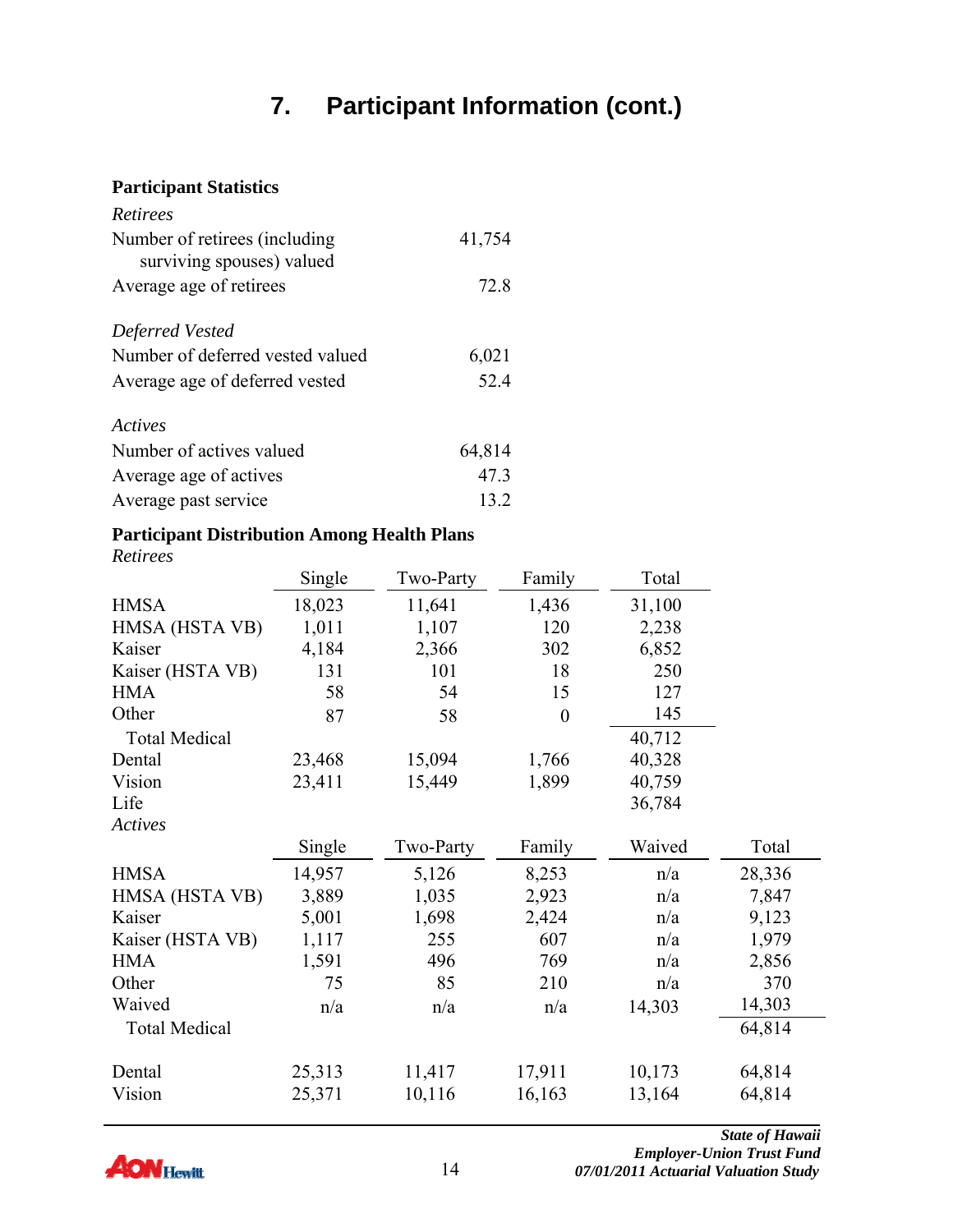# 7. Participant Information (cont.)

**Participant Statistics**

*Retirees*

| | |
|---|---|
| Number of retirees (including surviving spouses) valued | 41,754 |
| Average age of retirees | 72.8 |

*Deferred Vested*

| | |
|---|---|
| Number of deferred vested valued | 6,021 |
| Average age of deferred vested | 52.4 |

*Actives*

| | |
|---|---|
| Number of actives valued | 64,814 |
| Average age of actives | 47.3 |
| Average past service | 13.2 |

**Participant Distribution Among Health Plans**

*Retirees*

| | Single | Two-Party | Family | Total |
|---|---|---|---|---|
| HMSA | 18,023 | 11,641 | 1,436 | 31,100 |
| HMSA (HSTA VB) | 1,011 | 1,107 | 120 | 2,238 |
| Kaiser | 4,184 | 2,366 | 302 | 6,852 |
| Kaiser (HSTA VB) | 131 | 101 | 18 | 250 |
| HMA | 58 | 54 | 15 | 127 |
| Other | 87 | 58 | 0 | 145 |
| Total Medical | | | | 40,712 |
| Dental | 23,468 | 15,094 | 1,766 | 40,328 |
| Vision | 23,411 | 15,449 | 1,899 | 40,759 |
| Life | | | | 36,784 |

*Actives*

| | Single | Two-Party | Family | Waived | Total |
|---|---|---|---|---|---|
| HMSA | 14,957 | 5,126 | 8,253 | n/a | 28,336 |
| HMSA (HSTA VB) | 3,889 | 1,035 | 2,923 | n/a | 7,847 |
| Kaiser | 5,001 | 1,698 | 2,424 | n/a | 9,123 |
| Kaiser (HSTA VB) | 1,117 | 255 | 607 | n/a | 1,979 |
| HMA | 1,591 | 496 | 769 | n/a | 2,856 |
| Other | 75 | 85 | 210 | n/a | 370 |
| Waived | n/a | n/a | n/a | 14,303 | 14,303 |
| Total Medical | | | | | 64,814 |
| Dental | 25,313 | 11,417 | 17,911 | 10,173 | 64,814 |
| Vision | 25,371 | 10,116 | 16,163 | 13,164 | 64,814 |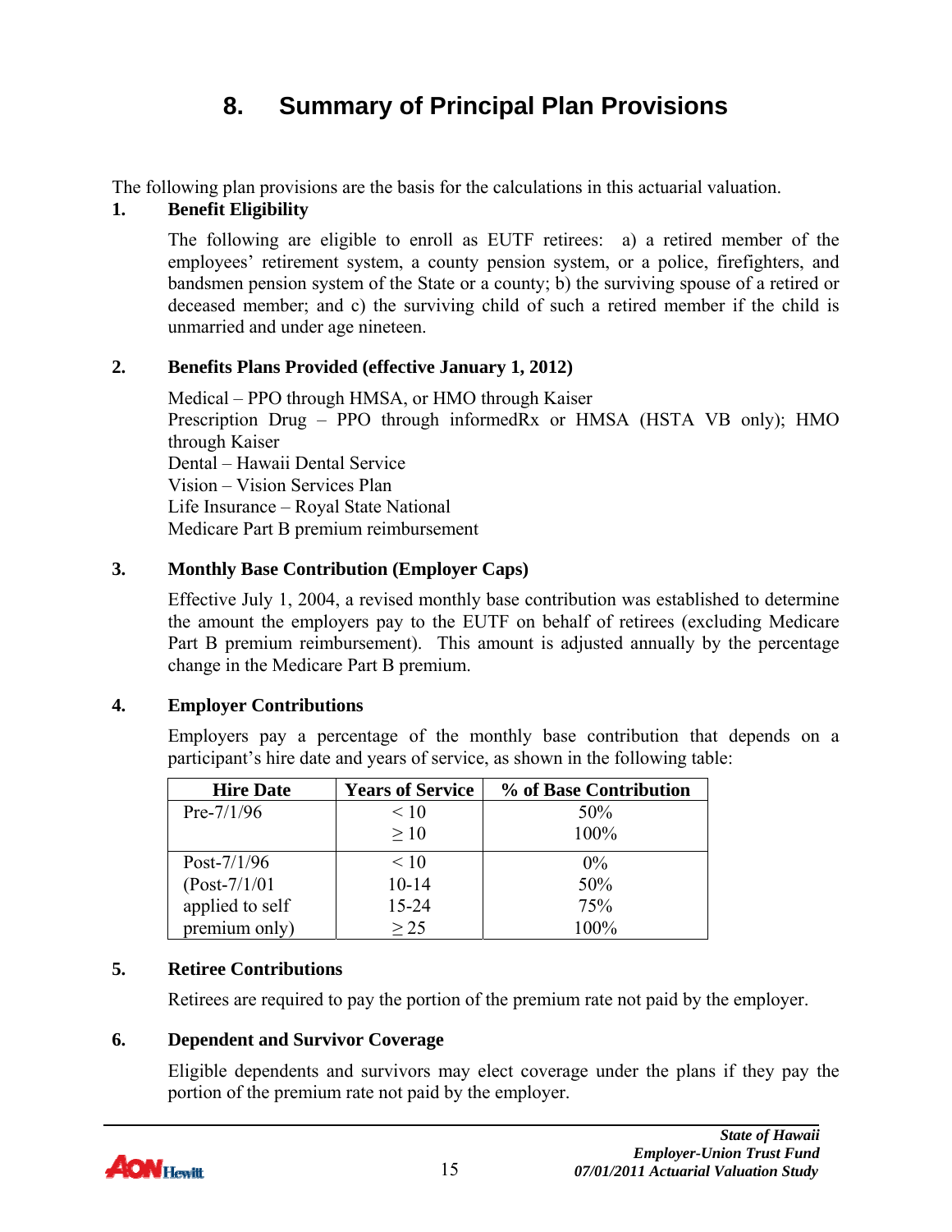# 8. Summary of Principal Plan Provisions

The following plan provisions are the basis for the calculations in this actuarial valuation.

**1. Benefit Eligibility**

The following are eligible to enroll as EUTF retirees: a) a retired member of the employees' retirement system, a county pension system, or a police, firefighters, and bandsmen pension system of the State or a county; b) the surviving spouse of a retired or deceased member; and c) the surviving child of such a retired member if the child is unmarried and under age nineteen.

**2. Benefits Plans Provided (effective January 1, 2012)**

Medical – PPO through HMSA, or HMO through Kaiser
Prescription Drug – PPO through informedRx or HMSA (HSTA VB only); HMO through Kaiser
Dental – Hawaii Dental Service
Vision – Vision Services Plan
Life Insurance – Royal State National
Medicare Part B premium reimbursement

**3. Monthly Base Contribution (Employer Caps)**

Effective July 1, 2004, a revised monthly base contribution was established to determine the amount the employers pay to the EUTF on behalf of retirees (excluding Medicare Part B premium reimbursement). This amount is adjusted annually by the percentage change in the Medicare Part B premium.

**4. Employer Contributions**

Employers pay a percentage of the monthly base contribution that depends on a participant's hire date and years of service, as shown in the following table:

| Hire Date | Years of Service | % of Base Contribution |
|---|---|---|
| Pre-7/1/96 | < 10 | 50% |
| | ≥ 10 | 100% |
| Post-7/1/96 | < 10 | 0% |
| (Post-7/1/01 | 10-14 | 50% |
| applied to self | 15-24 | 75% |
| premium only) | ≥ 25 | 100% |

**5. Retiree Contributions**

Retirees are required to pay the portion of the premium rate not paid by the employer.

**6. Dependent and Survivor Coverage**

Eligible dependents and survivors may elect coverage under the plans if they pay the portion of the premium rate not paid by the employer.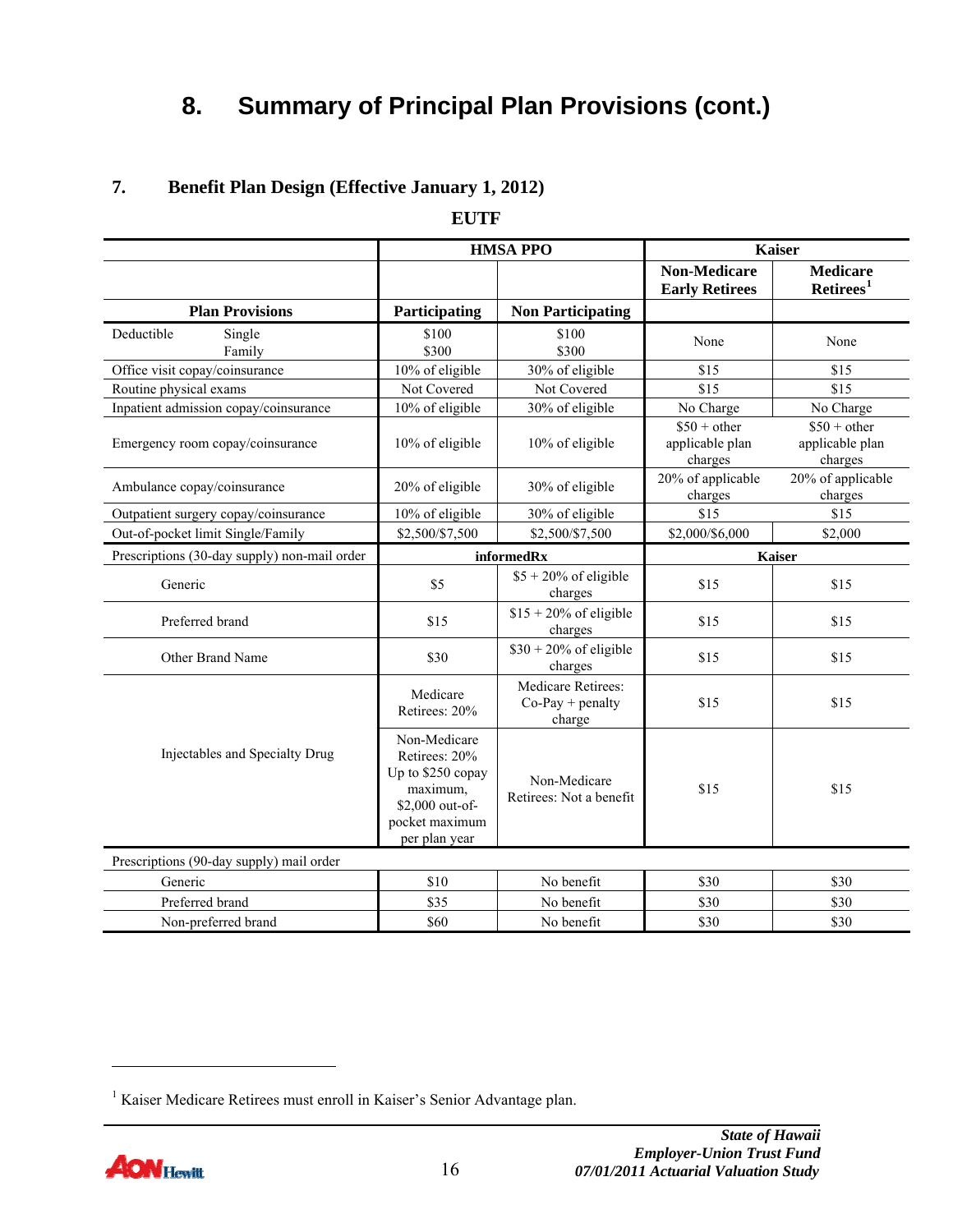# 8. Summary of Principal Plan Provisions (cont.)

## 7. Benefit Plan Design (Effective January 1, 2012)

**EUTF**

| | HMSA PPO | | Kaiser | |
|---|---|---|---|---|
| | | | **Non-Medicare Early Retirees** | **Medicare Retirees**[1] |
| **Plan Provisions** | **Participating** | **Non Participating** | | |
| Deductible Single / Family | $100 / $300 | $100 / $300 | None | None |
| Office visit copay/coinsurance | 10% of eligible | 30% of eligible | $15 | $15 |
| Routine physical exams | Not Covered | Not Covered | $15 | $15 |
| Inpatient admission copay/coinsurance | 10% of eligible | 30% of eligible | No Charge | No Charge |
| Emergency room copay/coinsurance | 10% of eligible | 10% of eligible | $50 + other applicable plan charges | $50 + other applicable plan charges |
| Ambulance copay/coinsurance | 20% of eligible | 30% of eligible | 20% of applicable charges | 20% of applicable charges |
| Outpatient surgery copay/coinsurance | 10% of eligible | 30% of eligible | $15 | $15 |
| Out-of-pocket limit Single/Family | $2,500/$7,500 | $2,500/$7,500 | $2,000/$6,000 | $2,000 |
| Prescriptions (30-day supply) non-mail order | **informedRx** | | **Kaiser** | |
| Generic | $5 | $5 + 20% of eligible charges | $15 | $15 |
| Preferred brand | $15 | $15 + 20% of eligible charges | $15 | $15 |
| Other Brand Name | $30 | $30 + 20% of eligible charges | $15 | $15 |
| Injectables and Specialty Drug | Medicare Retirees: 20% | Medicare Retirees: Co-Pay + penalty charge | $15 | $15 |
| | Non-Medicare Retirees: 20% Up to $250 copay maximum, $2,000 out-of-pocket maximum per plan year | Non-Medicare Retirees: Not a benefit | $15 | $15 |
| Prescriptions (90-day supply) mail order | | | | |
| Generic | $10 | No benefit | $30 | $30 |
| Preferred brand | $35 | No benefit | $30 | $30 |
| Non-preferred brand | $60 | No benefit | $30 | $30 |

[1] Kaiser Medicare Retirees must enroll in Kaiser's Senior Advantage plan.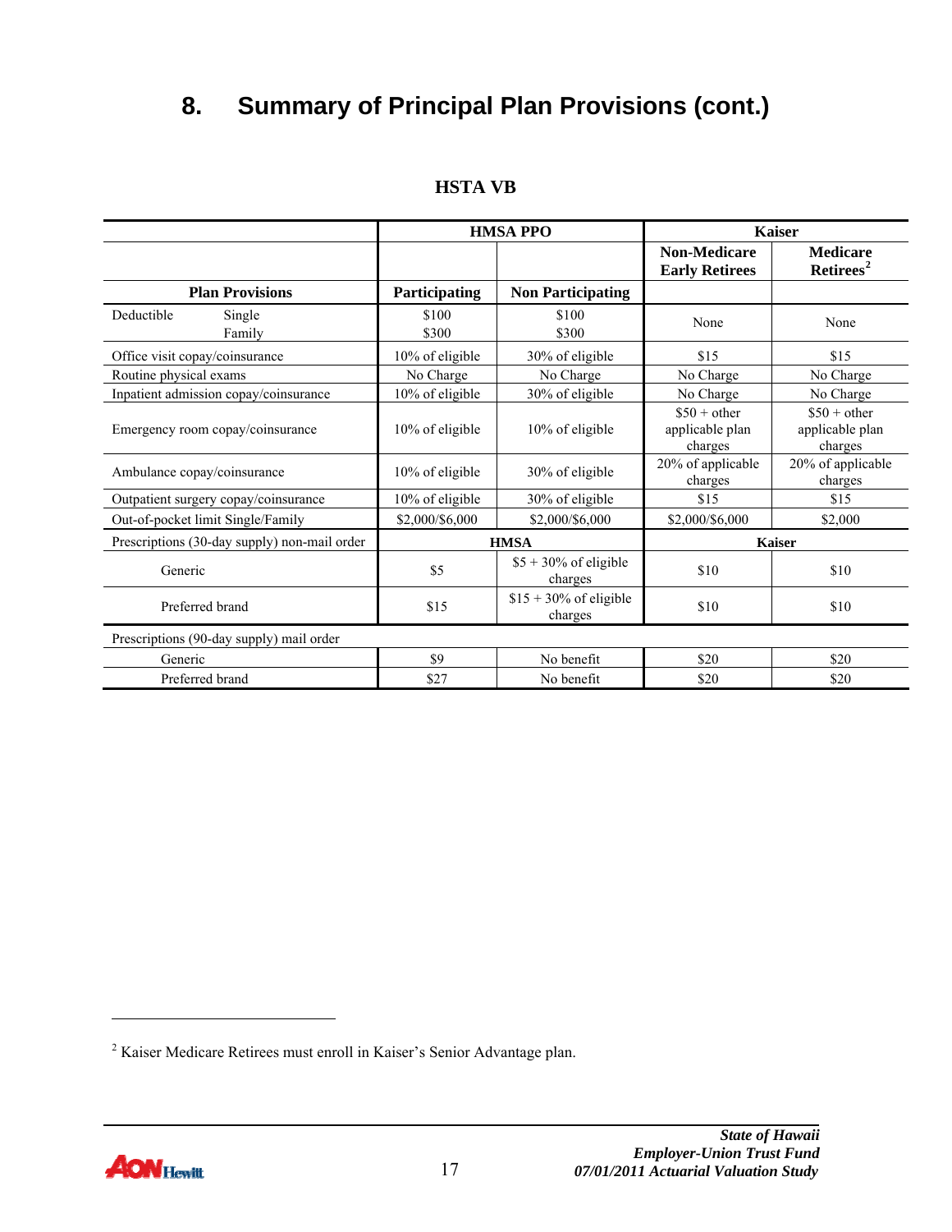# 8. Summary of Principal Plan Provisions (cont.)

### HSTA VB

| | HMSA PPO | | Kaiser | |
|---|---|---|---|---|
| | | | **Non-Medicare Early Retirees** | **Medicare Retirees**[2] |
| **Plan Provisions** | **Participating** | **Non Participating** | | |
| Deductible Single / Family | $100 / $300 | $100 / $300 | None | None |
| Office visit copay/coinsurance | 10% of eligible | 30% of eligible | $15 | $15 |
| Routine physical exams | No Charge | No Charge | No Charge | No Charge |
| Inpatient admission copay/coinsurance | 10% of eligible | 30% of eligible | No Charge | No Charge |
| Emergency room copay/coinsurance | 10% of eligible | 10% of eligible | $50 + other applicable plan charges | $50 + other applicable plan charges |
| Ambulance copay/coinsurance | 10% of eligible | 30% of eligible | 20% of applicable charges | 20% of applicable charges |
| Outpatient surgery copay/coinsurance | 10% of eligible | 30% of eligible | $15 | $15 |
| Out-of-pocket limit Single/Family | $2,000/$6,000 | $2,000/$6,000 | $2,000/$6,000 | $2,000 |
| Prescriptions (30-day supply) non-mail order | **HMSA** | | **Kaiser** | |
| Generic | $5 | $5 + 30% of eligible charges | $10 | $10 |
| Preferred brand | $15 | $15 + 30% of eligible charges | $10 | $10 |
| Prescriptions (90-day supply) mail order | | | | |
| Generic | $9 | No benefit | $20 | $20 |
| Preferred brand | $27 | No benefit | $20 | $20 |

[2] Kaiser Medicare Retirees must enroll in Kaiser's Senior Advantage plan.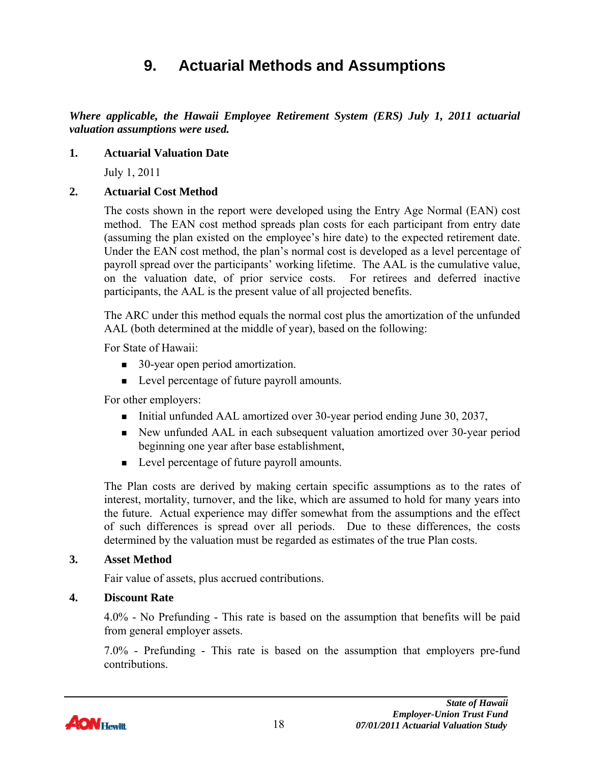# 9. Actuarial Methods and Assumptions

***Where applicable, the Hawaii Employee Retirement System (ERS) July 1, 2011 actuarial valuation assumptions were used.***

**1. Actuarial Valuation Date**

July 1, 2011

**2. Actuarial Cost Method**

The costs shown in the report were developed using the Entry Age Normal (EAN) cost method. The EAN cost method spreads plan costs for each participant from entry date (assuming the plan existed on the employee's hire date) to the expected retirement date. Under the EAN cost method, the plan's normal cost is developed as a level percentage of payroll spread over the participants' working lifetime. The AAL is the cumulative value, on the valuation date, of prior service costs. For retirees and deferred inactive participants, the AAL is the present value of all projected benefits.

The ARC under this method equals the normal cost plus the amortization of the unfunded AAL (both determined at the middle of year), based on the following:

For State of Hawaii:

- 30-year open period amortization.
- Level percentage of future payroll amounts.

For other employers:

- Initial unfunded AAL amortized over 30-year period ending June 30, 2037,
- New unfunded AAL in each subsequent valuation amortized over 30-year period beginning one year after base establishment,
- Level percentage of future payroll amounts.

The Plan costs are derived by making certain specific assumptions as to the rates of interest, mortality, turnover, and the like, which are assumed to hold for many years into the future. Actual experience may differ somewhat from the assumptions and the effect of such differences is spread over all periods. Due to these differences, the costs determined by the valuation must be regarded as estimates of the true Plan costs.

**3. Asset Method**

Fair value of assets, plus accrued contributions.

**4. Discount Rate**

4.0% - No Prefunding - This rate is based on the assumption that benefits will be paid from general employer assets.

7.0% - Prefunding - This rate is based on the assumption that employers pre-fund contributions.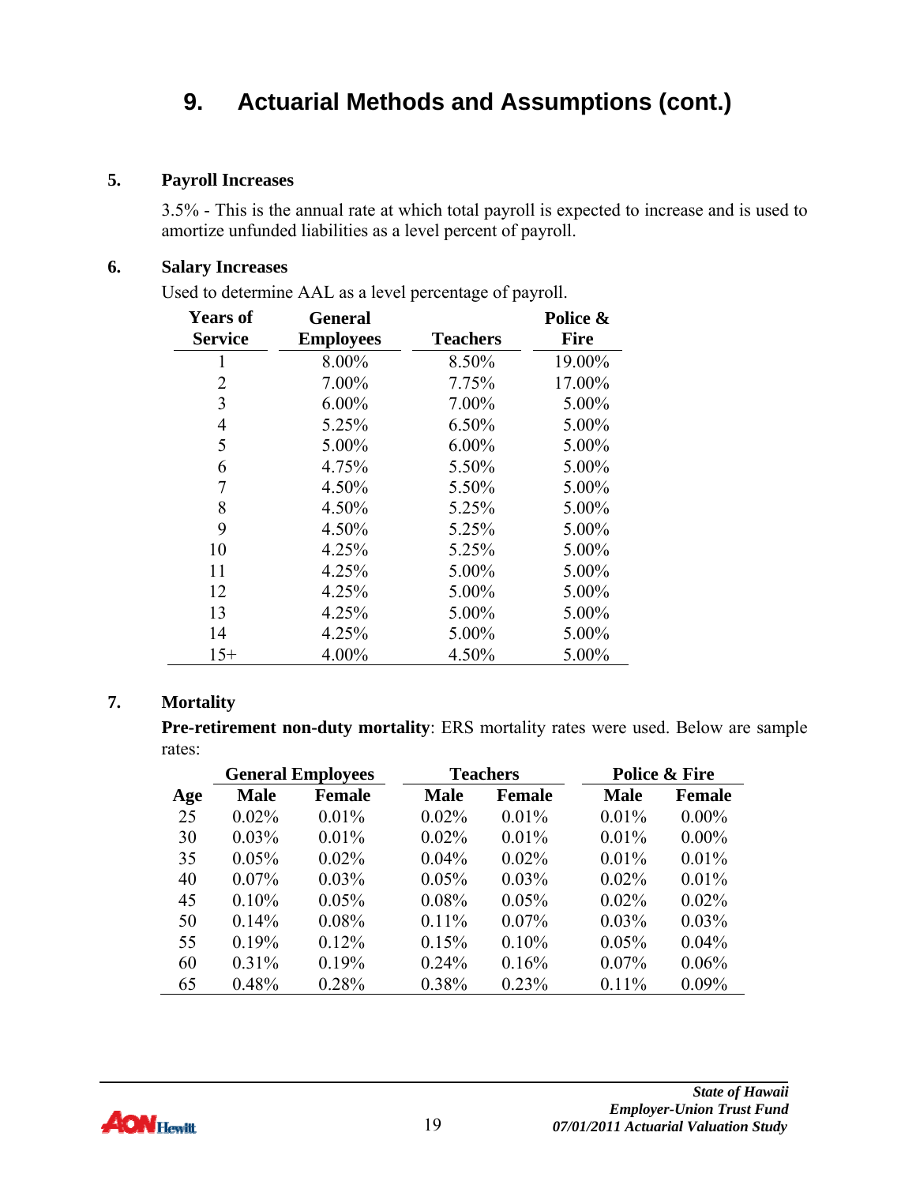# 9. Actuarial Methods and Assumptions (cont.)

**5. Payroll Increases**

3.5% - This is the annual rate at which total payroll is expected to increase and is used to amortize unfunded liabilities as a level percent of payroll.

**6. Salary Increases**

Used to determine AAL as a level percentage of payroll.

| Years of Service | General Employees | Teachers | Police & Fire |
|---|---|---|---|
| 1 | 8.00% | 8.50% | 19.00% |
| 2 | 7.00% | 7.75% | 17.00% |
| 3 | 6.00% | 7.00% | 5.00% |
| 4 | 5.25% | 6.50% | 5.00% |
| 5 | 5.00% | 6.00% | 5.00% |
| 6 | 4.75% | 5.50% | 5.00% |
| 7 | 4.50% | 5.50% | 5.00% |
| 8 | 4.50% | 5.25% | 5.00% |
| 9 | 4.50% | 5.25% | 5.00% |
| 10 | 4.25% | 5.25% | 5.00% |
| 11 | 4.25% | 5.00% | 5.00% |
| 12 | 4.25% | 5.00% | 5.00% |
| 13 | 4.25% | 5.00% | 5.00% |
| 14 | 4.25% | 5.00% | 5.00% |
| 15+ | 4.00% | 4.50% | 5.00% |

**7. Mortality**

**Pre-retirement non-duty mortality**: ERS mortality rates were used. Below are sample rates:

| | General Employees | | Teachers | | Police & Fire | |
|---|---|---|---|---|---|---|
| **Age** | **Male** | **Female** | **Male** | **Female** | **Male** | **Female** |
| 25 | 0.02% | 0.01% | 0.02% | 0.01% | 0.01% | 0.00% |
| 30 | 0.03% | 0.01% | 0.02% | 0.01% | 0.01% | 0.00% |
| 35 | 0.05% | 0.02% | 0.04% | 0.02% | 0.01% | 0.01% |
| 40 | 0.07% | 0.03% | 0.05% | 0.03% | 0.02% | 0.01% |
| 45 | 0.10% | 0.05% | 0.08% | 0.05% | 0.02% | 0.02% |
| 50 | 0.14% | 0.08% | 0.11% | 0.07% | 0.03% | 0.03% |
| 55 | 0.19% | 0.12% | 0.15% | 0.10% | 0.05% | 0.04% |
| 60 | 0.31% | 0.19% | 0.24% | 0.16% | 0.07% | 0.06% |
| 65 | 0.48% | 0.28% | 0.38% | 0.23% | 0.11% | 0.09% |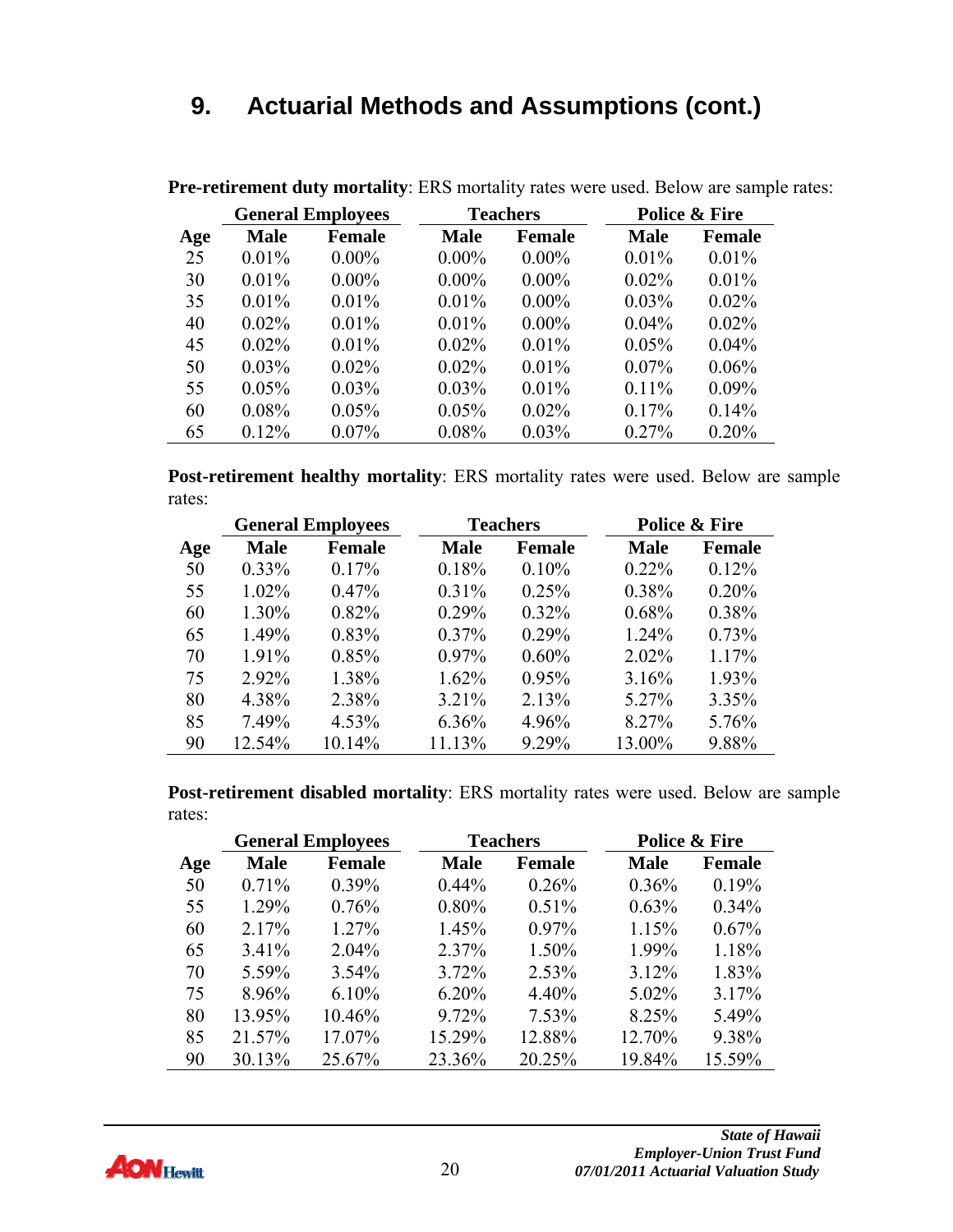# 9. Actuarial Methods and Assumptions (cont.)

**Pre-retirement duty mortality**: ERS mortality rates were used. Below are sample rates:

| | General Employees | | Teachers | | Police & Fire | |
|---|---|---|---|---|---|---|
| **Age** | **Male** | **Female** | **Male** | **Female** | **Male** | **Female** |
| 25 | 0.01% | 0.00% | 0.00% | 0.00% | 0.01% | 0.01% |
| 30 | 0.01% | 0.00% | 0.00% | 0.00% | 0.02% | 0.01% |
| 35 | 0.01% | 0.01% | 0.01% | 0.00% | 0.03% | 0.02% |
| 40 | 0.02% | 0.01% | 0.01% | 0.00% | 0.04% | 0.02% |
| 45 | 0.02% | 0.01% | 0.02% | 0.01% | 0.05% | 0.04% |
| 50 | 0.03% | 0.02% | 0.02% | 0.01% | 0.07% | 0.06% |
| 55 | 0.05% | 0.03% | 0.03% | 0.01% | 0.11% | 0.09% |
| 60 | 0.08% | 0.05% | 0.05% | 0.02% | 0.17% | 0.14% |
| 65 | 0.12% | 0.07% | 0.08% | 0.03% | 0.27% | 0.20% |

**Post-retirement healthy mortality**: ERS mortality rates were used. Below are sample rates:

| | General Employees | | Teachers | | Police & Fire | |
|---|---|---|---|---|---|---|
| **Age** | **Male** | **Female** | **Male** | **Female** | **Male** | **Female** |
| 50 | 0.33% | 0.17% | 0.18% | 0.10% | 0.22% | 0.12% |
| 55 | 1.02% | 0.47% | 0.31% | 0.25% | 0.38% | 0.20% |
| 60 | 1.30% | 0.82% | 0.29% | 0.32% | 0.68% | 0.38% |
| 65 | 1.49% | 0.83% | 0.37% | 0.29% | 1.24% | 0.73% |
| 70 | 1.91% | 0.85% | 0.97% | 0.60% | 2.02% | 1.17% |
| 75 | 2.92% | 1.38% | 1.62% | 0.95% | 3.16% | 1.93% |
| 80 | 4.38% | 2.38% | 3.21% | 2.13% | 5.27% | 3.35% |
| 85 | 7.49% | 4.53% | 6.36% | 4.96% | 8.27% | 5.76% |
| 90 | 12.54% | 10.14% | 11.13% | 9.29% | 13.00% | 9.88% |

**Post-retirement disabled mortality**: ERS mortality rates were used. Below are sample rates:

| | General Employees | | Teachers | | Police & Fire | |
|---|---|---|---|---|---|---|
| **Age** | **Male** | **Female** | **Male** | **Female** | **Male** | **Female** |
| 50 | 0.71% | 0.39% | 0.44% | 0.26% | 0.36% | 0.19% |
| 55 | 1.29% | 0.76% | 0.80% | 0.51% | 0.63% | 0.34% |
| 60 | 2.17% | 1.27% | 1.45% | 0.97% | 1.15% | 0.67% |
| 65 | 3.41% | 2.04% | 2.37% | 1.50% | 1.99% | 1.18% |
| 70 | 5.59% | 3.54% | 3.72% | 2.53% | 3.12% | 1.83% |
| 75 | 8.96% | 6.10% | 6.20% | 4.40% | 5.02% | 3.17% |
| 80 | 13.95% | 10.46% | 9.72% | 7.53% | 8.25% | 5.49% |
| 85 | 21.57% | 17.07% | 15.29% | 12.88% | 12.70% | 9.38% |
| 90 | 30.13% | 25.67% | 23.36% | 20.25% | 19.84% | 15.59% |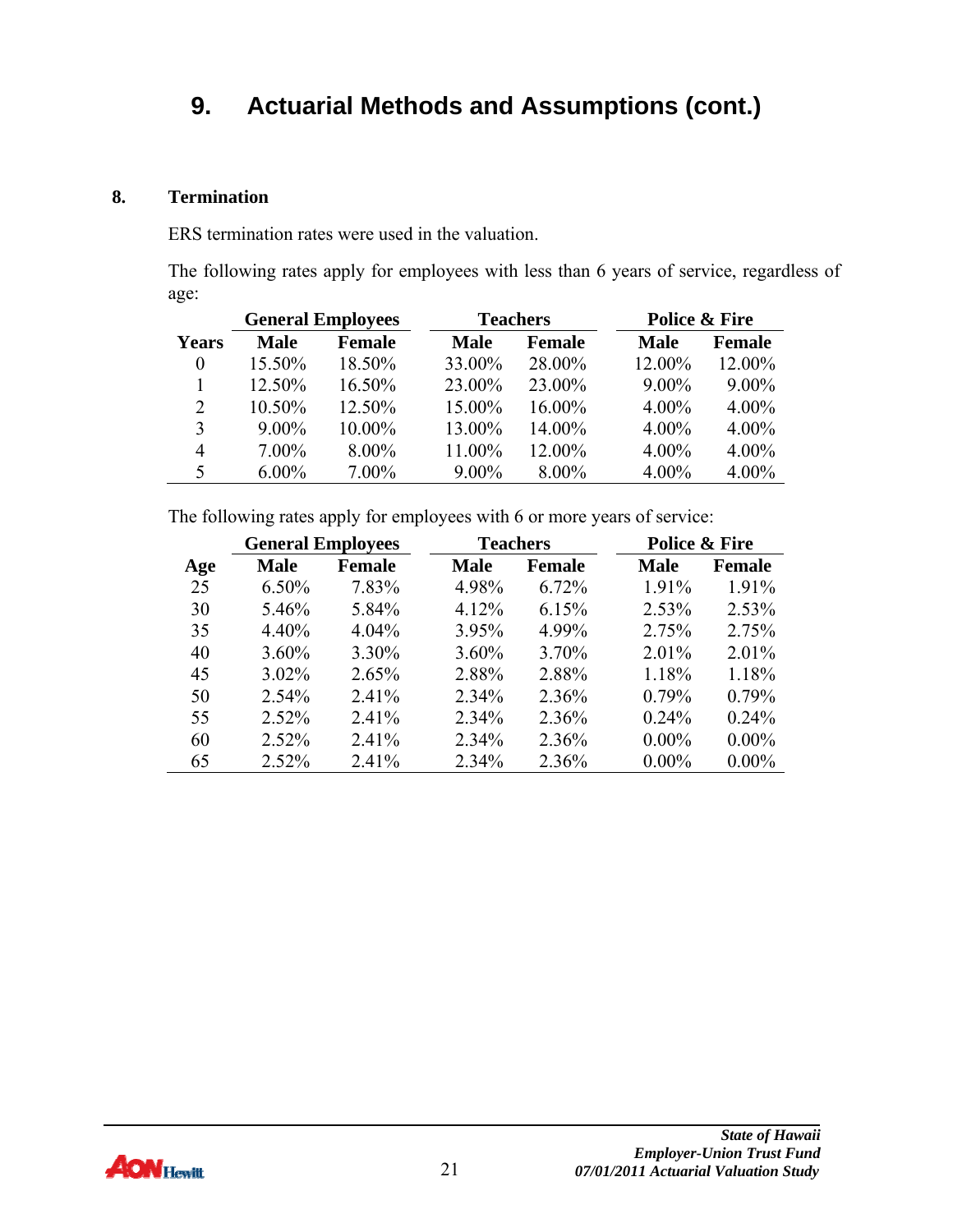# 9. Actuarial Methods and Assumptions (cont.)

**8. Termination**

ERS termination rates were used in the valuation.

The following rates apply for employees with less than 6 years of service, regardless of age:

| | General Employees | | Teachers | | Police & Fire | |
|---|---|---|---|---|---|---|
| **Years** | **Male** | **Female** | **Male** | **Female** | **Male** | **Female** |
| 0 | 15.50% | 18.50% | 33.00% | 28.00% | 12.00% | 12.00% |
| 1 | 12.50% | 16.50% | 23.00% | 23.00% | 9.00% | 9.00% |
| 2 | 10.50% | 12.50% | 15.00% | 16.00% | 4.00% | 4.00% |
| 3 | 9.00% | 10.00% | 13.00% | 14.00% | 4.00% | 4.00% |
| 4 | 7.00% | 8.00% | 11.00% | 12.00% | 4.00% | 4.00% |
| 5 | 6.00% | 7.00% | 9.00% | 8.00% | 4.00% | 4.00% |

The following rates apply for employees with 6 or more years of service:

| | General Employees | | Teachers | | Police & Fire | |
|---|---|---|---|---|---|---|
| **Age** | **Male** | **Female** | **Male** | **Female** | **Male** | **Female** |
| 25 | 6.50% | 7.83% | 4.98% | 6.72% | 1.91% | 1.91% |
| 30 | 5.46% | 5.84% | 4.12% | 6.15% | 2.53% | 2.53% |
| 35 | 4.40% | 4.04% | 3.95% | 4.99% | 2.75% | 2.75% |
| 40 | 3.60% | 3.30% | 3.60% | 3.70% | 2.01% | 2.01% |
| 45 | 3.02% | 2.65% | 2.88% | 2.88% | 1.18% | 1.18% |
| 50 | 2.54% | 2.41% | 2.34% | 2.36% | 0.79% | 0.79% |
| 55 | 2.52% | 2.41% | 2.34% | 2.36% | 0.24% | 0.24% |
| 60 | 2.52% | 2.41% | 2.34% | 2.36% | 0.00% | 0.00% |
| 65 | 2.52% | 2.41% | 2.34% | 2.36% | 0.00% | 0.00% |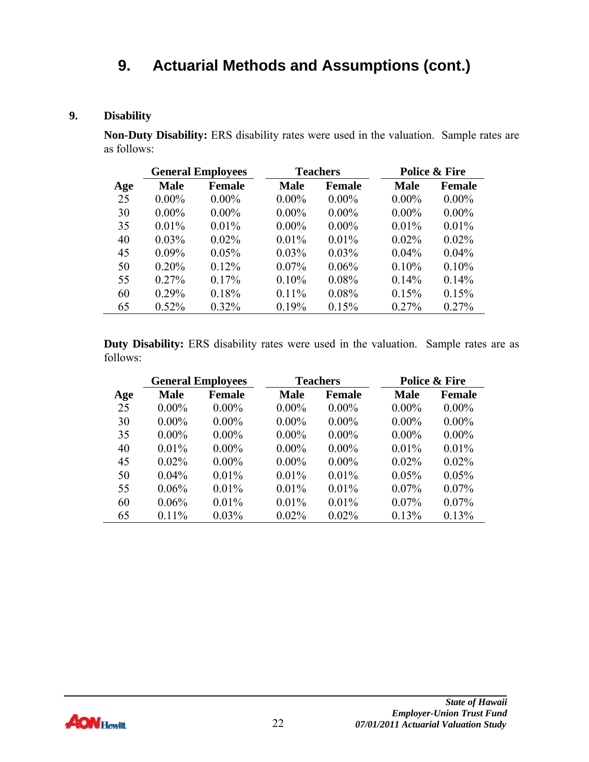# 9. Actuarial Methods and Assumptions (cont.)

**9. Disability**

**Non-Duty Disability:** ERS disability rates were used in the valuation. Sample rates are as follows:

| | General Employees | | Teachers | | Police & Fire | |
|---|---|---|---|---|---|---|
| **Age** | **Male** | **Female** | **Male** | **Female** | **Male** | **Female** |
| 25 | 0.00% | 0.00% | 0.00% | 0.00% | 0.00% | 0.00% |
| 30 | 0.00% | 0.00% | 0.00% | 0.00% | 0.00% | 0.00% |
| 35 | 0.01% | 0.01% | 0.00% | 0.00% | 0.01% | 0.01% |
| 40 | 0.03% | 0.02% | 0.01% | 0.01% | 0.02% | 0.02% |
| 45 | 0.09% | 0.05% | 0.03% | 0.03% | 0.04% | 0.04% |
| 50 | 0.20% | 0.12% | 0.07% | 0.06% | 0.10% | 0.10% |
| 55 | 0.27% | 0.17% | 0.10% | 0.08% | 0.14% | 0.14% |
| 60 | 0.29% | 0.18% | 0.11% | 0.08% | 0.15% | 0.15% |
| 65 | 0.52% | 0.32% | 0.19% | 0.15% | 0.27% | 0.27% |

**Duty Disability:** ERS disability rates were used in the valuation. Sample rates are as follows:

| | General Employees | | Teachers | | Police & Fire | |
|---|---|---|---|---|---|---|
| **Age** | **Male** | **Female** | **Male** | **Female** | **Male** | **Female** |
| 25 | 0.00% | 0.00% | 0.00% | 0.00% | 0.00% | 0.00% |
| 30 | 0.00% | 0.00% | 0.00% | 0.00% | 0.00% | 0.00% |
| 35 | 0.00% | 0.00% | 0.00% | 0.00% | 0.00% | 0.00% |
| 40 | 0.01% | 0.00% | 0.00% | 0.00% | 0.01% | 0.01% |
| 45 | 0.02% | 0.00% | 0.00% | 0.00% | 0.02% | 0.02% |
| 50 | 0.04% | 0.01% | 0.01% | 0.01% | 0.05% | 0.05% |
| 55 | 0.06% | 0.01% | 0.01% | 0.01% | 0.07% | 0.07% |
| 60 | 0.06% | 0.01% | 0.01% | 0.01% | 0.07% | 0.07% |
| 65 | 0.11% | 0.03% | 0.02% | 0.02% | 0.13% | 0.13% |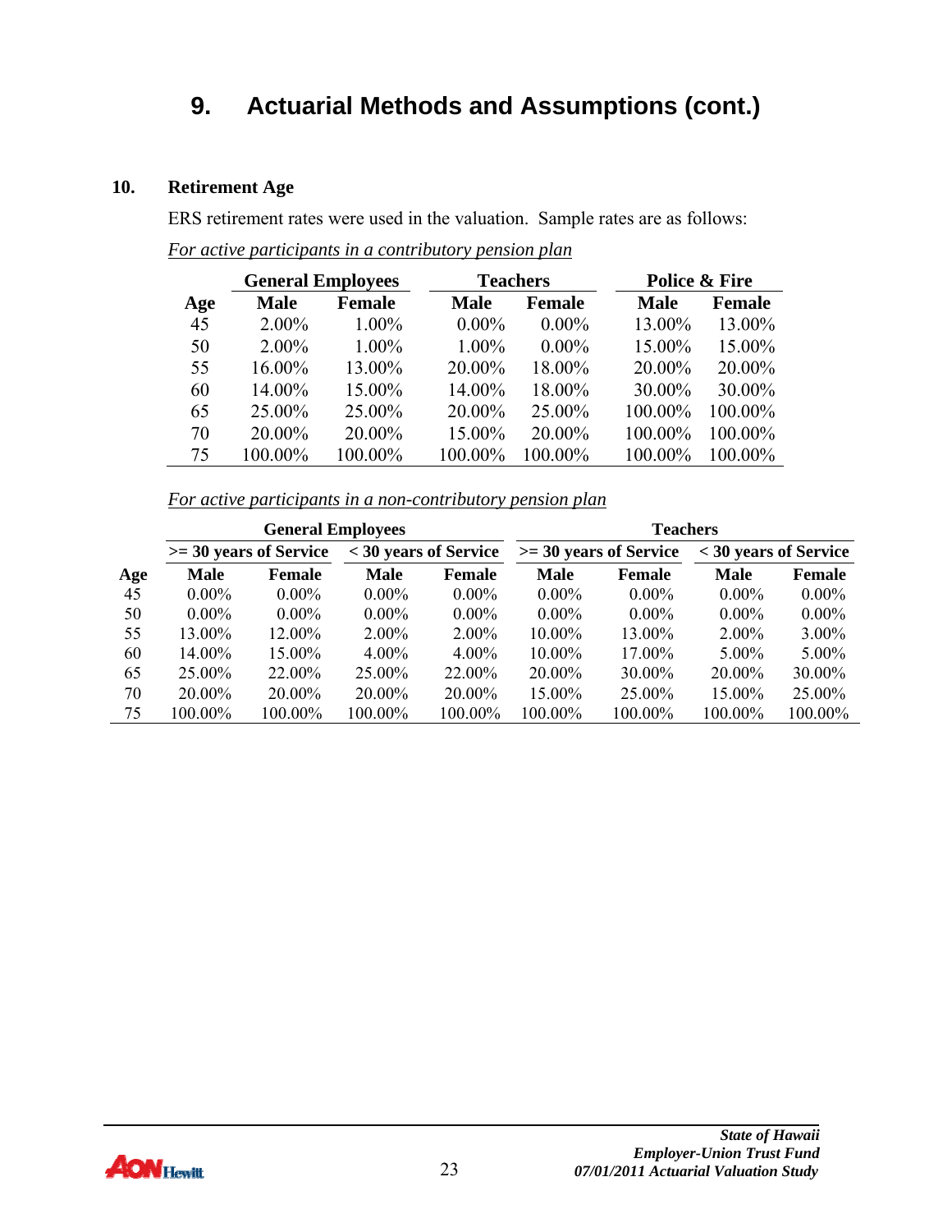# 9. Actuarial Methods and Assumptions (cont.)

**10. Retirement Age**

ERS retirement rates were used in the valuation. Sample rates are as follows:

*For active participants in a contributory pension plan*

| | General Employees | | Teachers | | Police & Fire | |
|---|---|---|---|---|---|---|
| **Age** | **Male** | **Female** | **Male** | **Female** | **Male** | **Female** |
| 45 | 2.00% | 1.00% | 0.00% | 0.00% | 13.00% | 13.00% |
| 50 | 2.00% | 1.00% | 1.00% | 0.00% | 15.00% | 15.00% |
| 55 | 16.00% | 13.00% | 20.00% | 18.00% | 20.00% | 20.00% |
| 60 | 14.00% | 15.00% | 14.00% | 18.00% | 30.00% | 30.00% |
| 65 | 25.00% | 25.00% | 20.00% | 25.00% | 100.00% | 100.00% |
| 70 | 20.00% | 20.00% | 15.00% | 20.00% | 100.00% | 100.00% |
| 75 | 100.00% | 100.00% | 100.00% | 100.00% | 100.00% | 100.00% |

*For active participants in a non-contributory pension plan*

| | General Employees | | | | Teachers | | | |
|---|---|---|---|---|---|---|---|---|
| | >= 30 years of Service | | < 30 years of Service | | >= 30 years of Service | | < 30 years of Service | |
| **Age** | **Male** | **Female** | **Male** | **Female** | **Male** | **Female** | **Male** | **Female** |
| 45 | 0.00% | 0.00% | 0.00% | 0.00% | 0.00% | 0.00% | 0.00% | 0.00% |
| 50 | 0.00% | 0.00% | 0.00% | 0.00% | 0.00% | 0.00% | 0.00% | 0.00% |
| 55 | 13.00% | 12.00% | 2.00% | 2.00% | 10.00% | 13.00% | 2.00% | 3.00% |
| 60 | 14.00% | 15.00% | 4.00% | 4.00% | 10.00% | 17.00% | 5.00% | 5.00% |
| 65 | 25.00% | 22.00% | 25.00% | 22.00% | 20.00% | 30.00% | 20.00% | 30.00% |
| 70 | 20.00% | 20.00% | 20.00% | 20.00% | 15.00% | 25.00% | 15.00% | 25.00% |
| 75 | 100.00% | 100.00% | 100.00% | 100.00% | 100.00% | 100.00% | 100.00% | 100.00% |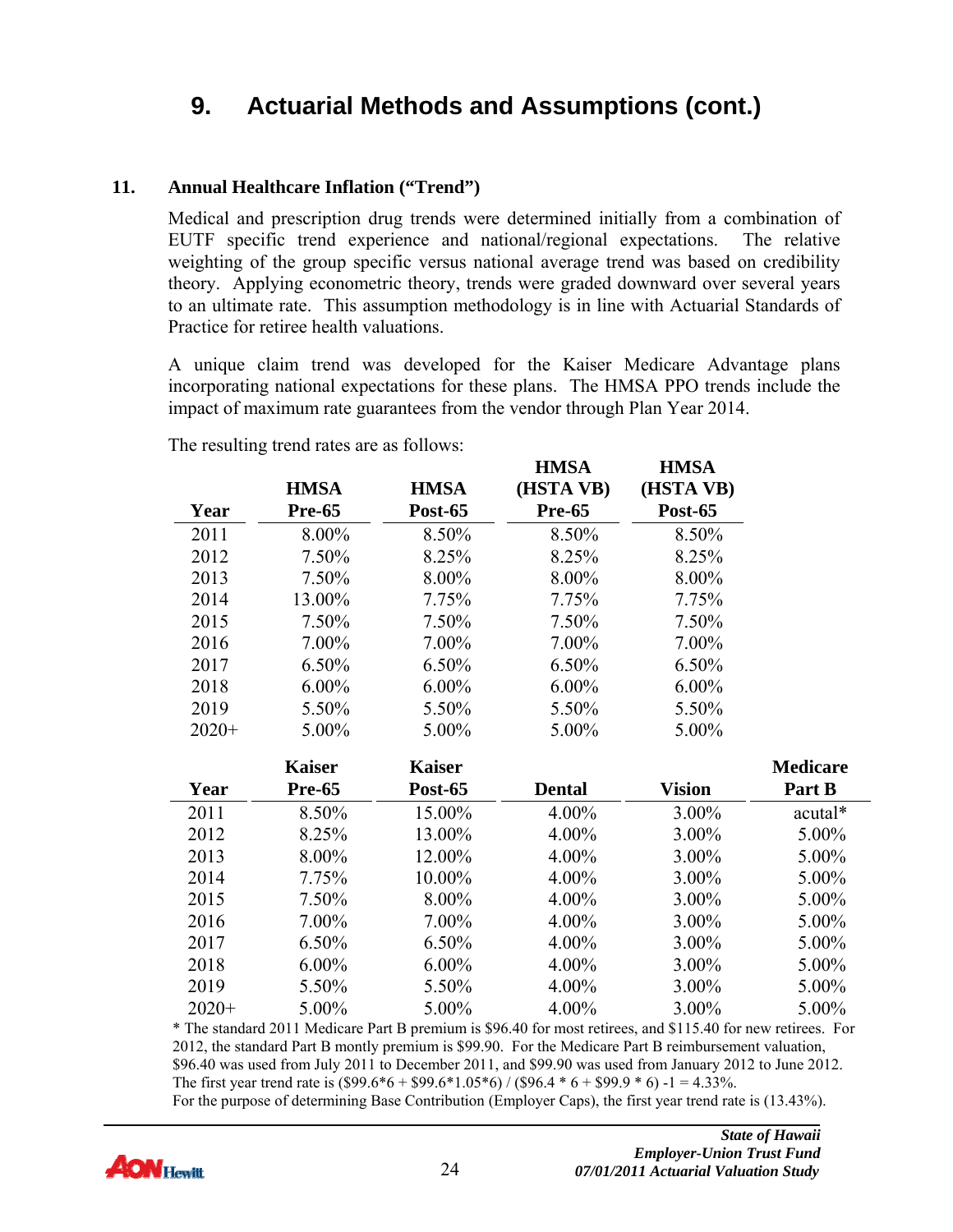# 9. Actuarial Methods and Assumptions (cont.)

**11. Annual Healthcare Inflation ("Trend")**

Medical and prescription drug trends were determined initially from a combination of EUTF specific trend experience and national/regional expectations. The relative weighting of the group specific versus national average trend was based on credibility theory. Applying econometric theory, trends were graded downward over several years to an ultimate rate. This assumption methodology is in line with Actuarial Standards of Practice for retiree health valuations.

A unique claim trend was developed for the Kaiser Medicare Advantage plans incorporating national expectations for these plans. The HMSA PPO trends include the impact of maximum rate guarantees from the vendor through Plan Year 2014.

The resulting trend rates are as follows:

| Year | HMSA Pre-65 | HMSA Post-65 | HMSA (HSTA VB) Pre-65 | HMSA (HSTA VB) Post-65 |
|---|---|---|---|---|
| 2011 | 8.00% | 8.50% | 8.50% | 8.50% |
| 2012 | 7.50% | 8.25% | 8.25% | 8.25% |
| 2013 | 7.50% | 8.00% | 8.00% | 8.00% |
| 2014 | 13.00% | 7.75% | 7.75% | 7.75% |
| 2015 | 7.50% | 7.50% | 7.50% | 7.50% |
| 2016 | 7.00% | 7.00% | 7.00% | 7.00% |
| 2017 | 6.50% | 6.50% | 6.50% | 6.50% |
| 2018 | 6.00% | 6.00% | 6.00% | 6.00% |
| 2019 | 5.50% | 5.50% | 5.50% | 5.50% |
| 2020+ | 5.00% | 5.00% | 5.00% | 5.00% |

| Year | Kaiser Pre-65 | Kaiser Post-65 | Dental | Vision | Medicare Part B |
|---|---|---|---|---|---|
| 2011 | 8.50% | 15.00% | 4.00% | 3.00% | acutal* |
| 2012 | 8.25% | 13.00% | 4.00% | 3.00% | 5.00% |
| 2013 | 8.00% | 12.00% | 4.00% | 3.00% | 5.00% |
| 2014 | 7.75% | 10.00% | 4.00% | 3.00% | 5.00% |
| 2015 | 7.50% | 8.00% | 4.00% | 3.00% | 5.00% |
| 2016 | 7.00% | 7.00% | 4.00% | 3.00% | 5.00% |
| 2017 | 6.50% | 6.50% | 4.00% | 3.00% | 5.00% |
| 2018 | 6.00% | 6.00% | 4.00% | 3.00% | 5.00% |
| 2019 | 5.50% | 5.50% | 4.00% | 3.00% | 5.00% |
| 2020+ | 5.00% | 5.00% | 4.00% | 3.00% | 5.00% |

\* The standard 2011 Medicare Part B premium is $96.40 for most retirees, and $115.40 for new retirees. For 2012, the standard Part B montly premium is $99.90. For the Medicare Part B reimbursement valuation, $96.40 was used from July 2011 to December 2011, and $99.90 was used from January 2012 to June 2012. The first year trend rate is ($99.6*6 + $99.6*1.05*6) / ($96.4 * 6 + $99.9 * 6) -1 = 4.33%.
For the purpose of determining Base Contribution (Employer Caps), the first year trend rate is (13.43%).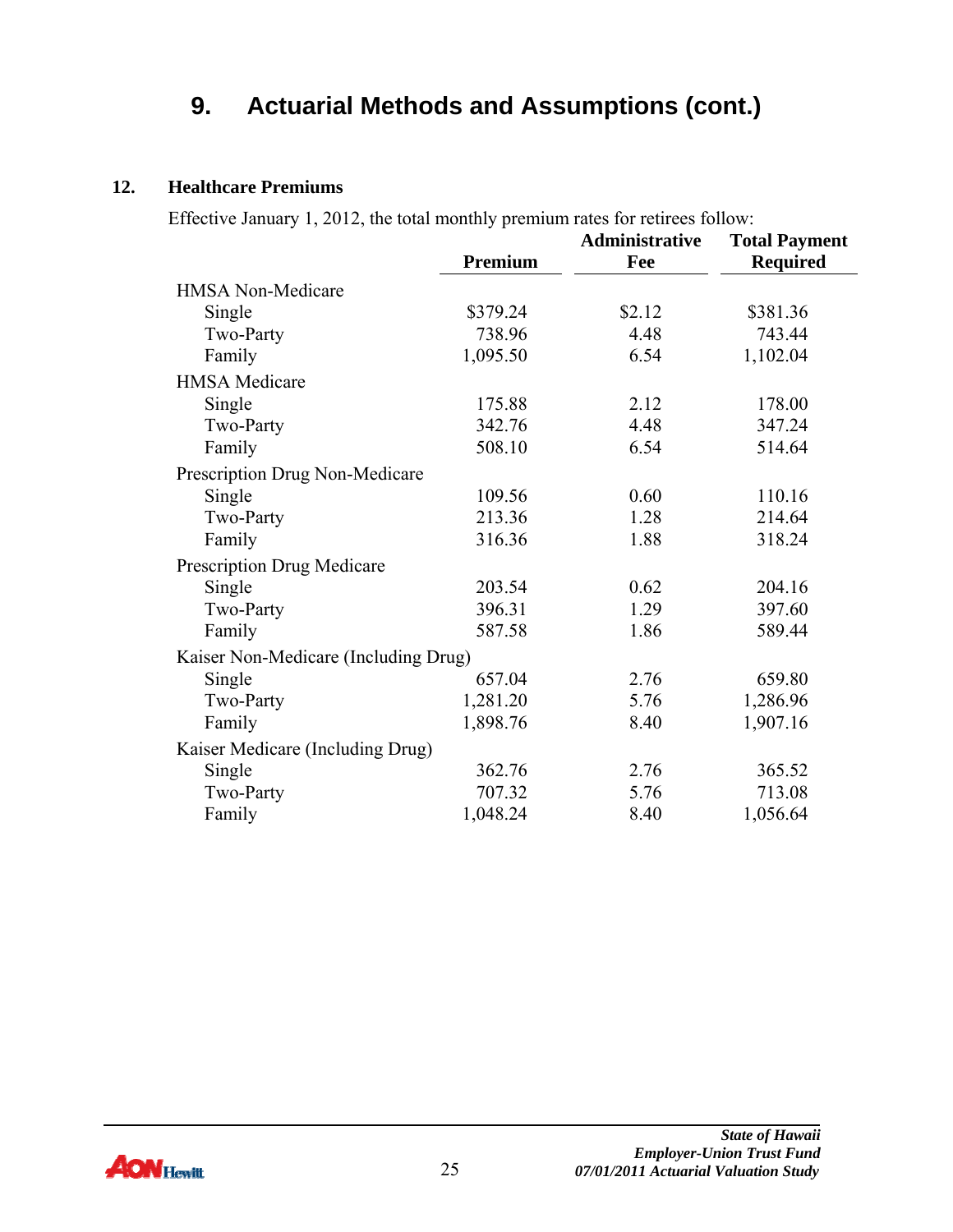# 9. Actuarial Methods and Assumptions (cont.)

## 12. Healthcare Premiums

Effective January 1, 2012, the total monthly premium rates for retirees follow:

| | Premium | Administrative Fee | Total Payment Required |
|---|---|---|---|
| HMSA Non-Medicare | | | |
| Single | $379.24 | $2.12 | $381.36 |
| Two-Party | 738.96 | 4.48 | 743.44 |
| Family | 1,095.50 | 6.54 | 1,102.04 |
| HMSA Medicare | | | |
| Single | 175.88 | 2.12 | 178.00 |
| Two-Party | 342.76 | 4.48 | 347.24 |
| Family | 508.10 | 6.54 | 514.64 |
| Prescription Drug Non-Medicare | | | |
| Single | 109.56 | 0.60 | 110.16 |
| Two-Party | 213.36 | 1.28 | 214.64 |
| Family | 316.36 | 1.88 | 318.24 |
| Prescription Drug Medicare | | | |
| Single | 203.54 | 0.62 | 204.16 |
| Two-Party | 396.31 | 1.29 | 397.60 |
| Family | 587.58 | 1.86 | 589.44 |
| Kaiser Non-Medicare (Including Drug) | | | |
| Single | 657.04 | 2.76 | 659.80 |
| Two-Party | 1,281.20 | 5.76 | 1,286.96 |
| Family | 1,898.76 | 8.40 | 1,907.16 |
| Kaiser Medicare (Including Drug) | | | |
| Single | 362.76 | 2.76 | 365.52 |
| Two-Party | 707.32 | 5.76 | 713.08 |
| Family | 1,048.24 | 8.40 | 1,056.64 |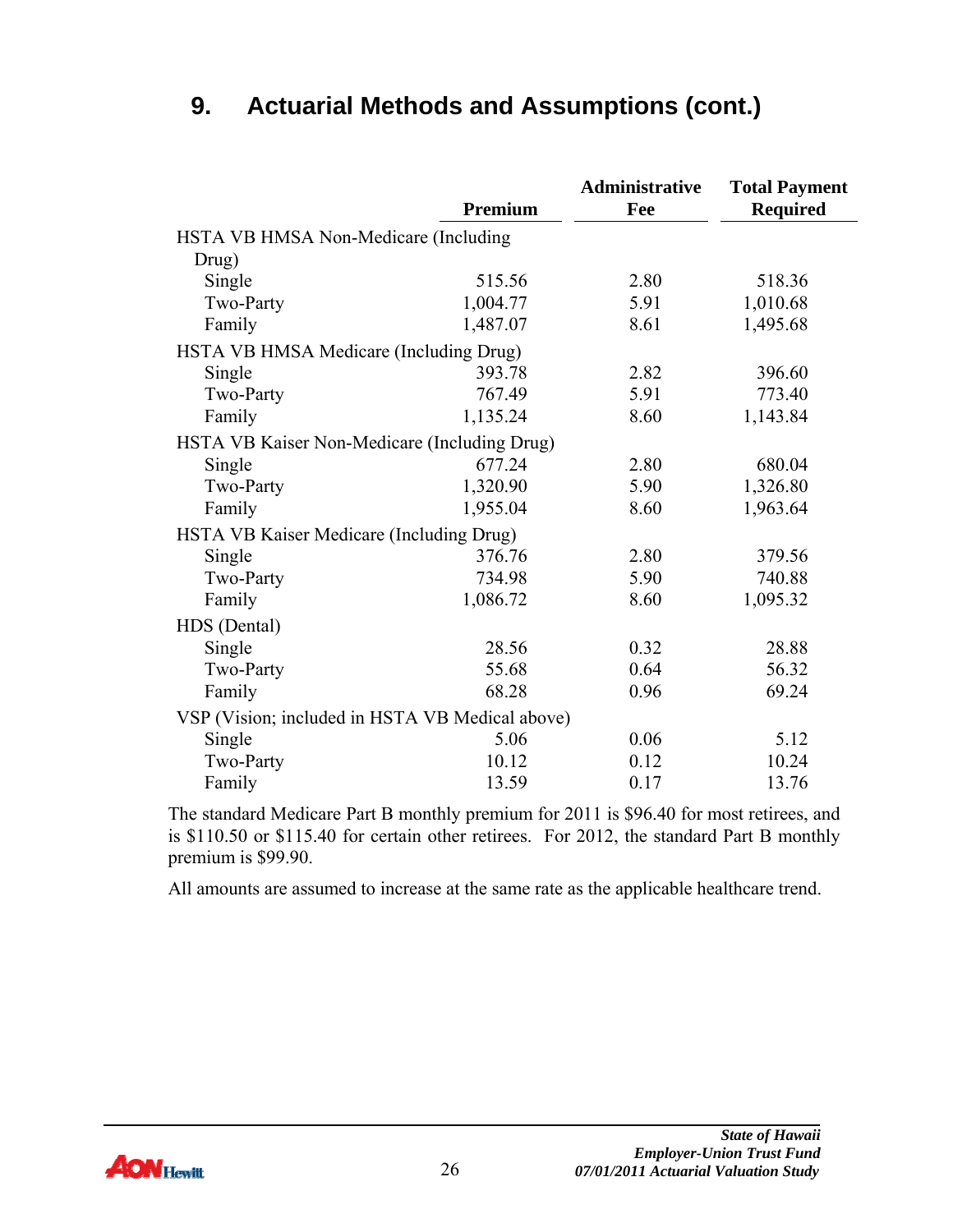# 9. Actuarial Methods and Assumptions (cont.)

| | Premium | Administrative Fee | Total Payment Required |
|---|---|---|---|
| HSTA VB HMSA Non-Medicare (Including Drug) | | | |
| Single | 515.56 | 2.80 | 518.36 |
| Two-Party | 1,004.77 | 5.91 | 1,010.68 |
| Family | 1,487.07 | 8.61 | 1,495.68 |
| HSTA VB HMSA Medicare (Including Drug) | | | |
| Single | 393.78 | 2.82 | 396.60 |
| Two-Party | 767.49 | 5.91 | 773.40 |
| Family | 1,135.24 | 8.60 | 1,143.84 |
| HSTA VB Kaiser Non-Medicare (Including Drug) | | | |
| Single | 677.24 | 2.80 | 680.04 |
| Two-Party | 1,320.90 | 5.90 | 1,326.80 |
| Family | 1,955.04 | 8.60 | 1,963.64 |
| HSTA VB Kaiser Medicare (Including Drug) | | | |
| Single | 376.76 | 2.80 | 379.56 |
| Two-Party | 734.98 | 5.90 | 740.88 |
| Family | 1,086.72 | 8.60 | 1,095.32 |
| HDS (Dental) | | | |
| Single | 28.56 | 0.32 | 28.88 |
| Two-Party | 55.68 | 0.64 | 56.32 |
| Family | 68.28 | 0.96 | 69.24 |
| VSP (Vision; included in HSTA VB Medical above) | | | |
| Single | 5.06 | 0.06 | 5.12 |
| Two-Party | 10.12 | 0.12 | 10.24 |
| Family | 13.59 | 0.17 | 13.76 |

The standard Medicare Part B monthly premium for 2011 is $96.40 for most retirees, and is $110.50 or $115.40 for certain other retirees. For 2012, the standard Part B monthly premium is $99.90.

All amounts are assumed to increase at the same rate as the applicable healthcare trend.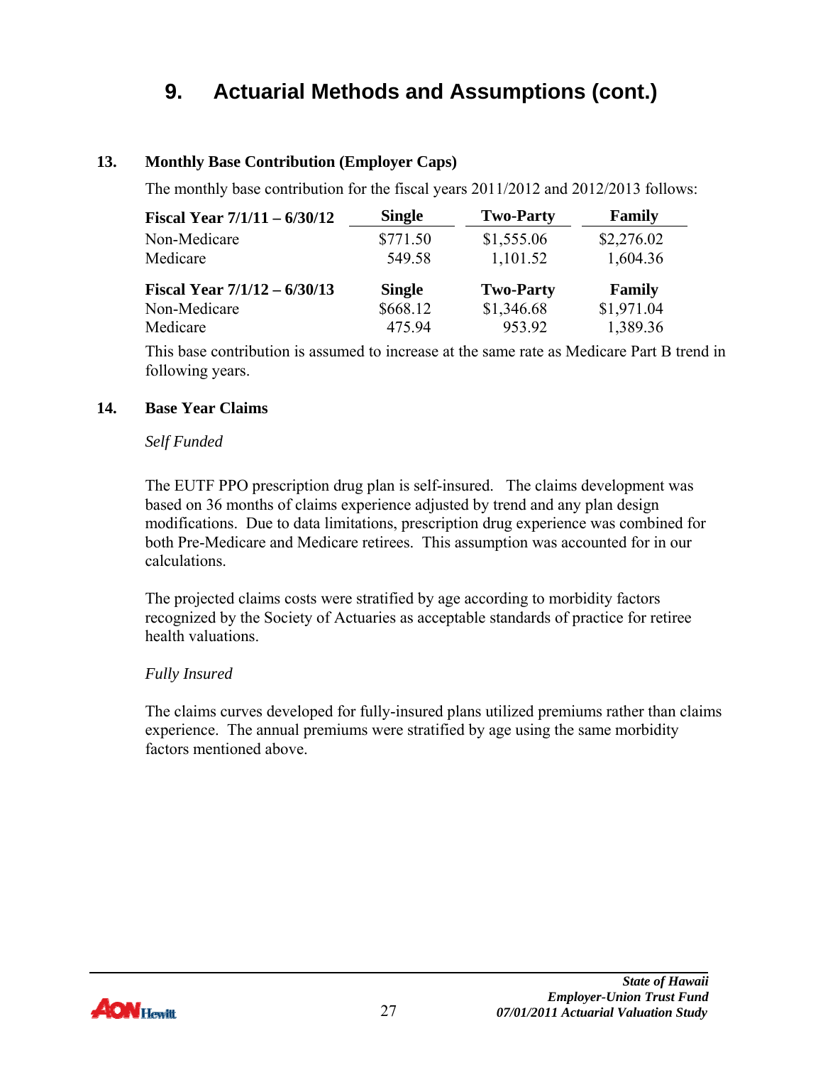# 9. Actuarial Methods and Assumptions (cont.)

## 13. Monthly Base Contribution (Employer Caps)

The monthly base contribution for the fiscal years 2011/2012 and 2012/2013 follows:

| Fiscal Year 7/1/11 – 6/30/12 | Single | Two-Party | Family |
|---|---|---|---|
| Non-Medicare | $771.50 | $1,555.06 | $2,276.02 |
| Medicare | 549.58 | 1,101.52 | 1,604.36 |
| **Fiscal Year 7/1/12 – 6/30/13** | **Single** | **Two-Party** | **Family** |
| Non-Medicare | $668.12 | $1,346.68 | $1,971.04 |
| Medicare | 475.94 | 953.92 | 1,389.36 |

This base contribution is assumed to increase at the same rate as Medicare Part B trend in following years.

## 14. Base Year Claims

*Self Funded*

The EUTF PPO prescription drug plan is self-insured. The claims development was based on 36 months of claims experience adjusted by trend and any plan design modifications. Due to data limitations, prescription drug experience was combined for both Pre-Medicare and Medicare retirees. This assumption was accounted for in our calculations.

The projected claims costs were stratified by age according to morbidity factors recognized by the Society of Actuaries as acceptable standards of practice for retiree health valuations.

*Fully Insured*

The claims curves developed for fully-insured plans utilized premiums rather than claims experience. The annual premiums were stratified by age using the same morbidity factors mentioned above.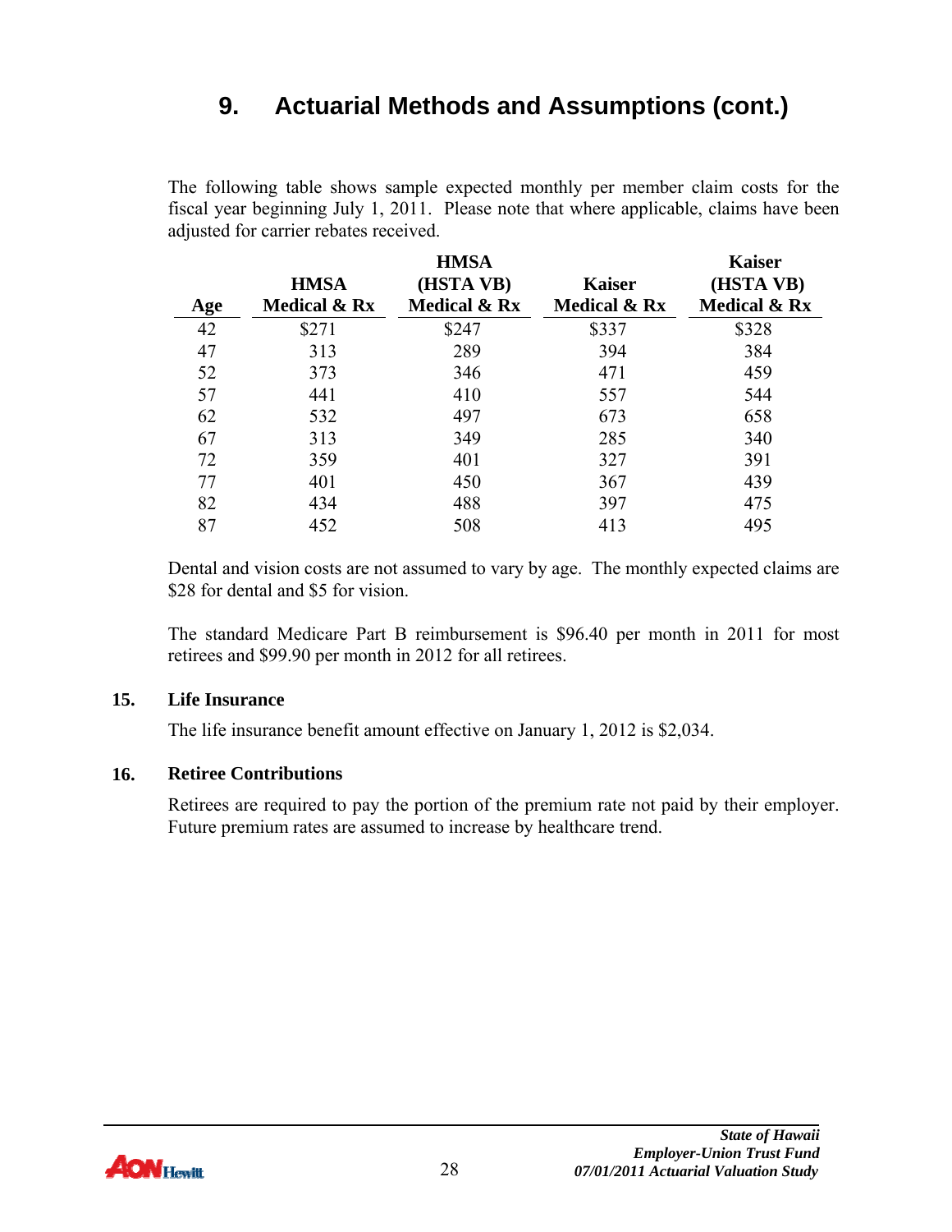# 9. Actuarial Methods and Assumptions (cont.)

The following table shows sample expected monthly per member claim costs for the fiscal year beginning July 1, 2011. Please note that where applicable, claims have been adjusted for carrier rebates received.

| Age | HMSA Medical & Rx | HMSA (HSTA VB) Medical & Rx | Kaiser Medical & Rx | Kaiser (HSTA VB) Medical & Rx |
|---|---|---|---|---|
| 42 | $271 | $247 | $337 | $328 |
| 47 | 313 | 289 | 394 | 384 |
| 52 | 373 | 346 | 471 | 459 |
| 57 | 441 | 410 | 557 | 544 |
| 62 | 532 | 497 | 673 | 658 |
| 67 | 313 | 349 | 285 | 340 |
| 72 | 359 | 401 | 327 | 391 |
| 77 | 401 | 450 | 367 | 439 |
| 82 | 434 | 488 | 397 | 475 |
| 87 | 452 | 508 | 413 | 495 |

Dental and vision costs are not assumed to vary by age. The monthly expected claims are $28 for dental and $5 for vision.

The standard Medicare Part B reimbursement is $96.40 per month in 2011 for most retirees and $99.90 per month in 2012 for all retirees.

### 15. Life Insurance

The life insurance benefit amount effective on January 1, 2012 is $2,034.

### 16. Retiree Contributions

Retirees are required to pay the portion of the premium rate not paid by their employer. Future premium rates are assumed to increase by healthcare trend.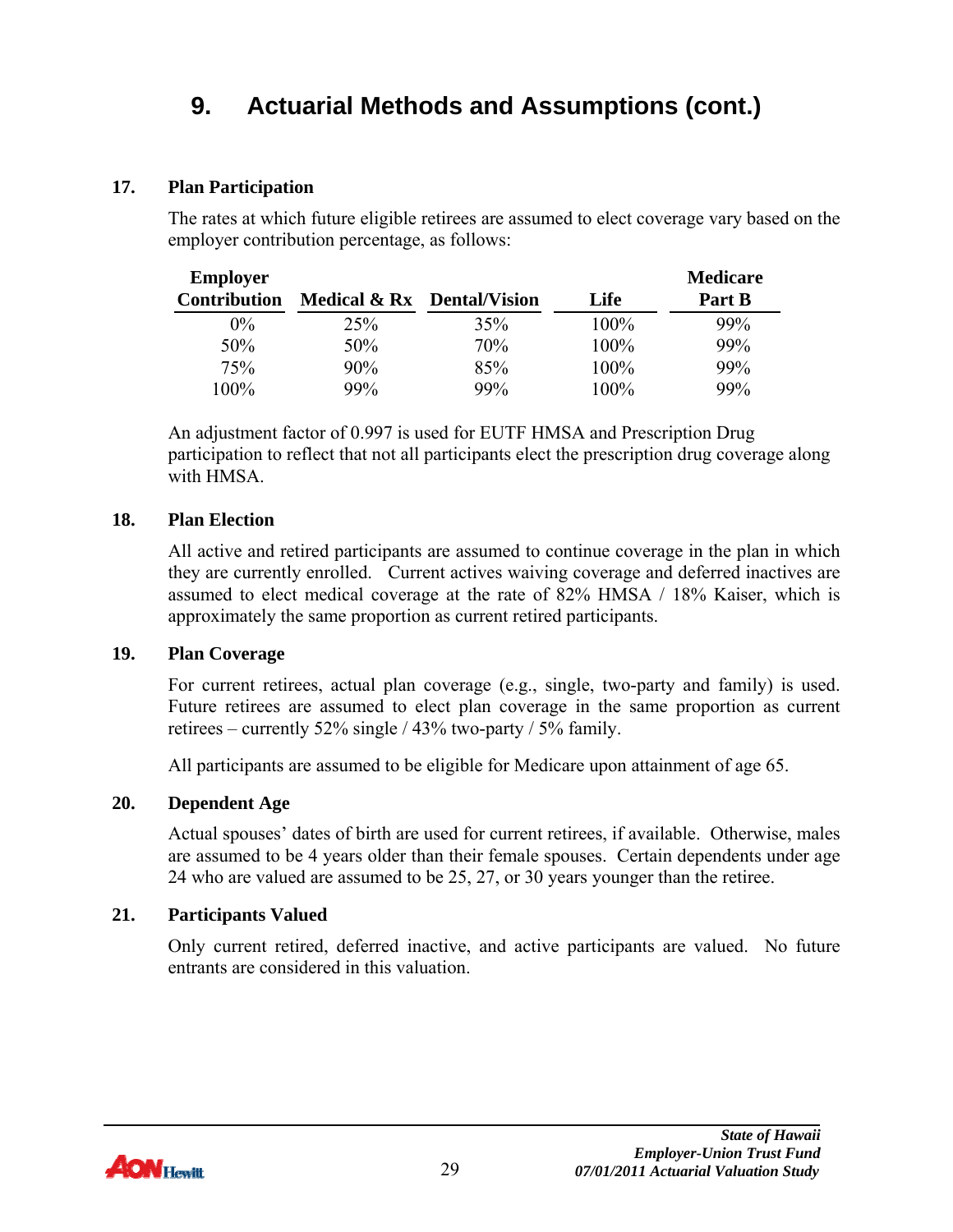# 9. Actuarial Methods and Assumptions (cont.)

**17. Plan Participation**

The rates at which future eligible retirees are assumed to elect coverage vary based on the employer contribution percentage, as follows:

| Employer Contribution | Medical & Rx | Dental/Vision | Life | Medicare Part B |
|---|---|---|---|---|
| 0% | 25% | 35% | 100% | 99% |
| 50% | 50% | 70% | 100% | 99% |
| 75% | 90% | 85% | 100% | 99% |
| 100% | 99% | 99% | 100% | 99% |

An adjustment factor of 0.997 is used for EUTF HMSA and Prescription Drug participation to reflect that not all participants elect the prescription drug coverage along with HMSA.

**18. Plan Election**

All active and retired participants are assumed to continue coverage in the plan in which they are currently enrolled. Current actives waiving coverage and deferred inactives are assumed to elect medical coverage at the rate of 82% HMSA / 18% Kaiser, which is approximately the same proportion as current retired participants.

**19. Plan Coverage**

For current retirees, actual plan coverage (e.g., single, two-party and family) is used. Future retirees are assumed to elect plan coverage in the same proportion as current retirees – currently 52% single / 43% two-party / 5% family.

All participants are assumed to be eligible for Medicare upon attainment of age 65.

**20. Dependent Age**

Actual spouses' dates of birth are used for current retirees, if available. Otherwise, males are assumed to be 4 years older than their female spouses. Certain dependents under age 24 who are valued are assumed to be 25, 27, or 30 years younger than the retiree.

**21. Participants Valued**

Only current retired, deferred inactive, and active participants are valued. No future entrants are considered in this valuation.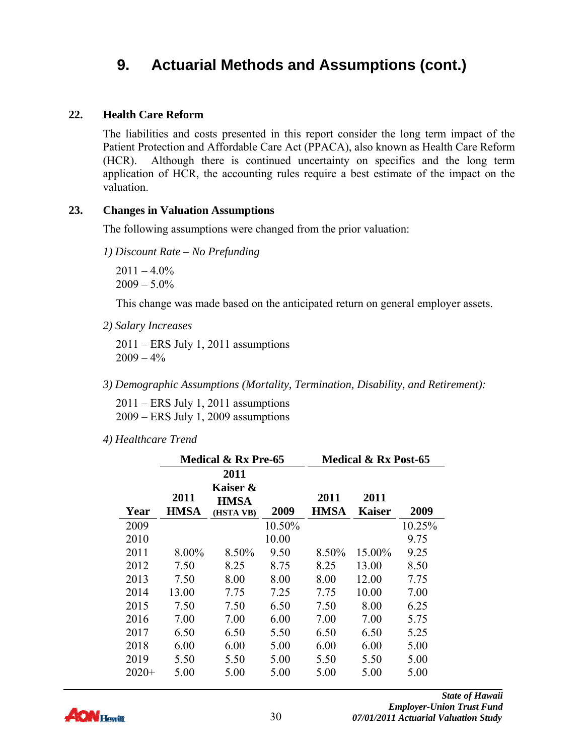# 9. Actuarial Methods and Assumptions (cont.)

**22. Health Care Reform**

The liabilities and costs presented in this report consider the long term impact of the Patient Protection and Affordable Care Act (PPACA), also known as Health Care Reform (HCR). Although there is continued uncertainty on specifics and the long term application of HCR, the accounting rules require a best estimate of the impact on the valuation.

**23. Changes in Valuation Assumptions**

The following assumptions were changed from the prior valuation:

*1) Discount Rate – No Prefunding*

2011 – 4.0%
2009 – 5.0%

This change was made based on the anticipated return on general employer assets.

*2) Salary Increases*

2011 – ERS July 1, 2011 assumptions
2009 – 4%

*3) Demographic Assumptions (Mortality, Termination, Disability, and Retirement):*

2011 – ERS July 1, 2011 assumptions
2009 – ERS July 1, 2009 assumptions

*4) Healthcare Trend*

| | Medical & Rx Pre-65 | | | Medical & Rx Post-65 | | |
|---|---|---|---|---|---|---|
| Year | 2011 HMSA | 2011 Kaiser & HMSA (HSTA VB) | 2009 | 2011 HMSA | 2011 Kaiser | 2009 |
| 2009 | | | 10.50% | | | 10.25% |
| 2010 | | | 10.00 | | | 9.75 |
| 2011 | 8.00% | 8.50% | 9.50 | 8.50% | 15.00% | 9.25 |
| 2012 | 7.50 | 8.25 | 8.75 | 8.25 | 13.00 | 8.50 |
| 2013 | 7.50 | 8.00 | 8.00 | 8.00 | 12.00 | 7.75 |
| 2014 | 13.00 | 7.75 | 7.25 | 7.75 | 10.00 | 7.00 |
| 2015 | 7.50 | 7.50 | 6.50 | 7.50 | 8.00 | 6.25 |
| 2016 | 7.00 | 7.00 | 6.00 | 7.00 | 7.00 | 5.75 |
| 2017 | 6.50 | 6.50 | 5.50 | 6.50 | 6.50 | 5.25 |
| 2018 | 6.00 | 6.00 | 5.00 | 6.00 | 6.00 | 5.00 |
| 2019 | 5.50 | 5.50 | 5.00 | 5.50 | 5.50 | 5.00 |
| 2020+ | 5.00 | 5.00 | 5.00 | 5.00 | 5.00 | 5.00 |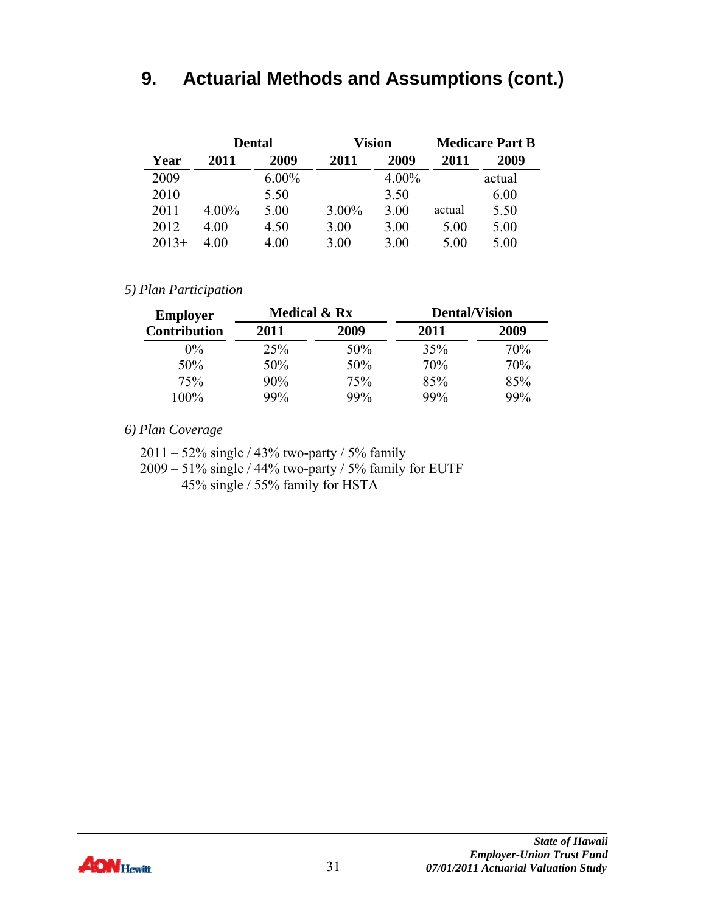# 9. Actuarial Methods and Assumptions (cont.)

| | Dental | | Vision | | Medicare Part B | |
|---|---|---|---|---|---|---|
| **Year** | **2011** | **2009** | **2011** | **2009** | **2011** | **2009** |
| 2009 | | 6.00% | | 4.00% | | actual |
| 2010 | | 5.50 | | 3.50 | | 6.00 |
| 2011 | 4.00% | 5.00 | 3.00% | 3.00 | actual | 5.50 |
| 2012 | 4.00 | 4.50 | 3.00 | 3.00 | 5.00 | 5.00 |
| 2013+ | 4.00 | 4.00 | 3.00 | 3.00 | 5.00 | 5.00 |

*5) Plan Participation*

| Employer | Medical & Rx | | Dental/Vision | |
|---|---|---|---|---|
| **Contribution** | **2011** | **2009** | **2011** | **2009** |
| 0% | 25% | 50% | 35% | 70% |
| 50% | 50% | 50% | 70% | 70% |
| 75% | 90% | 75% | 85% | 85% |
| 100% | 99% | 99% | 99% | 99% |

*6) Plan Coverage*

2011 – 52% single / 43% two-party / 5% family
2009 – 51% single / 44% two-party / 5% family for EUTF
45% single / 55% family for HSTA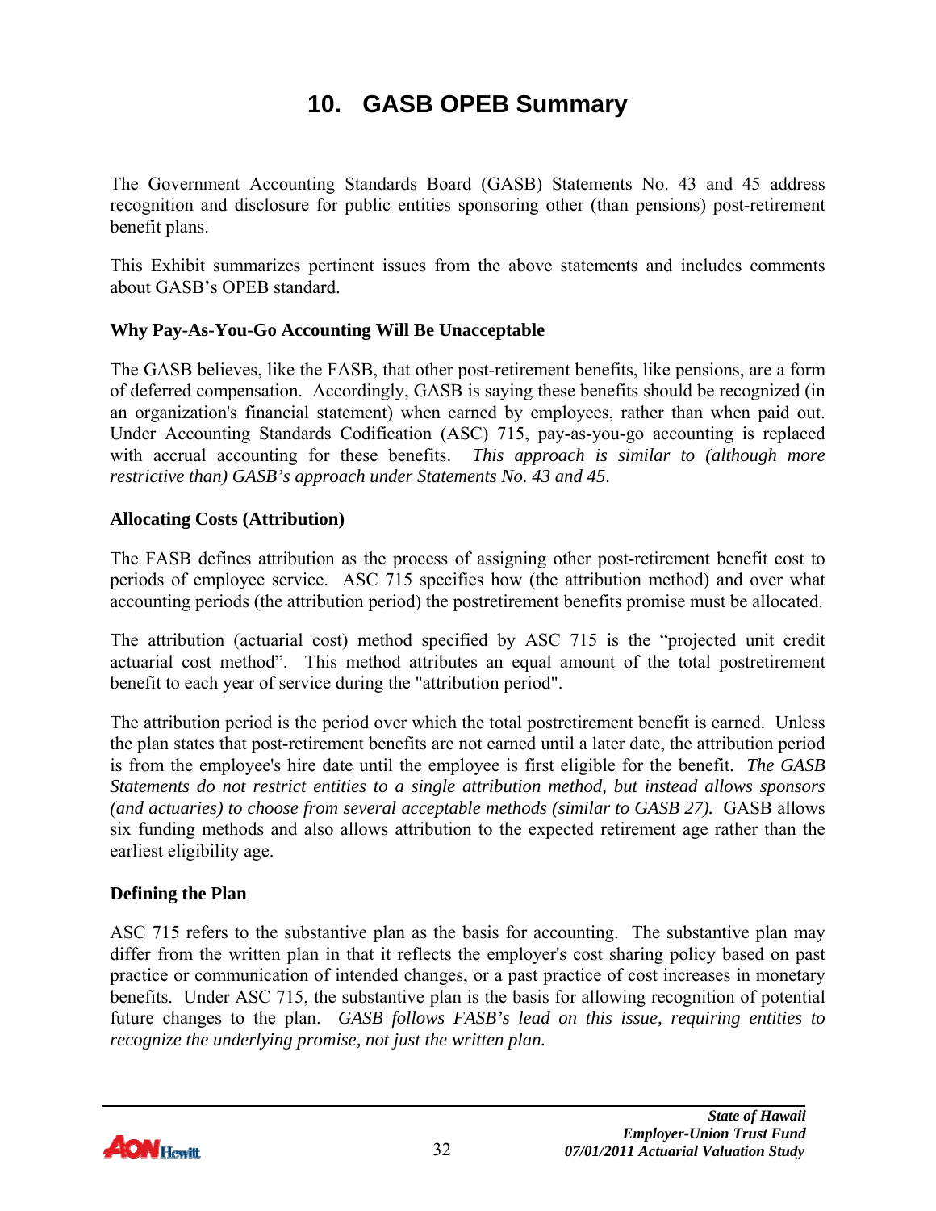# 10. GASB OPEB Summary

The Government Accounting Standards Board (GASB) Statements No. 43 and 45 address recognition and disclosure for public entities sponsoring other (than pensions) post-retirement benefit plans.

This Exhibit summarizes pertinent issues from the above statements and includes comments about GASB's OPEB standard.

**Why Pay-As-You-Go Accounting Will Be Unacceptable**

The GASB believes, like the FASB, that other post-retirement benefits, like pensions, are a form of deferred compensation. Accordingly, GASB is saying these benefits should be recognized (in an organization's financial statement) when earned by employees, rather than when paid out. Under Accounting Standards Codification (ASC) 715, pay-as-you-go accounting is replaced with accrual accounting for these benefits. *This approach is similar to (although more restrictive than) GASB's approach under Statements No. 43 and 45.*

**Allocating Costs (Attribution)**

The FASB defines attribution as the process of assigning other post-retirement benefit cost to periods of employee service. ASC 715 specifies how (the attribution method) and over what accounting periods (the attribution period) the postretirement benefits promise must be allocated.

The attribution (actuarial cost) method specified by ASC 715 is the "projected unit credit actuarial cost method". This method attributes an equal amount of the total postretirement benefit to each year of service during the "attribution period".

The attribution period is the period over which the total postretirement benefit is earned. Unless the plan states that post-retirement benefits are not earned until a later date, the attribution period is from the employee's hire date until the employee is first eligible for the benefit. *The GASB Statements do not restrict entities to a single attribution method, but instead allows sponsors (and actuaries) to choose from several acceptable methods (similar to GASB 27).* GASB allows six funding methods and also allows attribution to the expected retirement age rather than the earliest eligibility age.

**Defining the Plan**

ASC 715 refers to the substantive plan as the basis for accounting. The substantive plan may differ from the written plan in that it reflects the employer's cost sharing policy based on past practice or communication of intended changes, or a past practice of cost increases in monetary benefits. Under ASC 715, the substantive plan is the basis for allowing recognition of potential future changes to the plan. *GASB follows FASB's lead on this issue, requiring entities to recognize the underlying promise, not just the written plan.*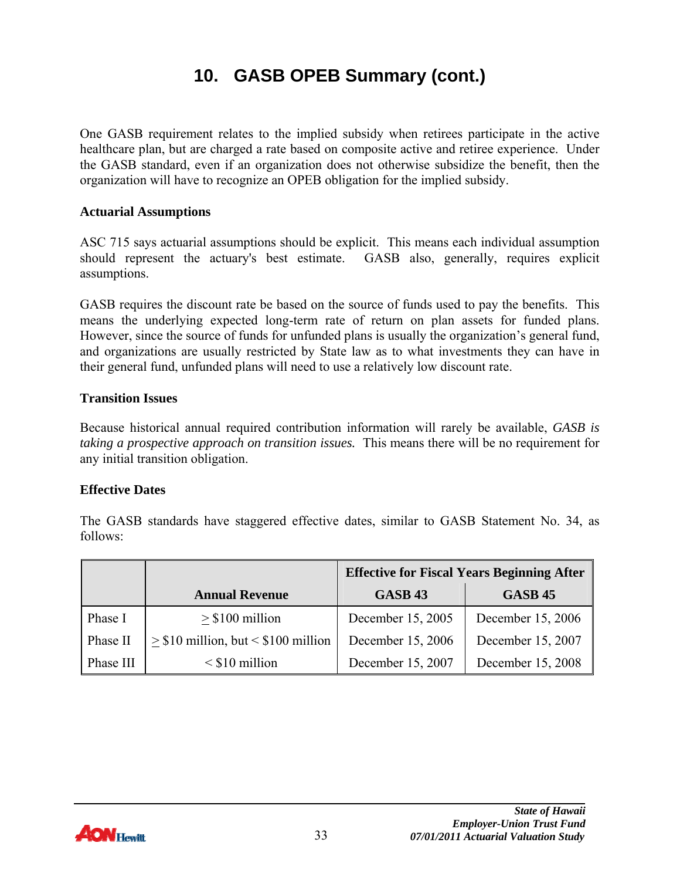# 10. GASB OPEB Summary (cont.)

One GASB requirement relates to the implied subsidy when retirees participate in the active healthcare plan, but are charged a rate based on composite active and retiree experience. Under the GASB standard, even if an organization does not otherwise subsidize the benefit, then the organization will have to recognize an OPEB obligation for the implied subsidy.

**Actuarial Assumptions**

ASC 715 says actuarial assumptions should be explicit. This means each individual assumption should represent the actuary's best estimate. GASB also, generally, requires explicit assumptions.

GASB requires the discount rate be based on the source of funds used to pay the benefits. This means the underlying expected long-term rate of return on plan assets for funded plans. However, since the source of funds for unfunded plans is usually the organization's general fund, and organizations are usually restricted by State law as to what investments they can have in their general fund, unfunded plans will need to use a relatively low discount rate.

**Transition Issues**

Because historical annual required contribution information will rarely be available, *GASB is taking a prospective approach on transition issues.* This means there will be no requirement for any initial transition obligation.

**Effective Dates**

The GASB standards have staggered effective dates, similar to GASB Statement No. 34, as follows:

| | | **Effective for Fiscal Years Beginning After** | |
|---|---|---|---|
| | **Annual Revenue** | **GASB 43** | **GASB 45** |
| Phase I | ≥ $100 million | December 15, 2005 | December 15, 2006 |
| Phase II | ≥ $10 million, but < $100 million | December 15, 2006 | December 15, 2007 |
| Phase III | < $10 million | December 15, 2007 | December 15, 2008 |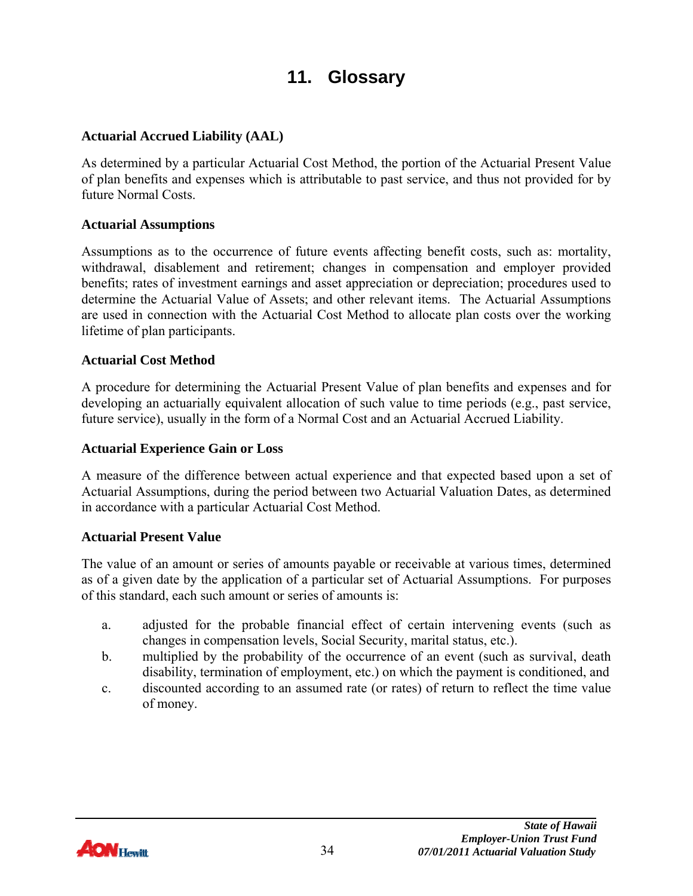# 11. Glossary

**Actuarial Accrued Liability (AAL)**

As determined by a particular Actuarial Cost Method, the portion of the Actuarial Present Value of plan benefits and expenses which is attributable to past service, and thus not provided for by future Normal Costs.

**Actuarial Assumptions**

Assumptions as to the occurrence of future events affecting benefit costs, such as: mortality, withdrawal, disablement and retirement; changes in compensation and employer provided benefits; rates of investment earnings and asset appreciation or depreciation; procedures used to determine the Actuarial Value of Assets; and other relevant items. The Actuarial Assumptions are used in connection with the Actuarial Cost Method to allocate plan costs over the working lifetime of plan participants.

**Actuarial Cost Method**

A procedure for determining the Actuarial Present Value of plan benefits and expenses and for developing an actuarially equivalent allocation of such value to time periods (e.g., past service, future service), usually in the form of a Normal Cost and an Actuarial Accrued Liability.

**Actuarial Experience Gain or Loss**

A measure of the difference between actual experience and that expected based upon a set of Actuarial Assumptions, during the period between two Actuarial Valuation Dates, as determined in accordance with a particular Actuarial Cost Method.

**Actuarial Present Value**

The value of an amount or series of amounts payable or receivable at various times, determined as of a given date by the application of a particular set of Actuarial Assumptions. For purposes of this standard, each such amount or series of amounts is:

a. adjusted for the probable financial effect of certain intervening events (such as changes in compensation levels, Social Security, marital status, etc.).
b. multiplied by the probability of the occurrence of an event (such as survival, death disability, termination of employment, etc.) on which the payment is conditioned, and
c. discounted according to an assumed rate (or rates) of return to reflect the time value of money.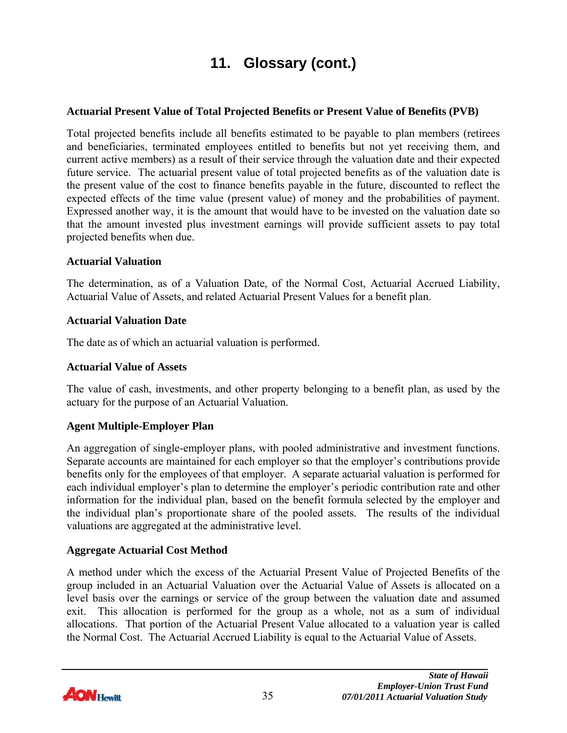# 11. Glossary (cont.)

**Actuarial Present Value of Total Projected Benefits or Present Value of Benefits (PVB)**

Total projected benefits include all benefits estimated to be payable to plan members (retirees and beneficiaries, terminated employees entitled to benefits but not yet receiving them, and current active members) as a result of their service through the valuation date and their expected future service. The actuarial present value of total projected benefits as of the valuation date is the present value of the cost to finance benefits payable in the future, discounted to reflect the expected effects of the time value (present value) of money and the probabilities of payment. Expressed another way, it is the amount that would have to be invested on the valuation date so that the amount invested plus investment earnings will provide sufficient assets to pay total projected benefits when due.

**Actuarial Valuation**

The determination, as of a Valuation Date, of the Normal Cost, Actuarial Accrued Liability, Actuarial Value of Assets, and related Actuarial Present Values for a benefit plan.

**Actuarial Valuation Date**

The date as of which an actuarial valuation is performed.

**Actuarial Value of Assets**

The value of cash, investments, and other property belonging to a benefit plan, as used by the actuary for the purpose of an Actuarial Valuation.

**Agent Multiple-Employer Plan**

An aggregation of single-employer plans, with pooled administrative and investment functions. Separate accounts are maintained for each employer so that the employer's contributions provide benefits only for the employees of that employer. A separate actuarial valuation is performed for each individual employer's plan to determine the employer's periodic contribution rate and other information for the individual plan, based on the benefit formula selected by the employer and the individual plan's proportionate share of the pooled assets. The results of the individual valuations are aggregated at the administrative level.

**Aggregate Actuarial Cost Method**

A method under which the excess of the Actuarial Present Value of Projected Benefits of the group included in an Actuarial Valuation over the Actuarial Value of Assets is allocated on a level basis over the earnings or service of the group between the valuation date and assumed exit. This allocation is performed for the group as a whole, not as a sum of individual allocations. That portion of the Actuarial Present Value allocated to a valuation year is called the Normal Cost. The Actuarial Accrued Liability is equal to the Actuarial Value of Assets.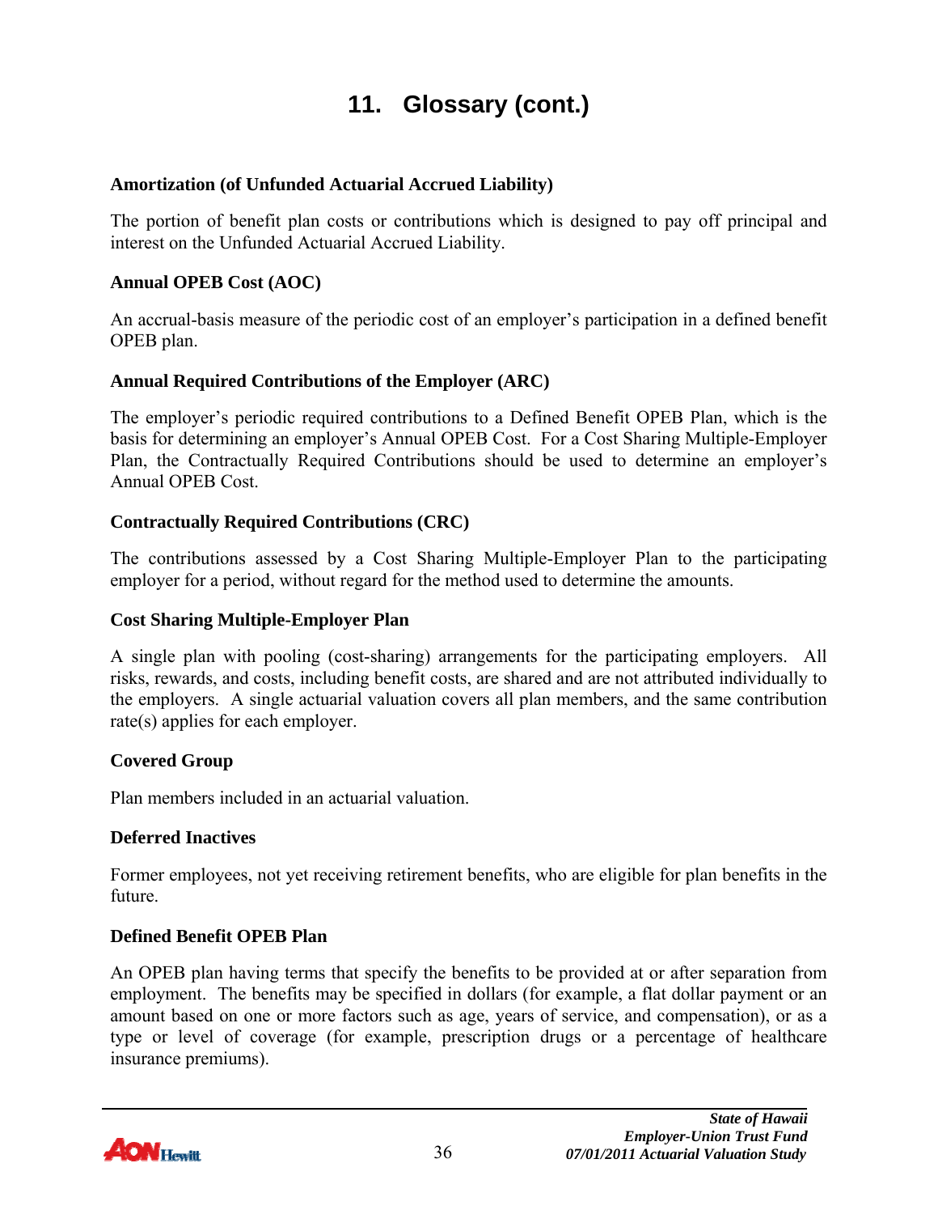# 11. Glossary (cont.)

**Amortization (of Unfunded Actuarial Accrued Liability)**

The portion of benefit plan costs or contributions which is designed to pay off principal and interest on the Unfunded Actuarial Accrued Liability.

**Annual OPEB Cost (AOC)**

An accrual-basis measure of the periodic cost of an employer's participation in a defined benefit OPEB plan.

**Annual Required Contributions of the Employer (ARC)**

The employer's periodic required contributions to a Defined Benefit OPEB Plan, which is the basis for determining an employer's Annual OPEB Cost. For a Cost Sharing Multiple-Employer Plan, the Contractually Required Contributions should be used to determine an employer's Annual OPEB Cost.

**Contractually Required Contributions (CRC)**

The contributions assessed by a Cost Sharing Multiple-Employer Plan to the participating employer for a period, without regard for the method used to determine the amounts.

**Cost Sharing Multiple-Employer Plan**

A single plan with pooling (cost-sharing) arrangements for the participating employers. All risks, rewards, and costs, including benefit costs, are shared and are not attributed individually to the employers. A single actuarial valuation covers all plan members, and the same contribution rate(s) applies for each employer.

**Covered Group**

Plan members included in an actuarial valuation.

**Deferred Inactives**

Former employees, not yet receiving retirement benefits, who are eligible for plan benefits in the future.

**Defined Benefit OPEB Plan**

An OPEB plan having terms that specify the benefits to be provided at or after separation from employment. The benefits may be specified in dollars (for example, a flat dollar payment or an amount based on one or more factors such as age, years of service, and compensation), or as a type or level of coverage (for example, prescription drugs or a percentage of healthcare insurance premiums).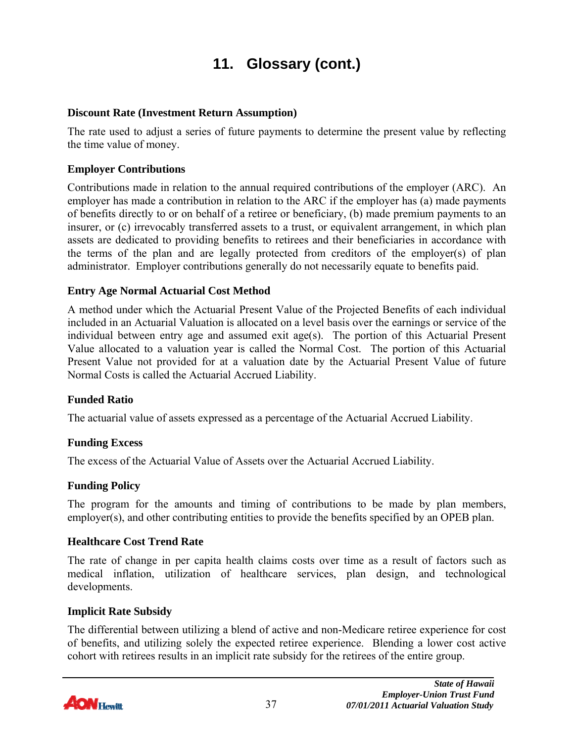# 11. Glossary (cont.)

**Discount Rate (Investment Return Assumption)**

The rate used to adjust a series of future payments to determine the present value by reflecting the time value of money.

**Employer Contributions**

Contributions made in relation to the annual required contributions of the employer (ARC). An employer has made a contribution in relation to the ARC if the employer has (a) made payments of benefits directly to or on behalf of a retiree or beneficiary, (b) made premium payments to an insurer, or (c) irrevocably transferred assets to a trust, or equivalent arrangement, in which plan assets are dedicated to providing benefits to retirees and their beneficiaries in accordance with the terms of the plan and are legally protected from creditors of the employer(s) of plan administrator. Employer contributions generally do not necessarily equate to benefits paid.

**Entry Age Normal Actuarial Cost Method**

A method under which the Actuarial Present Value of the Projected Benefits of each individual included in an Actuarial Valuation is allocated on a level basis over the earnings or service of the individual between entry age and assumed exit age(s). The portion of this Actuarial Present Value allocated to a valuation year is called the Normal Cost. The portion of this Actuarial Present Value not provided for at a valuation date by the Actuarial Present Value of future Normal Costs is called the Actuarial Accrued Liability.

**Funded Ratio**

The actuarial value of assets expressed as a percentage of the Actuarial Accrued Liability.

**Funding Excess**

The excess of the Actuarial Value of Assets over the Actuarial Accrued Liability.

**Funding Policy**

The program for the amounts and timing of contributions to be made by plan members, employer(s), and other contributing entities to provide the benefits specified by an OPEB plan.

**Healthcare Cost Trend Rate**

The rate of change in per capita health claims costs over time as a result of factors such as medical inflation, utilization of healthcare services, plan design, and technological developments.

**Implicit Rate Subsidy**

The differential between utilizing a blend of active and non-Medicare retiree experience for cost of benefits, and utilizing solely the expected retiree experience. Blending a lower cost active cohort with retirees results in an implicit rate subsidy for the retirees of the entire group.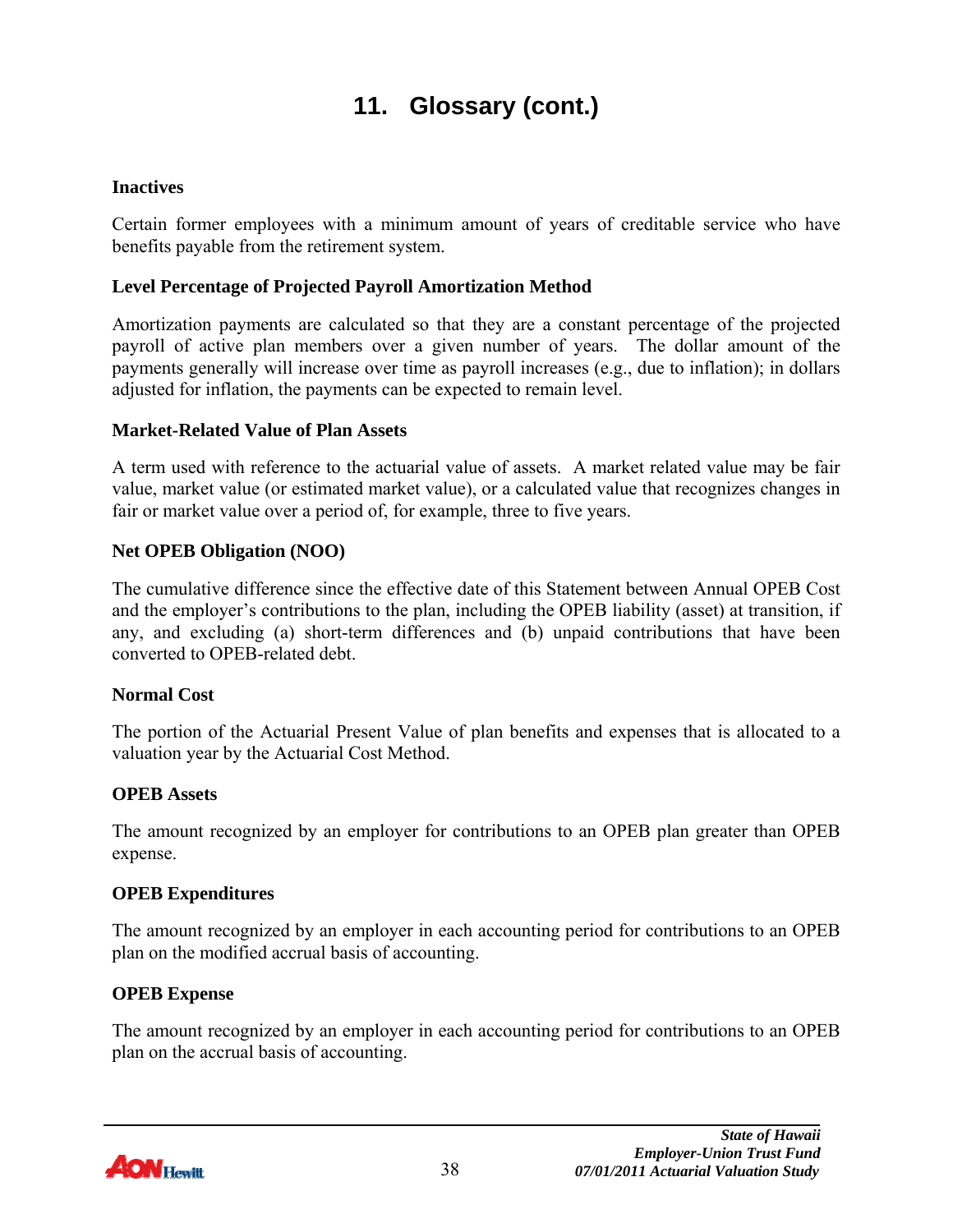# 11. Glossary (cont.)

**Inactives**

Certain former employees with a minimum amount of years of creditable service who have benefits payable from the retirement system.

**Level Percentage of Projected Payroll Amortization Method**

Amortization payments are calculated so that they are a constant percentage of the projected payroll of active plan members over a given number of years. The dollar amount of the payments generally will increase over time as payroll increases (e.g., due to inflation); in dollars adjusted for inflation, the payments can be expected to remain level.

**Market-Related Value of Plan Assets**

A term used with reference to the actuarial value of assets. A market related value may be fair value, market value (or estimated market value), or a calculated value that recognizes changes in fair or market value over a period of, for example, three to five years.

**Net OPEB Obligation (NOO)**

The cumulative difference since the effective date of this Statement between Annual OPEB Cost and the employer's contributions to the plan, including the OPEB liability (asset) at transition, if any, and excluding (a) short-term differences and (b) unpaid contributions that have been converted to OPEB-related debt.

**Normal Cost**

The portion of the Actuarial Present Value of plan benefits and expenses that is allocated to a valuation year by the Actuarial Cost Method.

**OPEB Assets**

The amount recognized by an employer for contributions to an OPEB plan greater than OPEB expense.

**OPEB Expenditures**

The amount recognized by an employer in each accounting period for contributions to an OPEB plan on the modified accrual basis of accounting.

**OPEB Expense**

The amount recognized by an employer in each accounting period for contributions to an OPEB plan on the accrual basis of accounting.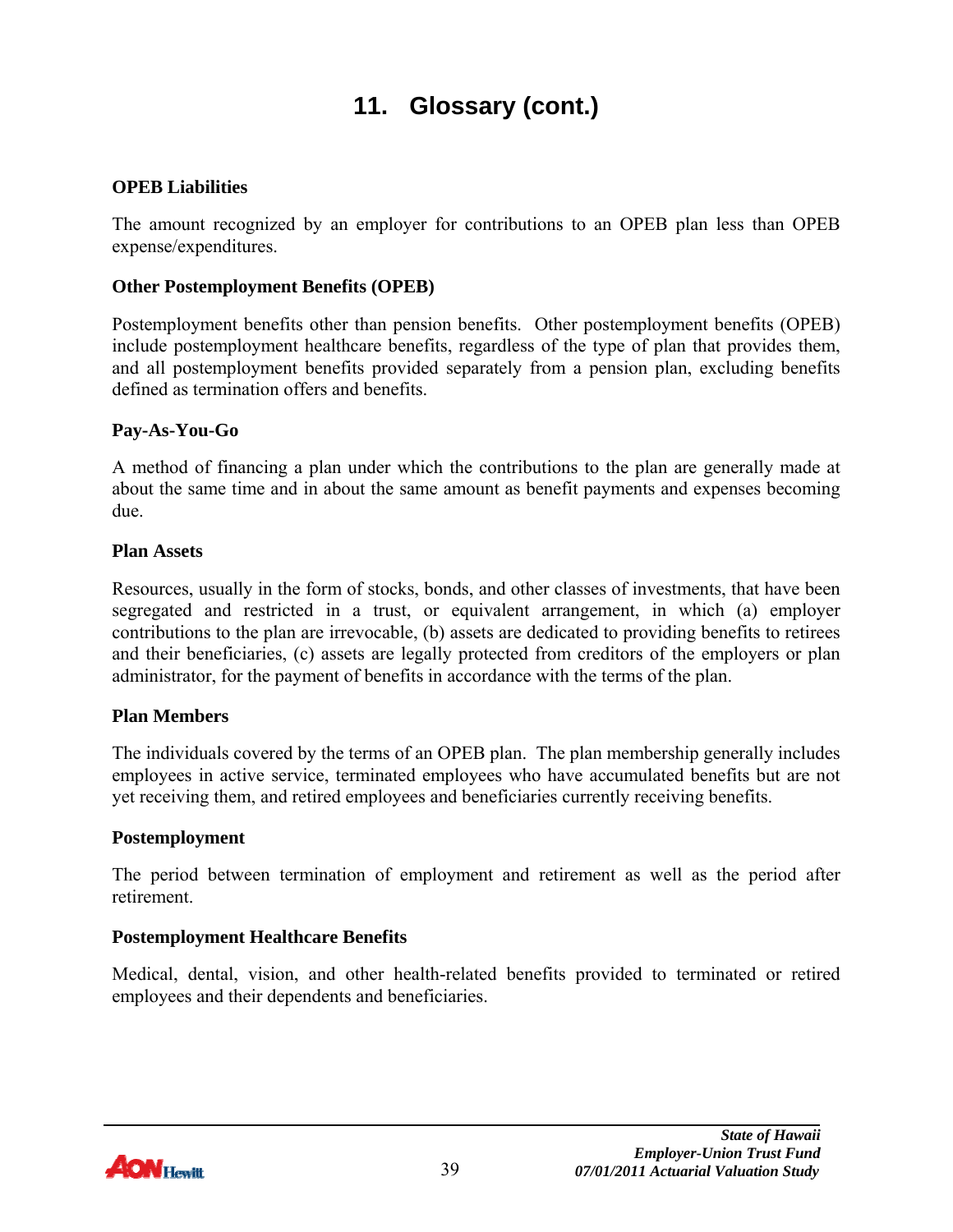# 11. Glossary (cont.)

**OPEB Liabilities**

The amount recognized by an employer for contributions to an OPEB plan less than OPEB expense/expenditures.

**Other Postemployment Benefits (OPEB)**

Postemployment benefits other than pension benefits. Other postemployment benefits (OPEB) include postemployment healthcare benefits, regardless of the type of plan that provides them, and all postemployment benefits provided separately from a pension plan, excluding benefits defined as termination offers and benefits.

**Pay-As-You-Go**

A method of financing a plan under which the contributions to the plan are generally made at about the same time and in about the same amount as benefit payments and expenses becoming due.

**Plan Assets**

Resources, usually in the form of stocks, bonds, and other classes of investments, that have been segregated and restricted in a trust, or equivalent arrangement, in which (a) employer contributions to the plan are irrevocable, (b) assets are dedicated to providing benefits to retirees and their beneficiaries, (c) assets are legally protected from creditors of the employers or plan administrator, for the payment of benefits in accordance with the terms of the plan.

**Plan Members**

The individuals covered by the terms of an OPEB plan. The plan membership generally includes employees in active service, terminated employees who have accumulated benefits but are not yet receiving them, and retired employees and beneficiaries currently receiving benefits.

**Postemployment**

The period between termination of employment and retirement as well as the period after retirement.

**Postemployment Healthcare Benefits**

Medical, dental, vision, and other health-related benefits provided to terminated or retired employees and their dependents and beneficiaries.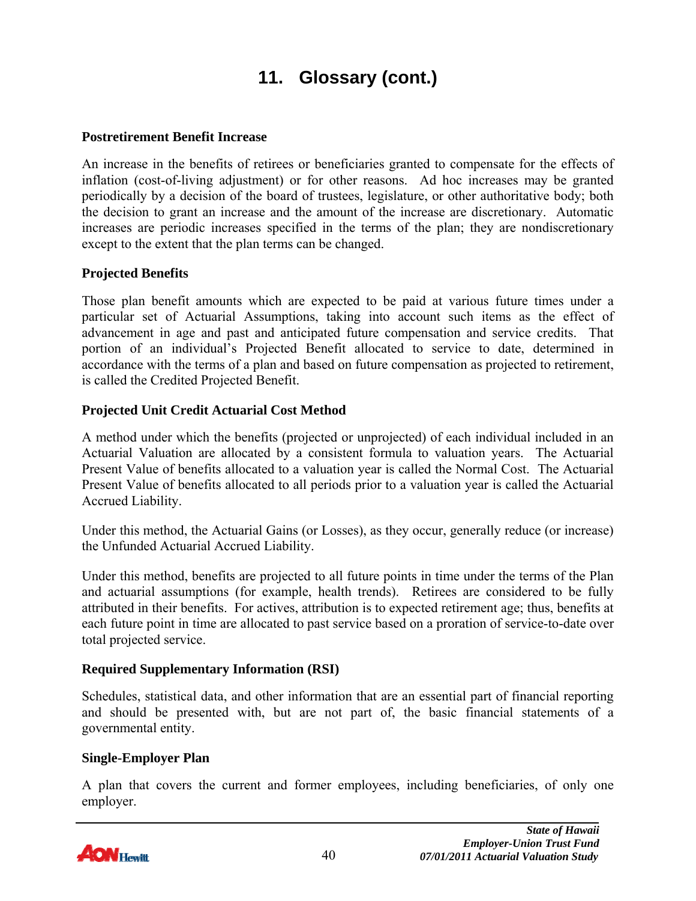# 11. Glossary (cont.)

**Postretirement Benefit Increase**

An increase in the benefits of retirees or beneficiaries granted to compensate for the effects of inflation (cost-of-living adjustment) or for other reasons. Ad hoc increases may be granted periodically by a decision of the board of trustees, legislature, or other authoritative body; both the decision to grant an increase and the amount of the increase are discretionary. Automatic increases are periodic increases specified in the terms of the plan; they are nondiscretionary except to the extent that the plan terms can be changed.

**Projected Benefits**

Those plan benefit amounts which are expected to be paid at various future times under a particular set of Actuarial Assumptions, taking into account such items as the effect of advancement in age and past and anticipated future compensation and service credits. That portion of an individual's Projected Benefit allocated to service to date, determined in accordance with the terms of a plan and based on future compensation as projected to retirement, is called the Credited Projected Benefit.

**Projected Unit Credit Actuarial Cost Method**

A method under which the benefits (projected or unprojected) of each individual included in an Actuarial Valuation are allocated by a consistent formula to valuation years. The Actuarial Present Value of benefits allocated to a valuation year is called the Normal Cost. The Actuarial Present Value of benefits allocated to all periods prior to a valuation year is called the Actuarial Accrued Liability.

Under this method, the Actuarial Gains (or Losses), as they occur, generally reduce (or increase) the Unfunded Actuarial Accrued Liability.

Under this method, benefits are projected to all future points in time under the terms of the Plan and actuarial assumptions (for example, health trends). Retirees are considered to be fully attributed in their benefits. For actives, attribution is to expected retirement age; thus, benefits at each future point in time are allocated to past service based on a proration of service-to-date over total projected service.

**Required Supplementary Information (RSI)**

Schedules, statistical data, and other information that are an essential part of financial reporting and should be presented with, but are not part of, the basic financial statements of a governmental entity.

**Single-Employer Plan**

A plan that covers the current and former employees, including beneficiaries, of only one employer.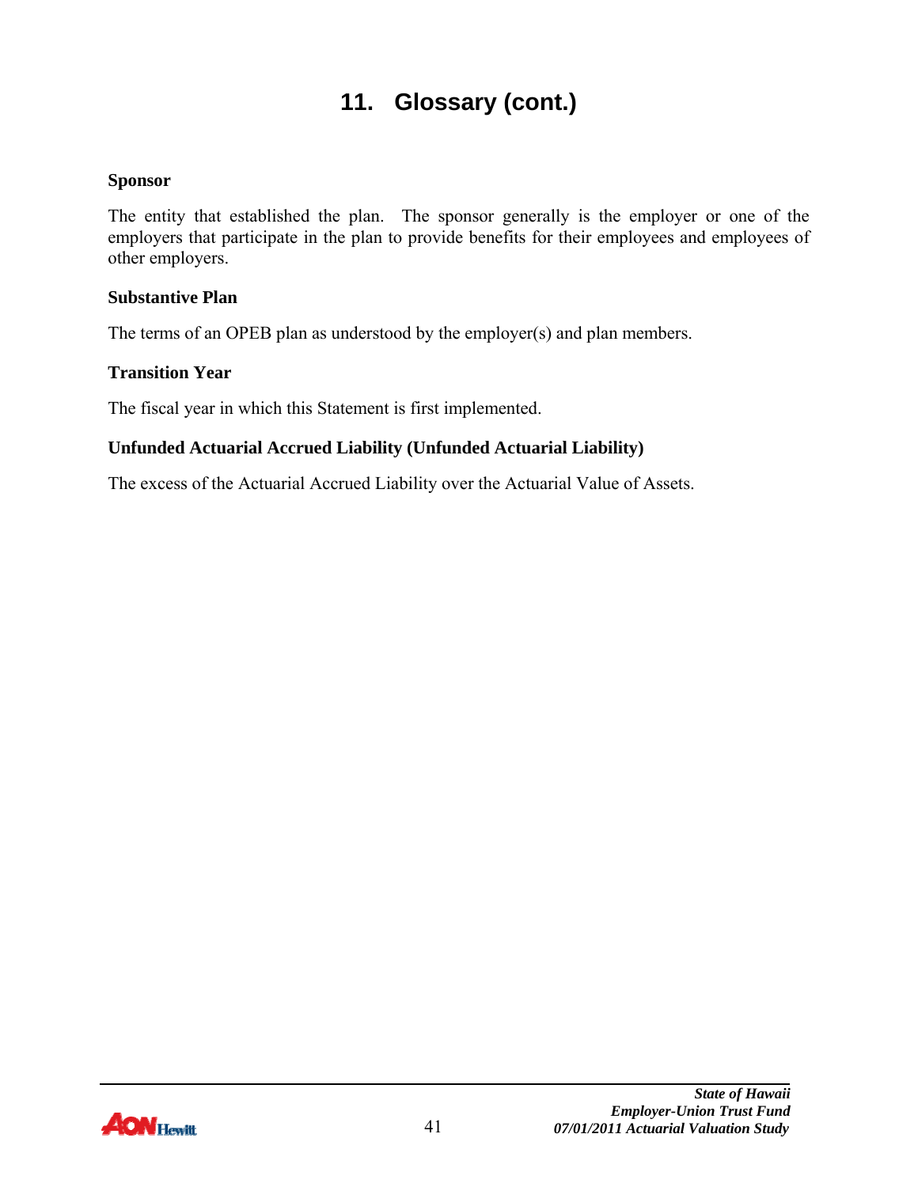# 11. Glossary (cont.)

**Sponsor**

The entity that established the plan. The sponsor generally is the employer or one of the employers that participate in the plan to provide benefits for their employees and employees of other employers.

**Substantive Plan**

The terms of an OPEB plan as understood by the employer(s) and plan members.

**Transition Year**

The fiscal year in which this Statement is first implemented.

**Unfunded Actuarial Accrued Liability (Unfunded Actuarial Liability)**

The excess of the Actuarial Accrued Liability over the Actuarial Value of Assets.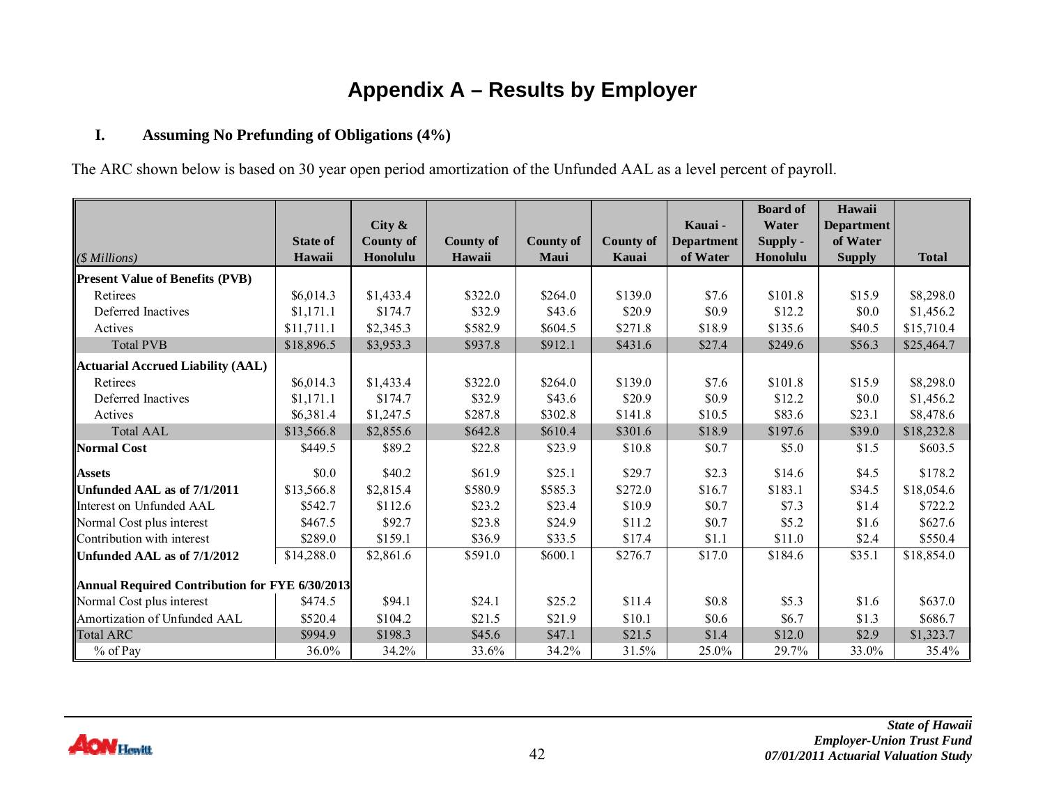# Appendix A – Results by Employer

## I. Assuming No Prefunding of Obligations (4%)

The ARC shown below is based on 30 year open period amortization of the Unfunded AAL as a level percent of payroll.

| *($ Millions)* | State of Hawaii | City & County of Honolulu | County of Hawaii | County of Maui | County of Kauai | Kauai - Department of Water | Board of Water Supply - Honolulu | Hawaii Department of Water Supply | Total |
|---|---|---|---|---|---|---|---|---|---|
| **Present Value of Benefits (PVB)** | | | | | | | | | |
| Retirees | $6,014.3 | $1,433.4 | $322.0 | $264.0 | $139.0 | $7.6 | $101.8 | $15.9 | $8,298.0 |
| Deferred Inactives | $1,171.1 | $174.7 | $32.9 | $43.6 | $20.9 | $0.9 | $12.2 | $0.0 | $1,456.2 |
| Actives | $11,711.1 | $2,345.3 | $582.9 | $604.5 | $271.8 | $18.9 | $135.6 | $40.5 | $15,710.4 |
| Total PVB | $18,896.5 | $3,953.3 | $937.8 | $912.1 | $431.6 | $27.4 | $249.6 | $56.3 | $25,464.7 |
| **Actuarial Accrued Liability (AAL)** | | | | | | | | | |
| Retirees | $6,014.3 | $1,433.4 | $322.0 | $264.0 | $139.0 | $7.6 | $101.8 | $15.9 | $8,298.0 |
| Deferred Inactives | $1,171.1 | $174.7 | $32.9 | $43.6 | $20.9 | $0.9 | $12.2 | $0.0 | $1,456.2 |
| Actives | $6,381.4 | $1,247.5 | $287.8 | $302.8 | $141.8 | $10.5 | $83.6 | $23.1 | $8,478.6 |
| Total AAL | $13,566.8 | $2,855.6 | $642.8 | $610.4 | $301.6 | $18.9 | $197.6 | $39.0 | $18,232.8 |
| **Normal Cost** | $449.5 | $89.2 | $22.8 | $23.9 | $10.8 | $0.7 | $5.0 | $1.5 | $603.5 |
| **Assets** | $0.0 | $40.2 | $61.9 | $25.1 | $29.7 | $2.3 | $14.6 | $4.5 | $178.2 |
| **Unfunded AAL as of 7/1/2011** | $13,566.8 | $2,815.4 | $580.9 | $585.3 | $272.0 | $16.7 | $183.1 | $34.5 | $18,054.6 |
| Interest on Unfunded AAL | $542.7 | $112.6 | $23.2 | $23.4 | $10.9 | $0.7 | $7.3 | $1.4 | $722.2 |
| Normal Cost plus interest | $467.5 | $92.7 | $23.8 | $24.9 | $11.2 | $0.7 | $5.2 | $1.6 | $627.6 |
| Contribution with interest | $289.0 | $159.1 | $36.9 | $33.5 | $17.4 | $1.1 | $11.0 | $2.4 | $550.4 |
| **Unfunded AAL as of 7/1/2012** | $14,288.0 | $2,861.6 | $591.0 | $600.1 | $276.7 | $17.0 | $184.6 | $35.1 | $18,854.0 |
| **Annual Required Contribution for FYE 6/30/2013** | | | | | | | | | |
| Normal Cost plus interest | $474.5 | $94.1 | $24.1 | $25.2 | $11.4 | $0.8 | $5.3 | $1.6 | $637.0 |
| Amortization of Unfunded AAL | $520.4 | $104.2 | $21.5 | $21.9 | $10.1 | $0.6 | $6.7 | $1.3 | $686.7 |
| Total ARC | $994.9 | $198.3 | $45.6 | $47.1 | $21.5 | $1.4 | $12.0 | $2.9 | $1,323.7 |
| % of Pay | 36.0% | 34.2% | 33.6% | 34.2% | 31.5% | 25.0% | 29.7% | 33.0% | 35.4% |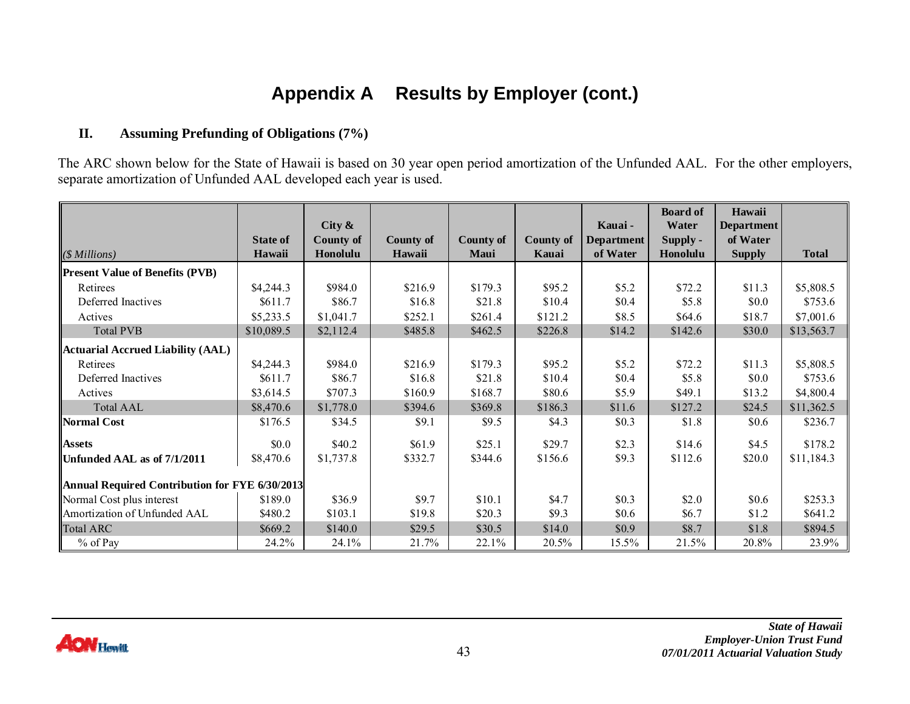# Appendix A Results by Employer (cont.)

## II. Assuming Prefunding of Obligations (7%)

The ARC shown below for the State of Hawaii is based on 30 year open period amortization of the Unfunded AAL. For the other employers, separate amortization of Unfunded AAL developed each year is used.

| *($ Millions)* | State of Hawaii | City & County of Honolulu | County of Hawaii | County of Maui | County of Kauai | Kauai - Department of Water | Board of Water Supply - Honolulu | Hawaii Department of Water Supply | Total |
|---|---|---|---|---|---|---|---|---|---|
| **Present Value of Benefits (PVB)** | | | | | | | | | |
| Retirees | $4,244.3 | $984.0 | $216.9 | $179.3 | $95.2 | $5.2 | $72.2 | $11.3 | $5,808.5 |
| Deferred Inactives | $611.7 | $86.7 | $16.8 | $21.8 | $10.4 | $0.4 | $5.8 | $0.0 | $753.6 |
| Actives | $5,233.5 | $1,041.7 | $252.1 | $261.4 | $121.2 | $8.5 | $64.6 | $18.7 | $7,001.6 |
| Total PVB | $10,089.5 | $2,112.4 | $485.8 | $462.5 | $226.8 | $14.2 | $142.6 | $30.0 | $13,563.7 |
| **Actuarial Accrued Liability (AAL)** | | | | | | | | | |
| Retirees | $4,244.3 | $984.0 | $216.9 | $179.3 | $95.2 | $5.2 | $72.2 | $11.3 | $5,808.5 |
| Deferred Inactives | $611.7 | $86.7 | $16.8 | $21.8 | $10.4 | $0.4 | $5.8 | $0.0 | $753.6 |
| Actives | $3,614.5 | $707.3 | $160.9 | $168.7 | $80.6 | $5.9 | $49.1 | $13.2 | $4,800.4 |
| Total AAL | $8,470.6 | $1,778.0 | $394.6 | $369.8 | $186.3 | $11.6 | $127.2 | $24.5 | $11,362.5 |
| **Normal Cost** | $176.5 | $34.5 | $9.1 | $9.5 | $4.3 | $0.3 | $1.8 | $0.6 | $236.7 |
| **Assets** | $0.0 | $40.2 | $61.9 | $25.1 | $29.7 | $2.3 | $14.6 | $4.5 | $178.2 |
| **Unfunded AAL as of 7/1/2011** | $8,470.6 | $1,737.8 | $332.7 | $344.6 | $156.6 | $9.3 | $112.6 | $20.0 | $11,184.3 |
| **Annual Required Contribution for FYE 6/30/2013** | | | | | | | | | |
| Normal Cost plus interest | $189.0 | $36.9 | $9.7 | $10.1 | $4.7 | $0.3 | $2.0 | $0.6 | $253.3 |
| Amortization of Unfunded AAL | $480.2 | $103.1 | $19.8 | $20.3 | $9.3 | $0.6 | $6.7 | $1.2 | $641.2 |
| Total ARC | $669.2 | $140.0 | $29.5 | $30.5 | $14.0 | $0.9 | $8.7 | $1.8 | $894.5 |
| % of Pay | 24.2% | 24.1% | 21.7% | 22.1% | 20.5% | 15.5% | 21.5% | 20.8% | 23.9% |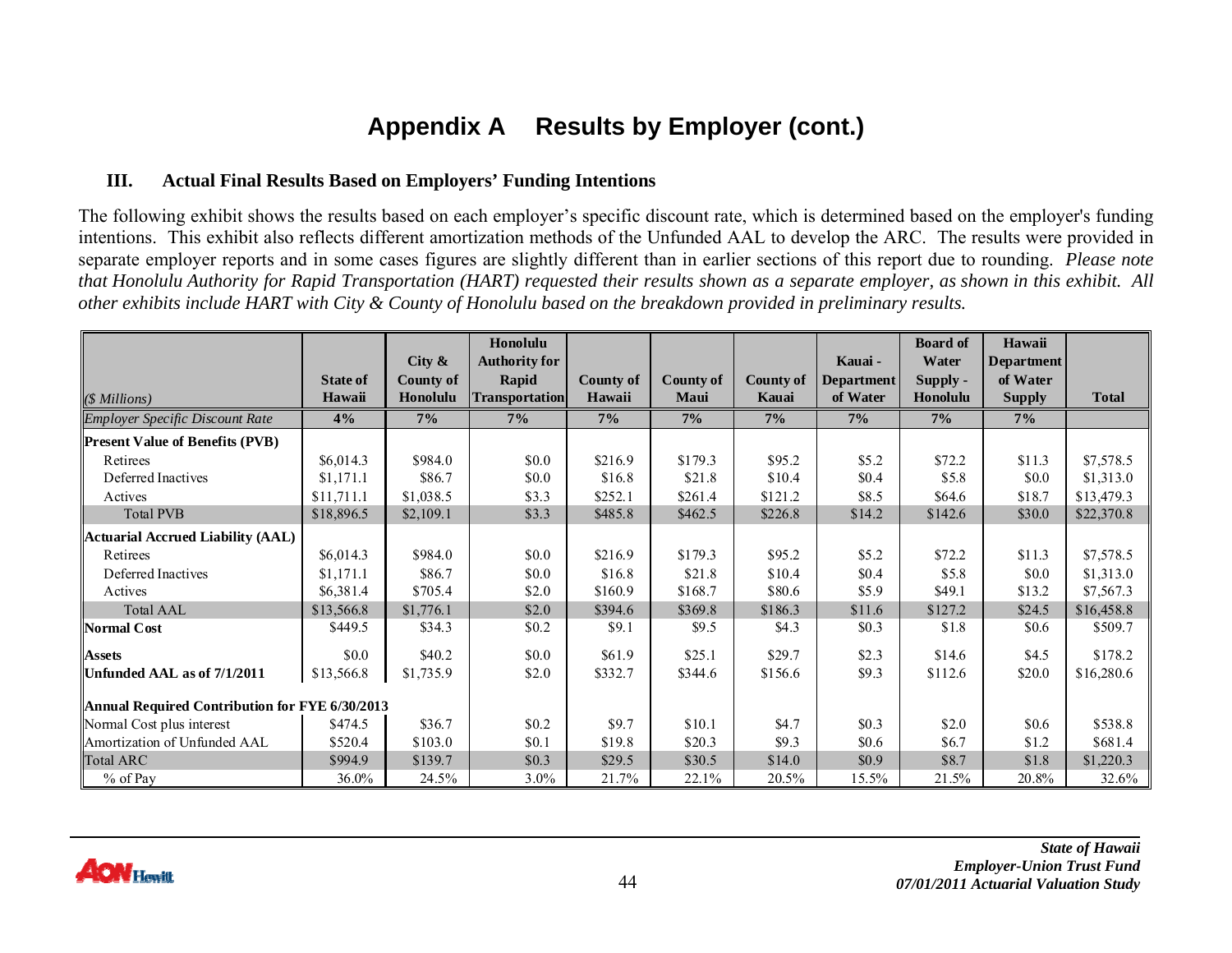# Appendix A Results by Employer (cont.)

### III. Actual Final Results Based on Employers' Funding Intentions

The following exhibit shows the results based on each employer's specific discount rate, which is determined based on the employer's funding intentions. This exhibit also reflects different amortization methods of the Unfunded AAL to develop the ARC. The results were provided in separate employer reports and in some cases figures are slightly different than in earlier sections of this report due to rounding. *Please note that Honolulu Authority for Rapid Transportation (HART) requested their results shown as a separate employer, as shown in this exhibit. All other exhibits include HART with City & County of Honolulu based on the breakdown provided in preliminary results.*

| *($ Millions)* | State of Hawaii | City & County of Honolulu | Honolulu Authority for Rapid Transportation | County of Hawaii | County of Maui | County of Kauai | Kauai - Department of Water | Board of Water Supply - Honolulu | Hawaii Department of Water Supply | Total |
|---|---|---|---|---|---|---|---|---|---|---|
| *Employer Specific Discount Rate* | 4% | 7% | 7% | 7% | 7% | 7% | 7% | 7% | 7% | |
| **Present Value of Benefits (PVB)** | | | | | | | | | | |
| Retirees | $6,014.3 | $984.0 | $0.0 | $216.9 | $179.3 | $95.2 | $5.2 | $72.2 | $11.3 | $7,578.5 |
| Deferred Inactives | $1,171.1 | $86.7 | $0.0 | $16.8 | $21.8 | $10.4 | $0.4 | $5.8 | $0.0 | $1,313.0 |
| Actives | $11,711.1 | $1,038.5 | $3.3 | $252.1 | $261.4 | $121.2 | $8.5 | $64.6 | $18.7 | $13,479.3 |
| Total PVB | $18,896.5 | $2,109.1 | $3.3 | $485.8 | $462.5 | $226.8 | $14.2 | $142.6 | $30.0 | $22,370.8 |
| **Actuarial Accrued Liability (AAL)** | | | | | | | | | | |
| Retirees | $6,014.3 | $984.0 | $0.0 | $216.9 | $179.3 | $95.2 | $5.2 | $72.2 | $11.3 | $7,578.5 |
| Deferred Inactives | $1,171.1 | $86.7 | $0.0 | $16.8 | $21.8 | $10.4 | $0.4 | $5.8 | $0.0 | $1,313.0 |
| Actives | $6,381.4 | $705.4 | $2.0 | $160.9 | $168.7 | $80.6 | $5.9 | $49.1 | $13.2 | $7,567.3 |
| Total AAL | $13,566.8 | $1,776.1 | $2.0 | $394.6 | $369.8 | $186.3 | $11.6 | $127.2 | $24.5 | $16,458.8 |
| **Normal Cost** | $449.5 | $34.3 | $0.2 | $9.1 | $9.5 | $4.3 | $0.3 | $1.8 | $0.6 | $509.7 |
| **Assets** | $0.0 | $40.2 | $0.0 | $61.9 | $25.1 | $29.7 | $2.3 | $14.6 | $4.5 | $178.2 |
| **Unfunded AAL as of 7/1/2011** | $13,566.8 | $1,735.9 | $2.0 | $332.7 | $344.6 | $156.6 | $9.3 | $112.6 | $20.0 | $16,280.6 |
| **Annual Required Contribution for FYE 6/30/2013** | | | | | | | | | | |
| Normal Cost plus interest | $474.5 | $36.7 | $0.2 | $9.7 | $10.1 | $4.7 | $0.3 | $2.0 | $0.6 | $538.8 |
| Amortization of Unfunded AAL | $520.4 | $103.0 | $0.1 | $19.8 | $20.3 | $9.3 | $0.6 | $6.7 | $1.2 | $681.4 |
| Total ARC | $994.9 | $139.7 | $0.3 | $29.5 | $30.5 | $14.0 | $0.9 | $8.7 | $1.8 | $1,220.3 |
| % of Pay | 36.0% | 24.5% | 3.0% | 21.7% | 22.1% | 20.5% | 15.5% | 21.5% | 20.8% | 32.6% |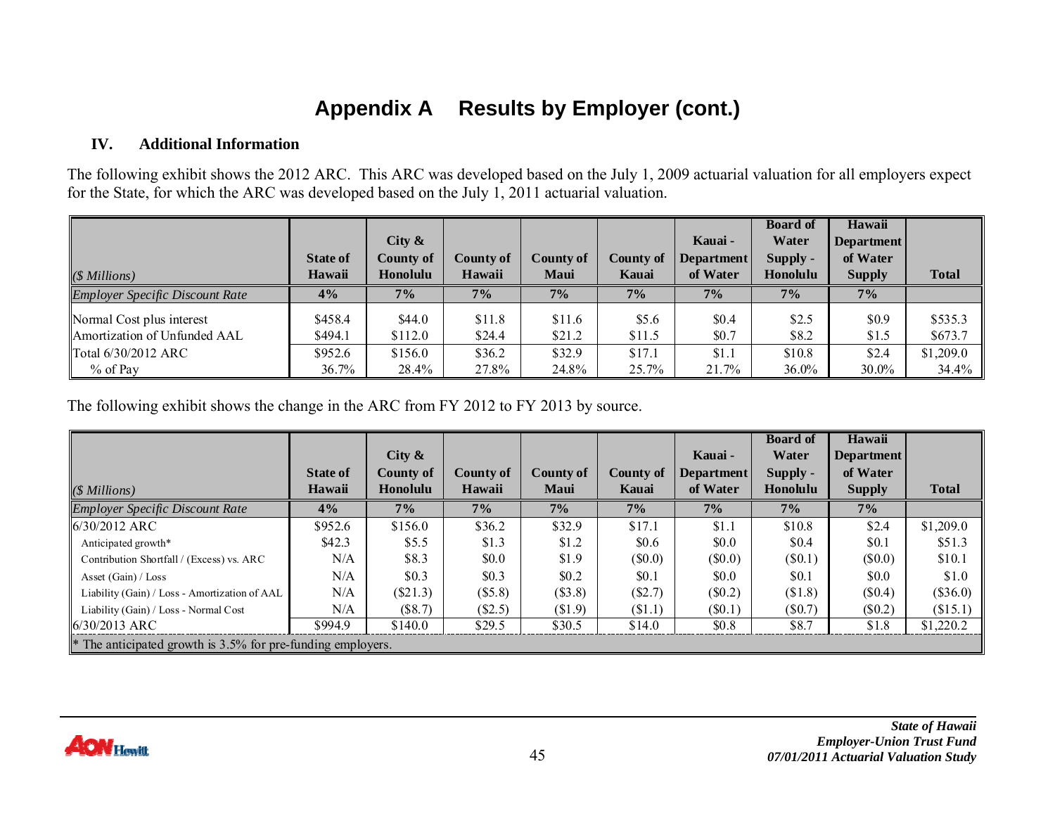# Appendix A Results by Employer (cont.)

### IV. Additional Information

The following exhibit shows the 2012 ARC. This ARC was developed based on the July 1, 2009 actuarial valuation for all employers expect for the State, for which the ARC was developed based on the July 1, 2011 actuarial valuation.

| *($ Millions)* | State of Hawaii | City & County of Honolulu | County of Hawaii | County of Maui | County of Kauai | Kauai - Department of Water | Board of Water Supply - Honolulu | Hawaii Department of Water Supply | Total |
|---|---|---|---|---|---|---|---|---|---|
| *Employer Specific Discount Rate* | 4% | 7% | 7% | 7% | 7% | 7% | 7% | 7% | |
| Normal Cost plus interest | $458.4 | $44.0 | $11.8 | $11.6 | $5.6 | $0.4 | $2.5 | $0.9 | $535.3 |
| Amortization of Unfunded AAL | $494.1 | $112.0 | $24.4 | $21.2 | $11.5 | $0.7 | $8.2 | $1.5 | $673.7 |
| Total 6/30/2012 ARC | $952.6 | $156.0 | $36.2 | $32.9 | $17.1 | $1.1 | $10.8 | $2.4 | $1,209.0 |
| % of Pay | 36.7% | 28.4% | 27.8% | 24.8% | 25.7% | 21.7% | 36.0% | 30.0% | 34.4% |

The following exhibit shows the change in the ARC from FY 2012 to FY 2013 by source.

| *($ Millions)* | State of Hawaii | City & County of Honolulu | County of Hawaii | County of Maui | County of Kauai | Kauai - Department of Water | Board of Water Supply - Honolulu | Hawaii Department of Water Supply | Total |
|---|---|---|---|---|---|---|---|---|---|
| *Employer Specific Discount Rate* | 4% | 7% | 7% | 7% | 7% | 7% | 7% | 7% | |
| 6/30/2012 ARC | $952.6 | $156.0 | $36.2 | $32.9 | $17.1 | $1.1 | $10.8 | $2.4 | $1,209.0 |
| Anticipated growth* | $42.3 | $5.5 | $1.3 | $1.2 | $0.6 | $0.0 | $0.4 | $0.1 | $51.3 |
| Contribution Shortfall / (Excess) vs. ARC | N/A | $8.3 | $0.0 | $1.9 | ($0.0) | ($0.0) | ($0.1) | ($0.0) | $10.1 |
| Asset (Gain) / Loss | N/A | $0.3 | $0.3 | $0.2 | $0.1 | $0.0 | $0.1 | $0.0 | $1.0 |
| Liability (Gain) / Loss - Amortization of AAL | N/A | ($21.3) | ($5.8) | ($3.8) | ($2.7) | ($0.2) | ($1.8) | ($0.4) | ($36.0) |
| Liability (Gain) / Loss - Normal Cost | N/A | ($8.7) | ($2.5) | ($1.9) | ($1.1) | ($0.1) | ($0.7) | ($0.2) | ($15.1) |
| 6/30/2013 ARC | $994.9 | $140.0 | $29.5 | $30.5 | $14.0 | $0.8 | $8.7 | $1.8 | $1,220.2 |

* The anticipated growth is 3.5% for pre-funding employers.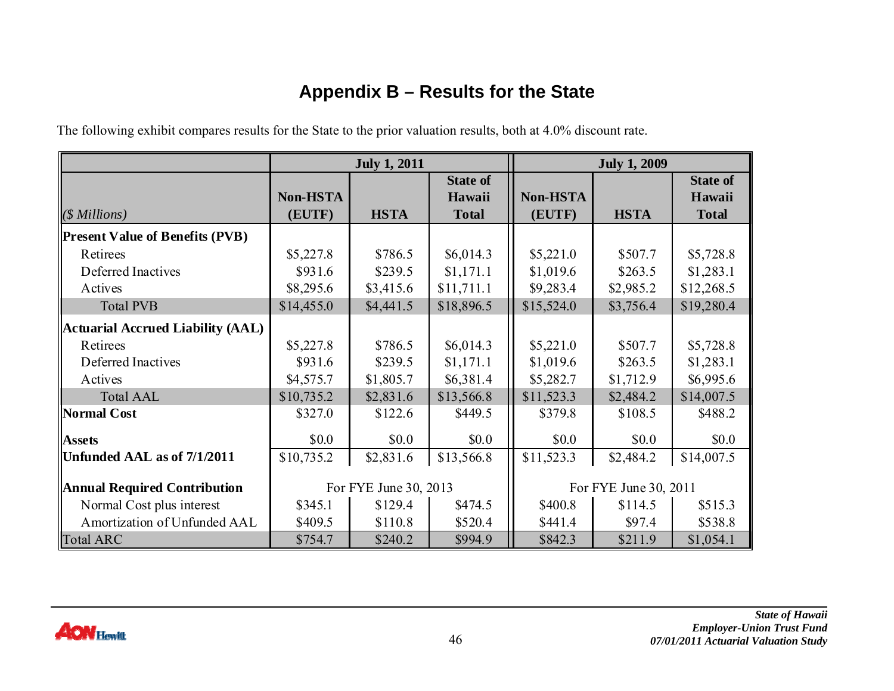## Appendix B – Results for the State

The following exhibit compares results for the State to the prior valuation results, both at 4.0% discount rate.

| | July 1, 2011 | | | July 1, 2009 | | |
|---|---|---|---|---|---|---|
| *($ Millions)* | **Non-HSTA (EUTF)** | **HSTA** | **State of Hawaii Total** | **Non-HSTA (EUTF)** | **HSTA** | **State of Hawaii Total** |
| **Present Value of Benefits (PVB)** | | | | | | |
| Retirees | $5,227.8 | $786.5 | $6,014.3 | $5,221.0 | $507.7 | $5,728.8 |
| Deferred Inactives | $931.6 | $239.5 | $1,171.1 | $1,019.6 | $263.5 | $1,283.1 |
| Actives | $8,295.6 | $3,415.6 | $11,711.1 | $9,283.4 | $2,985.2 | $12,268.5 |
| Total PVB | $14,455.0 | $4,441.5 | $18,896.5 | $15,524.0 | $3,756.4 | $19,280.4 |
| **Actuarial Accrued Liability (AAL)** | | | | | | |
| Retirees | $5,227.8 | $786.5 | $6,014.3 | $5,221.0 | $507.7 | $5,728.8 |
| Deferred Inactives | $931.6 | $239.5 | $1,171.1 | $1,019.6 | $263.5 | $1,283.1 |
| Actives | $4,575.7 | $1,805.7 | $6,381.4 | $5,282.7 | $1,712.9 | $6,995.6 |
| Total AAL | $10,735.2 | $2,831.6 | $13,566.8 | $11,523.3 | $2,484.2 | $14,007.5 |
| **Normal Cost** | $327.0 | $122.6 | $449.5 | $379.8 | $108.5 | $488.2 |
| **Assets** | $0.0 | $0.0 | $0.0 | $0.0 | $0.0 | $0.0 |
| **Unfunded AAL as of 7/1/2011** | $10,735.2 | $2,831.6 | $13,566.8 | $11,523.3 | $2,484.2 | $14,007.5 |
| **Annual Required Contribution** | For FYE June 30, 2013 | | | For FYE June 30, 2011 | | |
| Normal Cost plus interest | $345.1 | $129.4 | $474.5 | $400.8 | $114.5 | $515.3 |
| Amortization of Unfunded AAL | $409.5 | $110.8 | $520.4 | $441.4 | $97.4 | $538.8 |
| Total ARC | $754.7 | $240.2 | $994.9 | $842.3 | $211.9 | $1,054.1 |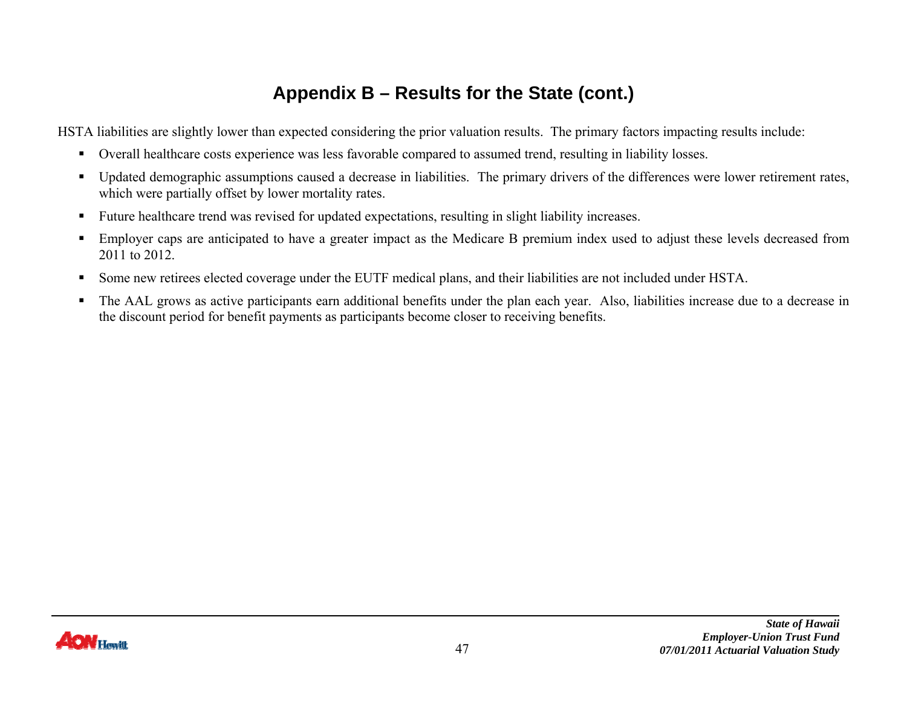## Appendix B – Results for the State (cont.)

HSTA liabilities are slightly lower than expected considering the prior valuation results. The primary factors impacting results include:

- Overall healthcare costs experience was less favorable compared to assumed trend, resulting in liability losses.
- Updated demographic assumptions caused a decrease in liabilities. The primary drivers of the differences were lower retirement rates, which were partially offset by lower mortality rates.
- Future healthcare trend was revised for updated expectations, resulting in slight liability increases.
- Employer caps are anticipated to have a greater impact as the Medicare B premium index used to adjust these levels decreased from 2011 to 2012.
- Some new retirees elected coverage under the EUTF medical plans, and their liabilities are not included under HSTA.
- The AAL grows as active participants earn additional benefits under the plan each year. Also, liabilities increase due to a decrease in the discount period for benefit payments as participants become closer to receiving benefits.